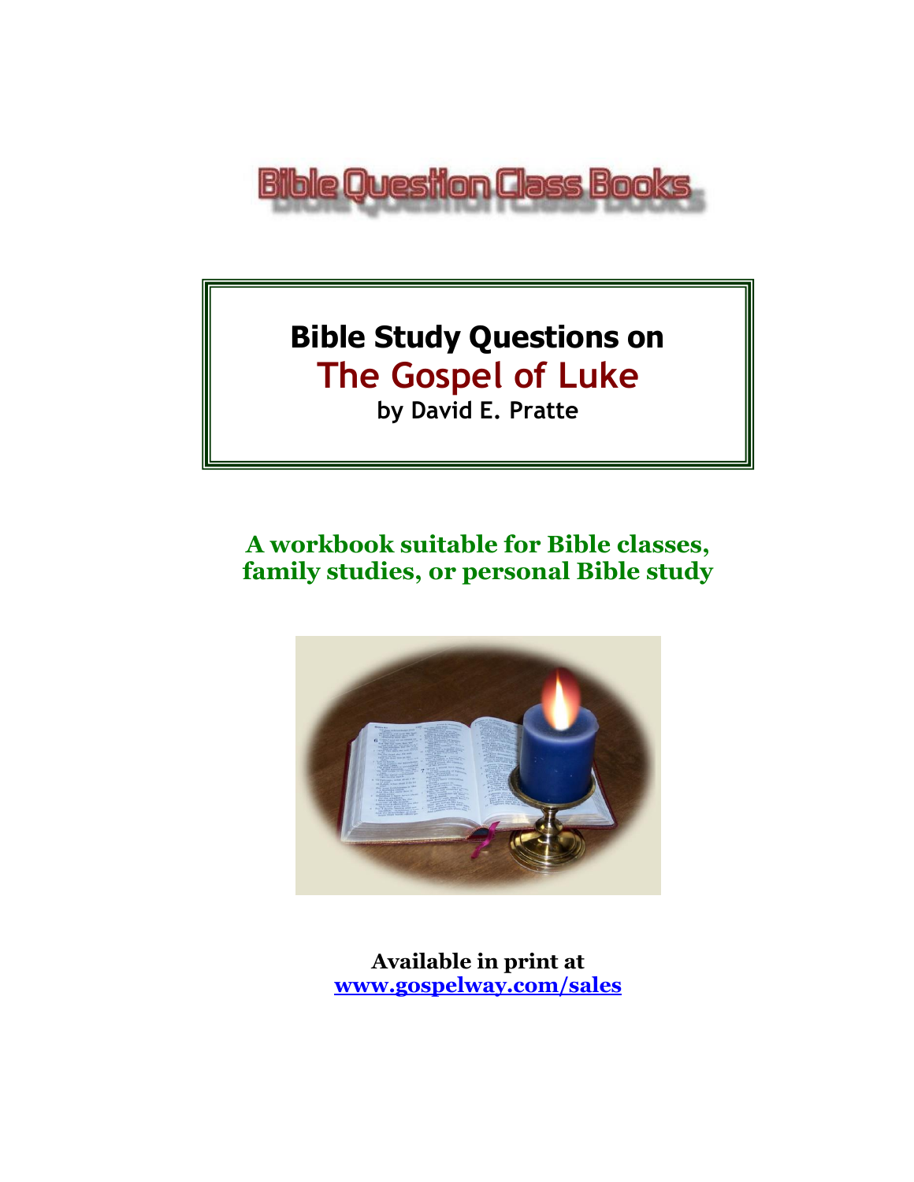Bible Question Class Books

# Bible Study Questions on
# The Gospel of Luke
**by David E. Pratte**

**A workbook suitable for Bible classes, family studies, or personal Bible study**

**Available in print at**
**[www.gospelway.com/sales](http://www.gospelway.com/sales)**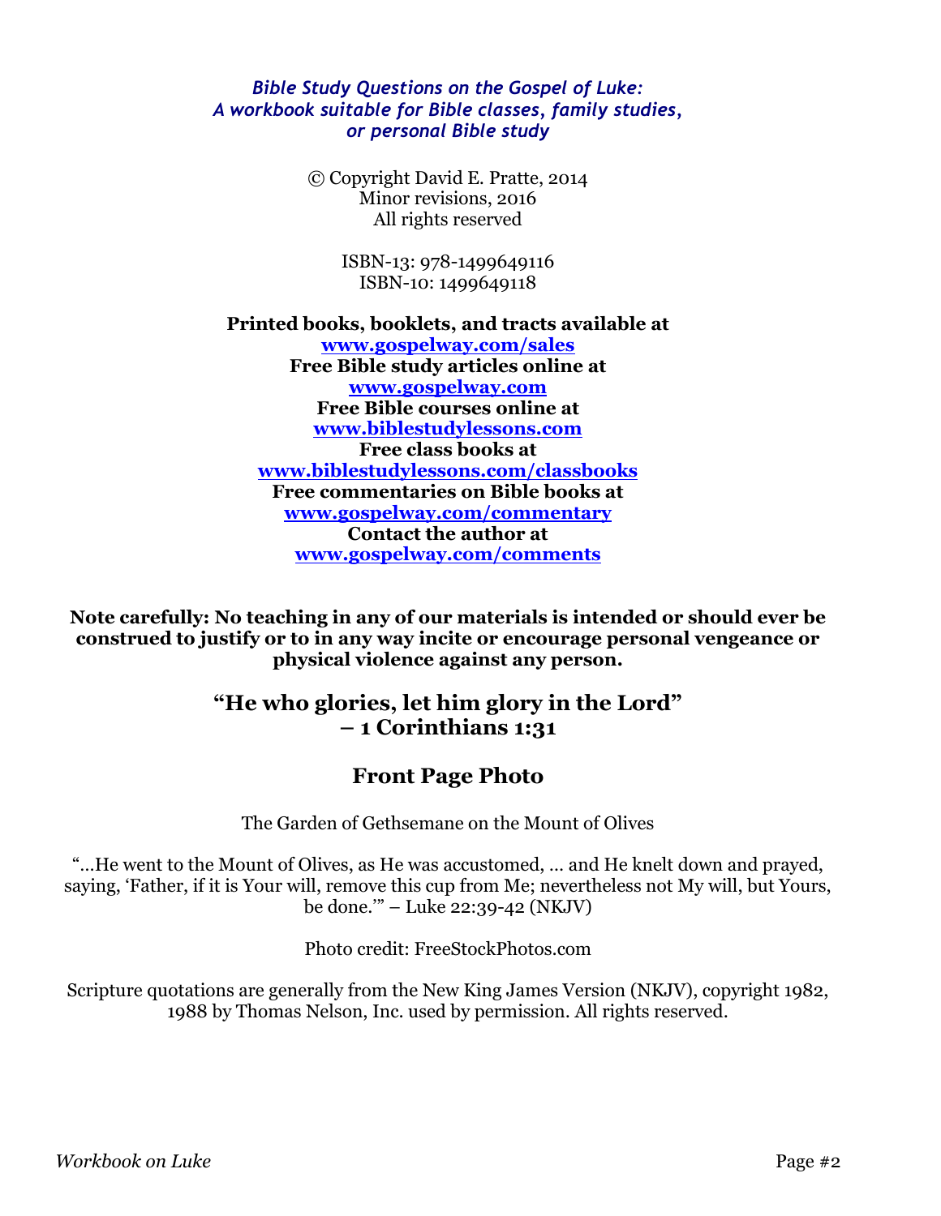*Bible Study Questions on the Gospel of Luke:*
*A workbook suitable for Bible classes, family studies, or personal Bible study*

© Copyright David E. Pratte, 2014
Minor revisions, 2016
All rights reserved

ISBN-13: 978-1499649116
ISBN-10: 1499649118

**Printed books, booklets, and tracts available at**
**www.gospelway.com/sales**
**Free Bible study articles online at**
**www.gospelway.com**
**Free Bible courses online at**
**www.biblestudylessons.com**
**Free class books at**
**www.biblestudylessons.com/classbooks**
**Free commentaries on Bible books at**
**www.gospelway.com/commentary**
**Contact the author at**
**www.gospelway.com/comments**

**Note carefully: No teaching in any of our materials is intended or should ever be construed to justify or to in any way incite or encourage personal vengeance or physical violence against any person.**

## "He who glories, let him glory in the Lord" – 1 Corinthians 1:31

## Front Page Photo

The Garden of Gethsemane on the Mount of Olives

"…He went to the Mount of Olives, as He was accustomed, … and He knelt down and prayed, saying, 'Father, if it is Your will, remove this cup from Me; nevertheless not My will, but Yours, be done.'" – Luke 22:39-42 (NKJV)

Photo credit: FreeStockPhotos.com

Scripture quotations are generally from the New King James Version (NKJV), copyright 1982, 1988 by Thomas Nelson, Inc. used by permission. All rights reserved.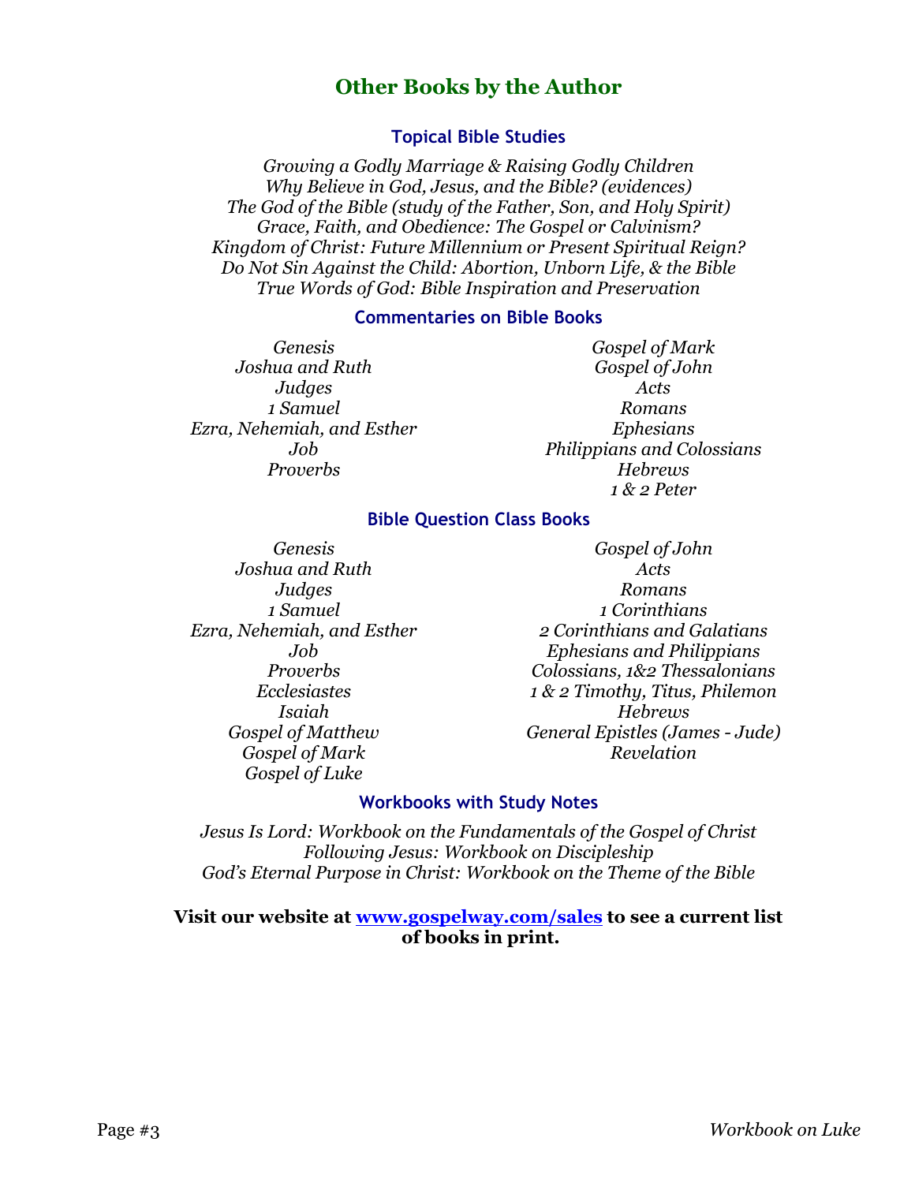## Other Books by the Author

### Topical Bible Studies

*Growing a Godly Marriage & Raising Godly Children*
*Why Believe in God, Jesus, and the Bible? (evidences)*
*The God of the Bible (study of the Father, Son, and Holy Spirit)*
*Grace, Faith, and Obedience: The Gospel or Calvinism?*
*Kingdom of Christ: Future Millennium or Present Spiritual Reign?*
*Do Not Sin Against the Child: Abortion, Unborn Life, & the Bible*
*True Words of God: Bible Inspiration and Preservation*

### Commentaries on Bible Books

*Genesis*
*Joshua and Ruth*
*Judges*
*1 Samuel*
*Ezra, Nehemiah, and Esther*
*Job*
*Proverbs*
*Gospel of Mark*
*Gospel of John*
*Acts*
*Romans*
*Ephesians*
*Philippians and Colossians*
*Hebrews*
*1 & 2 Peter*

### Bible Question Class Books

*Genesis*
*Joshua and Ruth*
*Judges*
*1 Samuel*
*Ezra, Nehemiah, and Esther*
*Job*
*Proverbs*
*Ecclesiastes*
*Isaiah*
*Gospel of Matthew*
*Gospel of Mark*
*Gospel of Luke*
*Gospel of John*
*Acts*
*Romans*
*1 Corinthians*
*2 Corinthians and Galatians*
*Ephesians and Philippians*
*Colossians, 1&2 Thessalonians*
*1 & 2 Timothy, Titus, Philemon*
*Hebrews*
*General Epistles (James - Jude)*
*Revelation*

### Workbooks with Study Notes

*Jesus Is Lord: Workbook on the Fundamentals of the Gospel of Christ*
*Following Jesus: Workbook on Discipleship*
*God's Eternal Purpose in Christ: Workbook on the Theme of the Bible*

**Visit our website at [www.gospelway.com/sales](http://www.gospelway.com/sales) to see a current list of books in print.**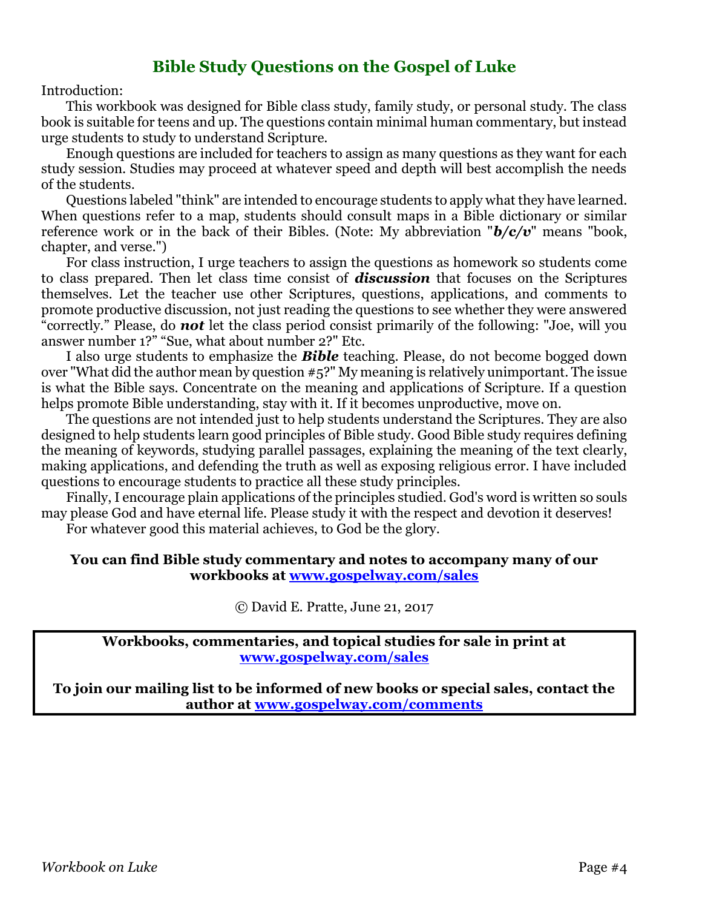## Bible Study Questions on the Gospel of Luke

Introduction:

This workbook was designed for Bible class study, family study, or personal study. The class book is suitable for teens and up. The questions contain minimal human commentary, but instead urge students to study to understand Scripture.

Enough questions are included for teachers to assign as many questions as they want for each study session. Studies may proceed at whatever speed and depth will best accomplish the needs of the students.

Questions labeled "think" are intended to encourage students to apply what they have learned. When questions refer to a map, students should consult maps in a Bible dictionary or similar reference work or in the back of their Bibles. (Note: My abbreviation "***b/c/v***" means "book, chapter, and verse.")

For class instruction, I urge teachers to assign the questions as homework so students come to class prepared. Then let class time consist of ***discussion*** that focuses on the Scriptures themselves. Let the teacher use other Scriptures, questions, applications, and comments to promote productive discussion, not just reading the questions to see whether they were answered "correctly." Please, do ***not*** let the class period consist primarily of the following: "Joe, will you answer number 1?" "Sue, what about number 2?" Etc.

I also urge students to emphasize the ***Bible*** teaching. Please, do not become bogged down over "What did the author mean by question #5?" My meaning is relatively unimportant. The issue is what the Bible says. Concentrate on the meaning and applications of Scripture. If a question helps promote Bible understanding, stay with it. If it becomes unproductive, move on.

The questions are not intended just to help students understand the Scriptures. They are also designed to help students learn good principles of Bible study. Good Bible study requires defining the meaning of keywords, studying parallel passages, explaining the meaning of the text clearly, making applications, and defending the truth as well as exposing religious error. I have included questions to encourage students to practice all these study principles.

Finally, I encourage plain applications of the principles studied. God's word is written so souls may please God and have eternal life. Please study it with the respect and devotion it deserves!

For whatever good this material achieves, to God be the glory.

**You can find Bible study commentary and notes to accompany many of our workbooks at [www.gospelway.com/sales](http://www.gospelway.com/sales)**

© David E. Pratte, June 21, 2017

**Workbooks, commentaries, and topical studies for sale in print at [www.gospelway.com/sales](http://www.gospelway.com/sales)**

**To join our mailing list to be informed of new books or special sales, contact the author at [www.gospelway.com/comments](http://www.gospelway.com/comments)**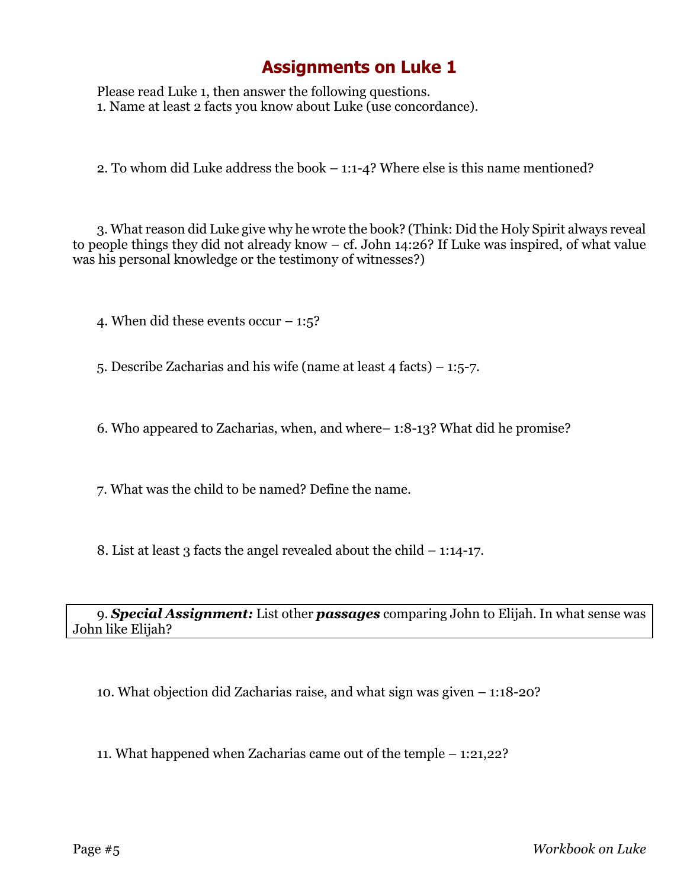# Assignments on Luke 1

Please read Luke 1, then answer the following questions.

1. Name at least 2 facts you know about Luke (use concordance).

2. To whom did Luke address the book – 1:1-4? Where else is this name mentioned?

3. What reason did Luke give why he wrote the book? (Think: Did the Holy Spirit always reveal to people things they did not already know – cf. John 14:26? If Luke was inspired, of what value was his personal knowledge or the testimony of witnesses?)

4. When did these events occur – 1:5?

5. Describe Zacharias and his wife (name at least 4 facts) – 1:5-7.

6. Who appeared to Zacharias, when, and where– 1:8-13? What did he promise?

7. What was the child to be named? Define the name.

8. List at least 3 facts the angel revealed about the child – 1:14-17.

9. ***Special Assignment:*** List other ***passages*** comparing John to Elijah. In what sense was John like Elijah?

10. What objection did Zacharias raise, and what sign was given – 1:18-20?

11. What happened when Zacharias came out of the temple – 1:21,22?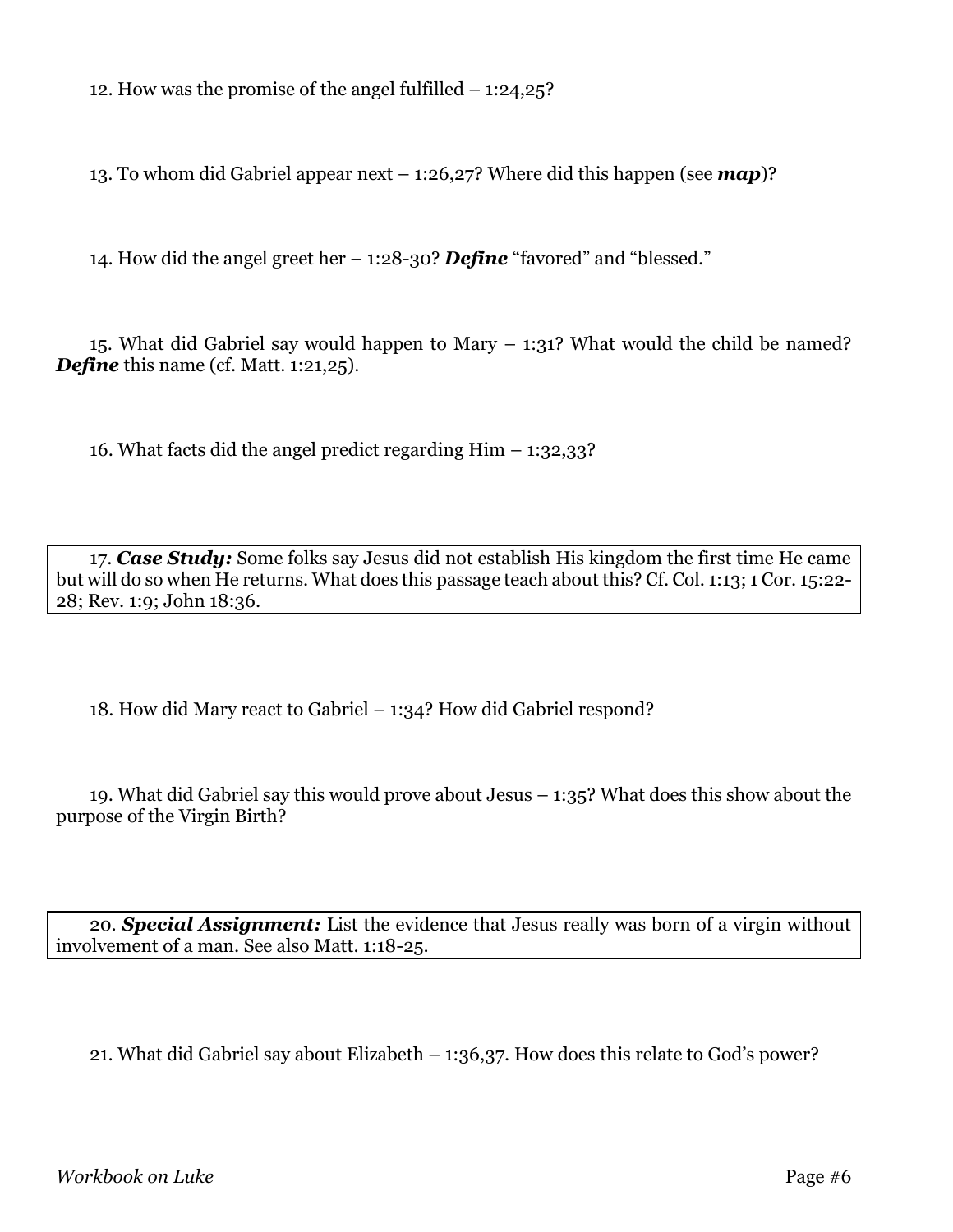12. How was the promise of the angel fulfilled – 1:24,25?

13. To whom did Gabriel appear next – 1:26,27? Where did this happen (see ***map***)?

14. How did the angel greet her – 1:28-30? ***Define*** "favored" and "blessed."

15. What did Gabriel say would happen to Mary – 1:31? What would the child be named? ***Define*** this name (cf. Matt. 1:21,25).

16. What facts did the angel predict regarding Him – 1:32,33?

17. ***Case Study:*** Some folks say Jesus did not establish His kingdom the first time He came but will do so when He returns. What does this passage teach about this? Cf. Col. 1:13; 1 Cor. 15:22-28; Rev. 1:9; John 18:36.

18. How did Mary react to Gabriel – 1:34? How did Gabriel respond?

19. What did Gabriel say this would prove about Jesus – 1:35? What does this show about the purpose of the Virgin Birth?

20. ***Special Assignment:*** List the evidence that Jesus really was born of a virgin without involvement of a man. See also Matt. 1:18-25.

21. What did Gabriel say about Elizabeth – 1:36,37. How does this relate to God's power?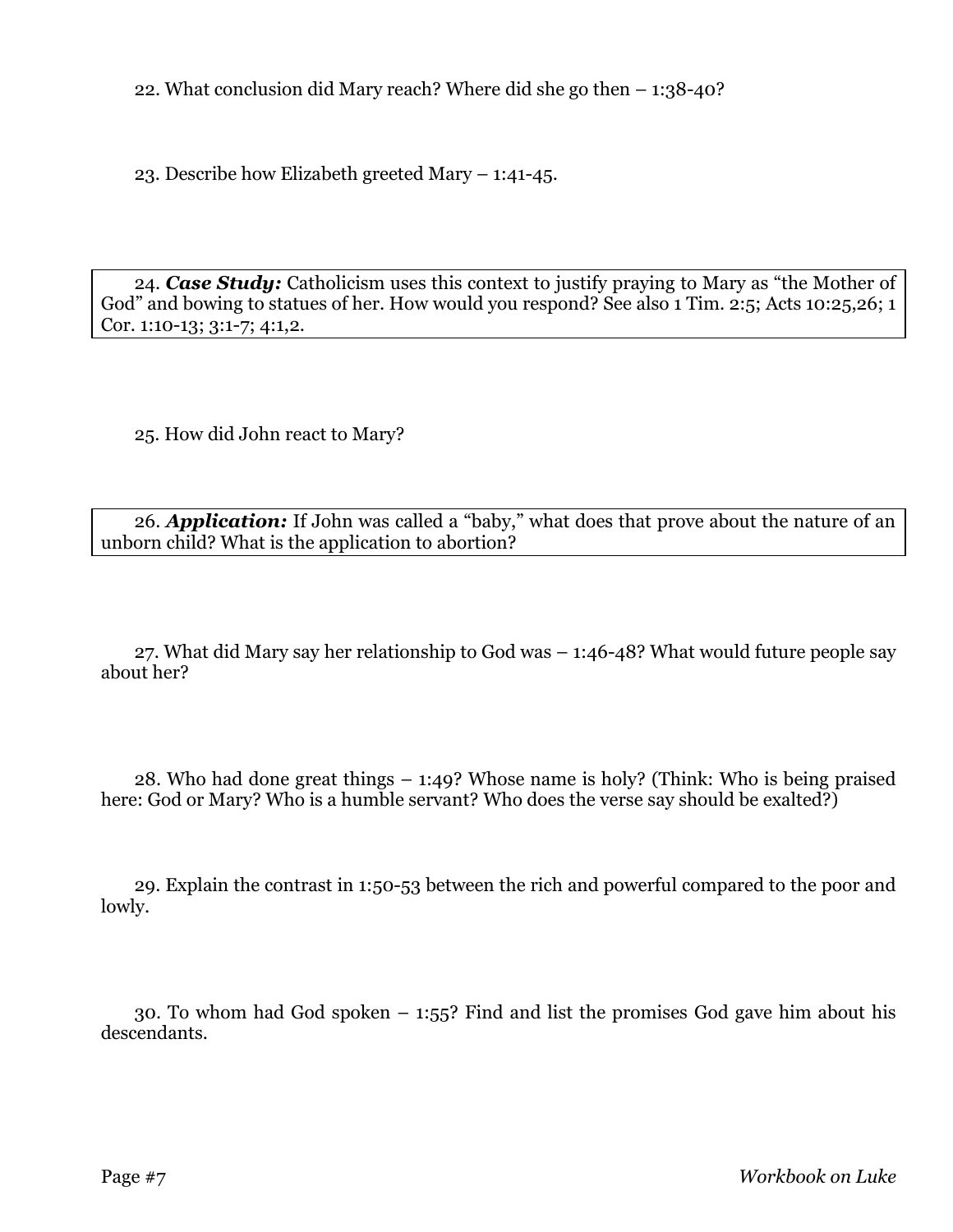22. What conclusion did Mary reach? Where did she go then – 1:38-40?

23. Describe how Elizabeth greeted Mary – 1:41-45.

> 24. ***Case Study:*** Catholicism uses this context to justify praying to Mary as "the Mother of God" and bowing to statues of her. How would you respond? See also 1 Tim. 2:5; Acts 10:25,26; 1 Cor. 1:10-13; 3:1-7; 4:1,2.

25. How did John react to Mary?

> 26. ***Application:*** If John was called a "baby," what does that prove about the nature of an unborn child? What is the application to abortion?

27. What did Mary say her relationship to God was – 1:46-48? What would future people say about her?

28. Who had done great things – 1:49? Whose name is holy? (Think: Who is being praised here: God or Mary? Who is a humble servant? Who does the verse say should be exalted?)

29. Explain the contrast in 1:50-53 between the rich and powerful compared to the poor and lowly.

30. To whom had God spoken – 1:55? Find and list the promises God gave him about his descendants.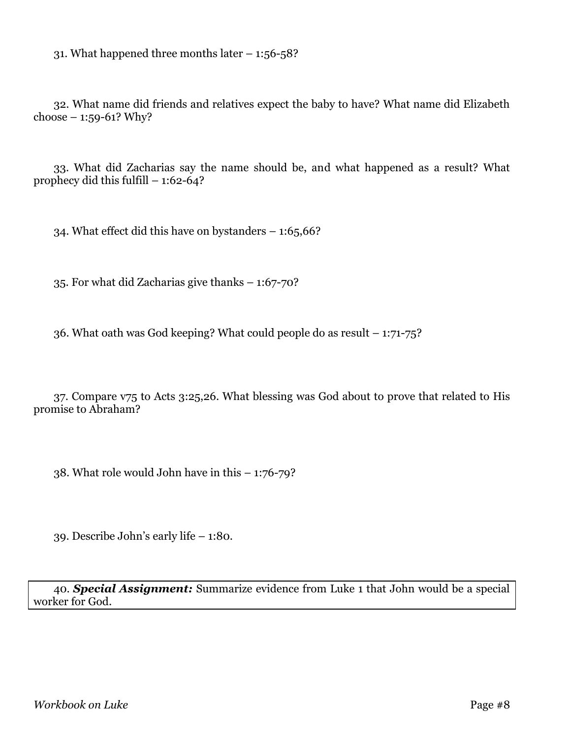31. What happened three months later – 1:56-58?

32. What name did friends and relatives expect the baby to have? What name did Elizabeth choose – 1:59-61? Why?

33. What did Zacharias say the name should be, and what happened as a result? What prophecy did this fulfill – 1:62-64?

34. What effect did this have on bystanders – 1:65,66?

35. For what did Zacharias give thanks – 1:67-70?

36. What oath was God keeping? What could people do as result – 1:71-75?

37. Compare v75 to Acts 3:25,26. What blessing was God about to prove that related to His promise to Abraham?

38. What role would John have in this – 1:76-79?

39. Describe John's early life – 1:80.

40. ***Special Assignment:*** Summarize evidence from Luke 1 that John would be a special worker for God.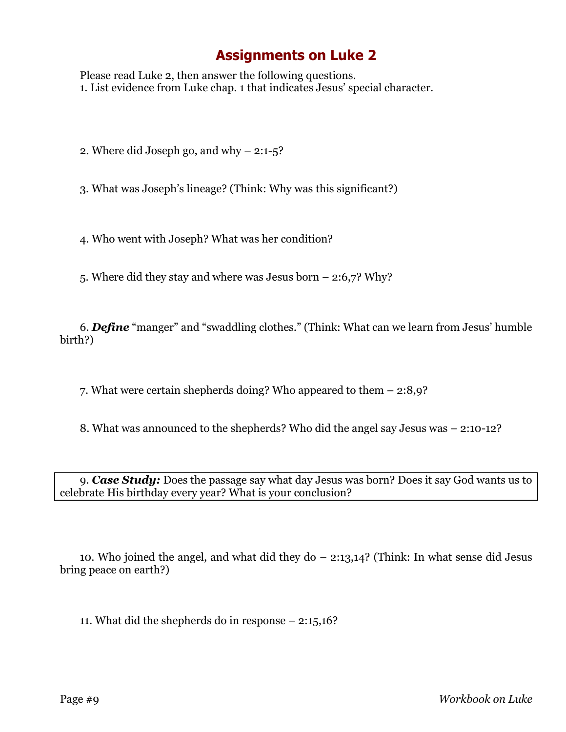# Assignments on Luke 2

Please read Luke 2, then answer the following questions.

1. List evidence from Luke chap. 1 that indicates Jesus' special character.

2. Where did Joseph go, and why – 2:1-5?

3. What was Joseph's lineage? (Think: Why was this significant?)

4. Who went with Joseph? What was her condition?

5. Where did they stay and where was Jesus born – 2:6,7? Why?

6. ***Define*** "manger" and "swaddling clothes." (Think: What can we learn from Jesus' humble birth?)

7. What were certain shepherds doing? Who appeared to them – 2:8,9?

8. What was announced to the shepherds? Who did the angel say Jesus was – 2:10-12?

9. ***Case Study:*** Does the passage say what day Jesus was born? Does it say God wants us to celebrate His birthday every year? What is your conclusion?

10. Who joined the angel, and what did they do – 2:13,14? (Think: In what sense did Jesus bring peace on earth?)

11. What did the shepherds do in response – 2:15,16?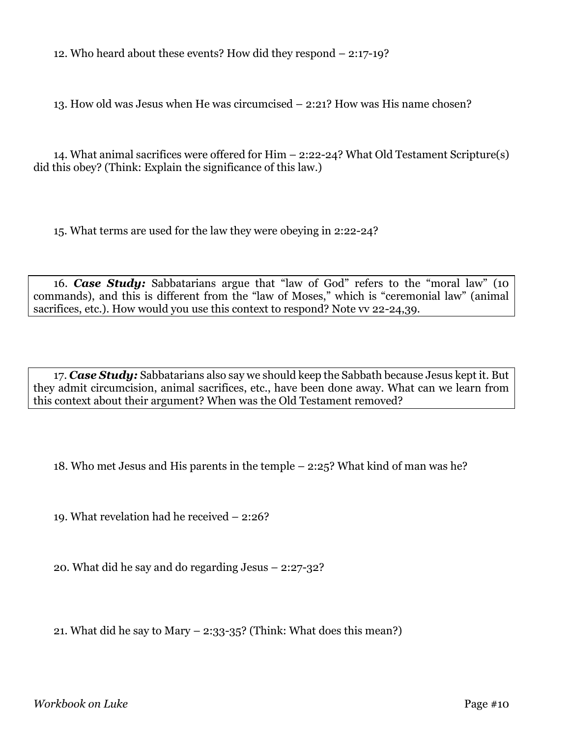12. Who heard about these events? How did they respond – 2:17-19?

13. How old was Jesus when He was circumcised – 2:21? How was His name chosen?

14. What animal sacrifices were offered for Him – 2:22-24? What Old Testament Scripture(s) did this obey? (Think: Explain the significance of this law.)

15. What terms are used for the law they were obeying in 2:22-24?

16. ***Case Study:*** Sabbatarians argue that "law of God" refers to the "moral law" (10 commands), and this is different from the "law of Moses," which is "ceremonial law" (animal sacrifices, etc.). How would you use this context to respond? Note vv 22-24,39.

17. ***Case Study:*** Sabbatarians also say we should keep the Sabbath because Jesus kept it. But they admit circumcision, animal sacrifices, etc., have been done away. What can we learn from this context about their argument? When was the Old Testament removed?

18. Who met Jesus and His parents in the temple – 2:25? What kind of man was he?

19. What revelation had he received – 2:26?

20. What did he say and do regarding Jesus – 2:27-32?

21. What did he say to Mary – 2:33-35? (Think: What does this mean?)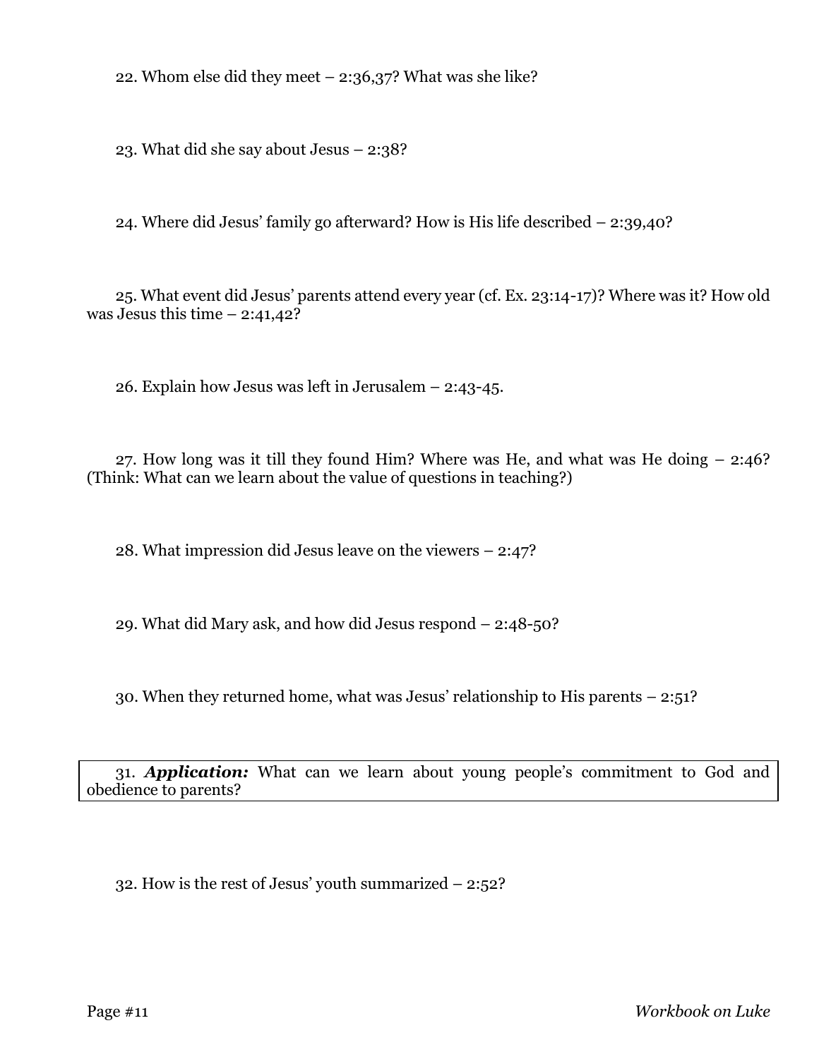22. Whom else did they meet – 2:36,37? What was she like?

23. What did she say about Jesus – 2:38?

24. Where did Jesus' family go afterward? How is His life described – 2:39,40?

25. What event did Jesus' parents attend every year (cf. Ex. 23:14-17)? Where was it? How old was Jesus this time – 2:41,42?

26. Explain how Jesus was left in Jerusalem – 2:43-45.

27. How long was it till they found Him? Where was He, and what was He doing – 2:46? (Think: What can we learn about the value of questions in teaching?)

28. What impression did Jesus leave on the viewers – 2:47?

29. What did Mary ask, and how did Jesus respond – 2:48-50?

30. When they returned home, what was Jesus' relationship to His parents – 2:51?

31. ***Application:*** What can we learn about young people's commitment to God and obedience to parents?

32. How is the rest of Jesus' youth summarized – 2:52?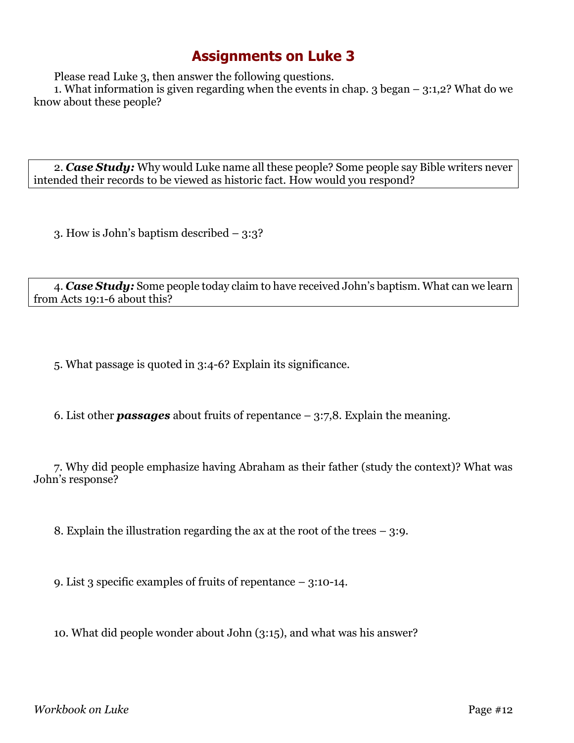# Assignments on Luke 3

Please read Luke 3, then answer the following questions.

1. What information is given regarding when the events in chap. 3 began – 3:1,2? What do we know about these people?

2. ***Case Study:*** Why would Luke name all these people? Some people say Bible writers never intended their records to be viewed as historic fact. How would you respond?

3. How is John's baptism described – 3:3?

4. ***Case Study:*** Some people today claim to have received John's baptism. What can we learn from Acts 19:1-6 about this?

5. What passage is quoted in 3:4-6? Explain its significance.

6. List other ***passages*** about fruits of repentance – 3:7,8. Explain the meaning.

7. Why did people emphasize having Abraham as their father (study the context)? What was John's response?

8. Explain the illustration regarding the ax at the root of the trees – 3:9.

9. List 3 specific examples of fruits of repentance – 3:10-14.

10. What did people wonder about John (3:15), and what was his answer?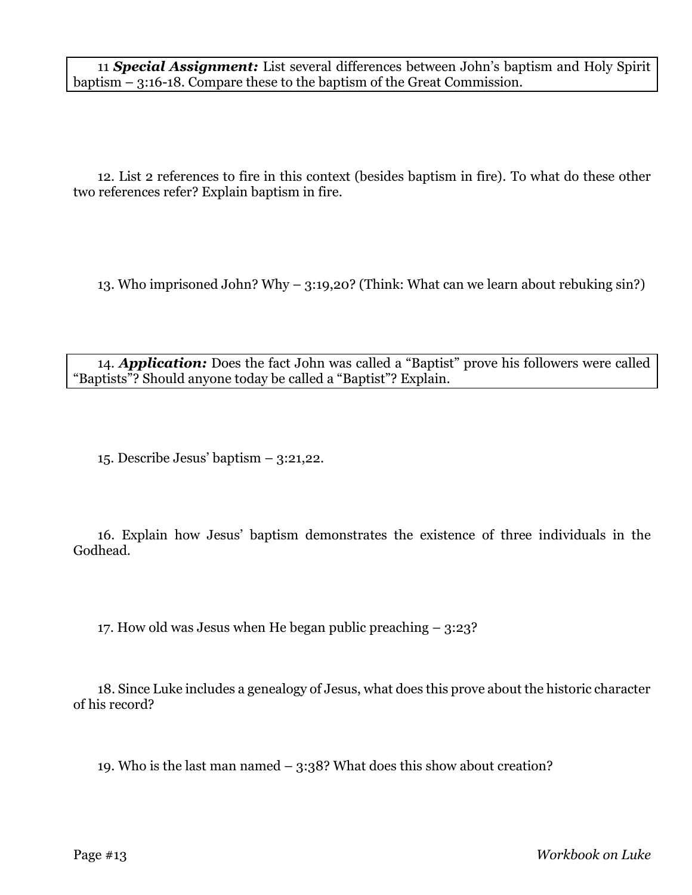11 ***Special Assignment:*** List several differences between John's baptism and Holy Spirit baptism – 3:16-18. Compare these to the baptism of the Great Commission.

12. List 2 references to fire in this context (besides baptism in fire). To what do these other two references refer? Explain baptism in fire.

13. Who imprisoned John? Why – 3:19,20? (Think: What can we learn about rebuking sin?)

14. ***Application:*** Does the fact John was called a "Baptist" prove his followers were called "Baptists"? Should anyone today be called a "Baptist"? Explain.

15. Describe Jesus' baptism – 3:21,22.

16. Explain how Jesus' baptism demonstrates the existence of three individuals in the Godhead.

17. How old was Jesus when He began public preaching – 3:23?

18. Since Luke includes a genealogy of Jesus, what does this prove about the historic character of his record?

19. Who is the last man named – 3:38? What does this show about creation?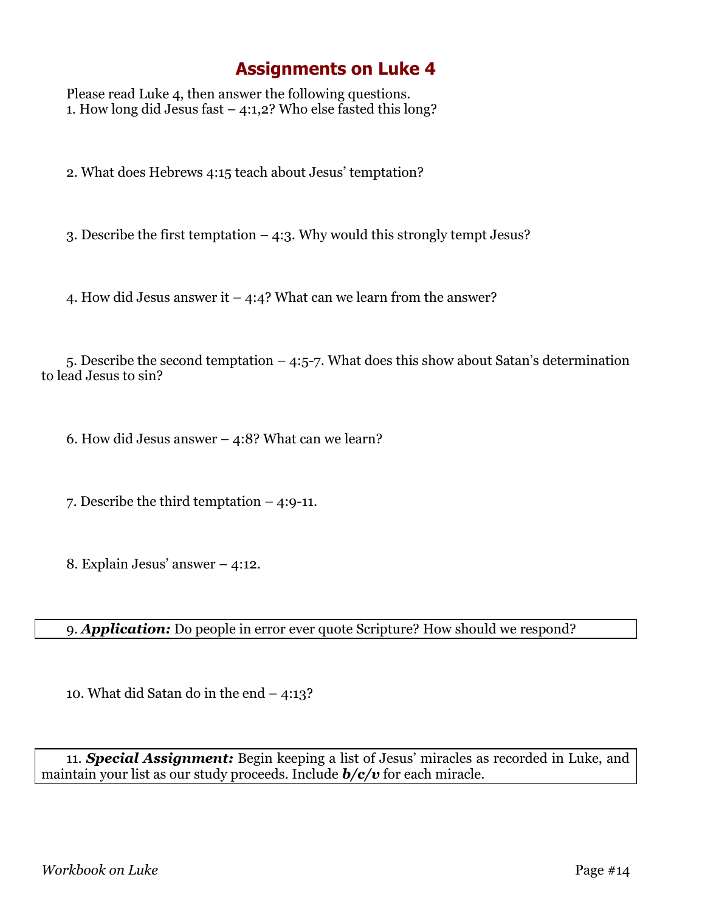# Assignments on Luke 4

Please read Luke 4, then answer the following questions.

1. How long did Jesus fast – 4:1,2? Who else fasted this long?

2. What does Hebrews 4:15 teach about Jesus' temptation?

3. Describe the first temptation – 4:3. Why would this strongly tempt Jesus?

4. How did Jesus answer it – 4:4? What can we learn from the answer?

5. Describe the second temptation – 4:5-7. What does this show about Satan's determination to lead Jesus to sin?

6. How did Jesus answer – 4:8? What can we learn?

7. Describe the third temptation – 4:9-11.

8. Explain Jesus' answer – 4:12.

9. ***Application:*** Do people in error ever quote Scripture? How should we respond?

10. What did Satan do in the end – 4:13?

11. ***Special Assignment:*** Begin keeping a list of Jesus' miracles as recorded in Luke, and maintain your list as our study proceeds. Include ***b/c/v*** for each miracle.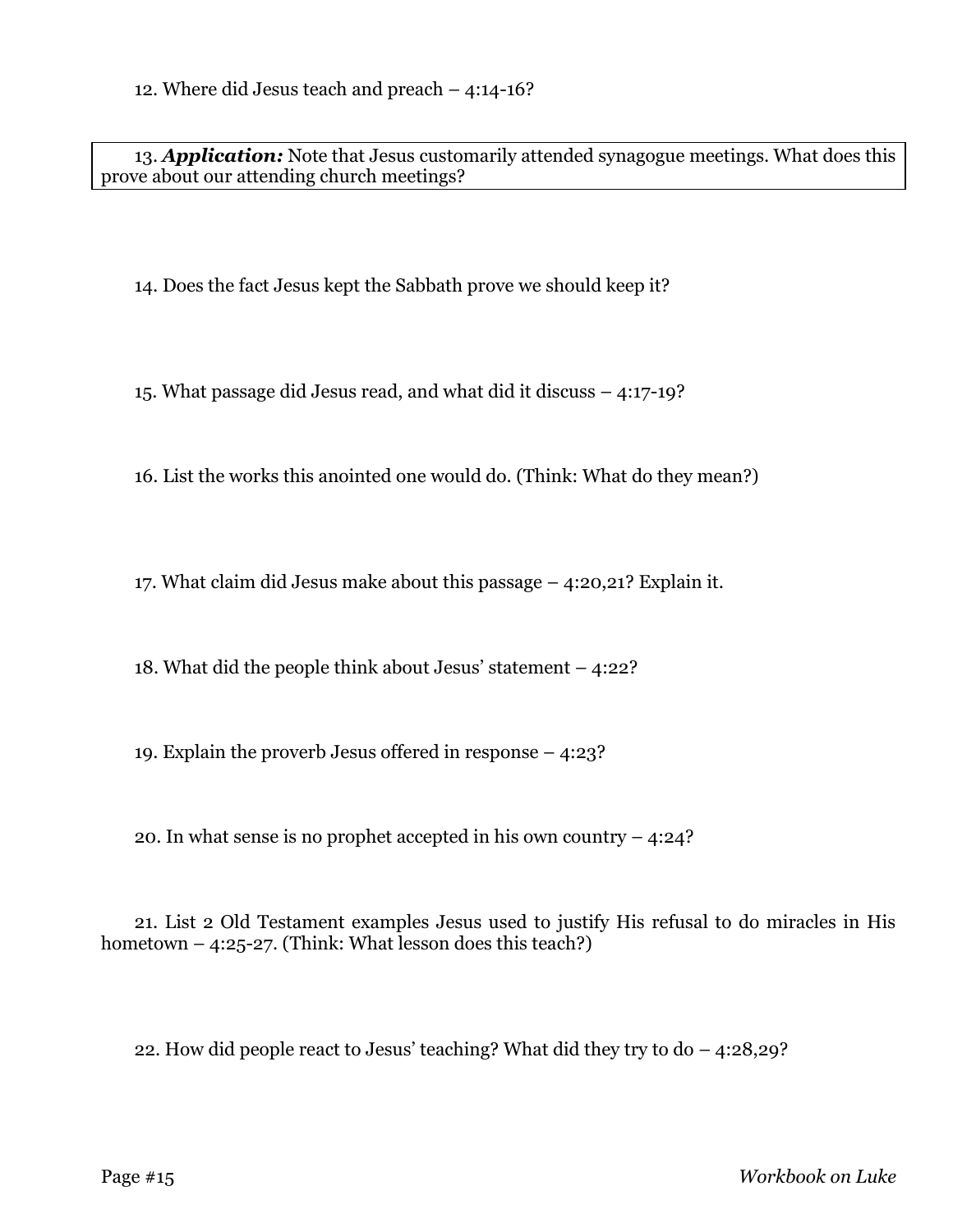12. Where did Jesus teach and preach – 4:14-16?

13. ***Application:*** Note that Jesus customarily attended synagogue meetings. What does this prove about our attending church meetings?

14. Does the fact Jesus kept the Sabbath prove we should keep it?

15. What passage did Jesus read, and what did it discuss – 4:17-19?

16. List the works this anointed one would do. (Think: What do they mean?)

17. What claim did Jesus make about this passage – 4:20,21? Explain it.

18. What did the people think about Jesus' statement – 4:22?

19. Explain the proverb Jesus offered in response – 4:23?

20. In what sense is no prophet accepted in his own country – 4:24?

21. List 2 Old Testament examples Jesus used to justify His refusal to do miracles in His hometown – 4:25-27. (Think: What lesson does this teach?)

22. How did people react to Jesus' teaching? What did they try to do – 4:28,29?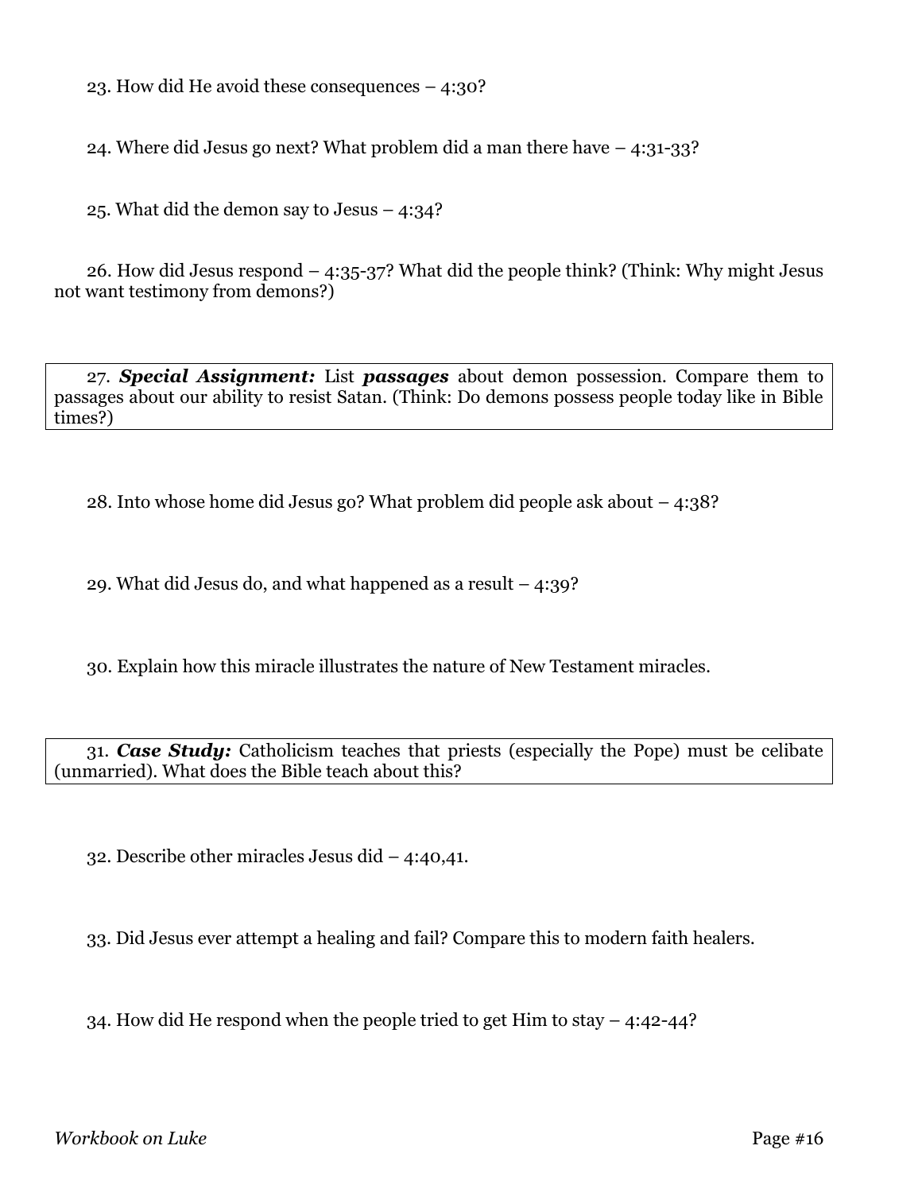23. How did He avoid these consequences – 4:30?

24. Where did Jesus go next? What problem did a man there have – 4:31-33?

25. What did the demon say to Jesus – 4:34?

26. How did Jesus respond – 4:35-37? What did the people think? (Think: Why might Jesus not want testimony from demons?)

27. ***Special Assignment:*** List ***passages*** about demon possession. Compare them to passages about our ability to resist Satan. (Think: Do demons possess people today like in Bible times?)

28. Into whose home did Jesus go? What problem did people ask about – 4:38?

29. What did Jesus do, and what happened as a result – 4:39?

30. Explain how this miracle illustrates the nature of New Testament miracles.

31. ***Case Study:*** Catholicism teaches that priests (especially the Pope) must be celibate (unmarried). What does the Bible teach about this?

32. Describe other miracles Jesus did – 4:40,41.

33. Did Jesus ever attempt a healing and fail? Compare this to modern faith healers.

34. How did He respond when the people tried to get Him to stay – 4:42-44?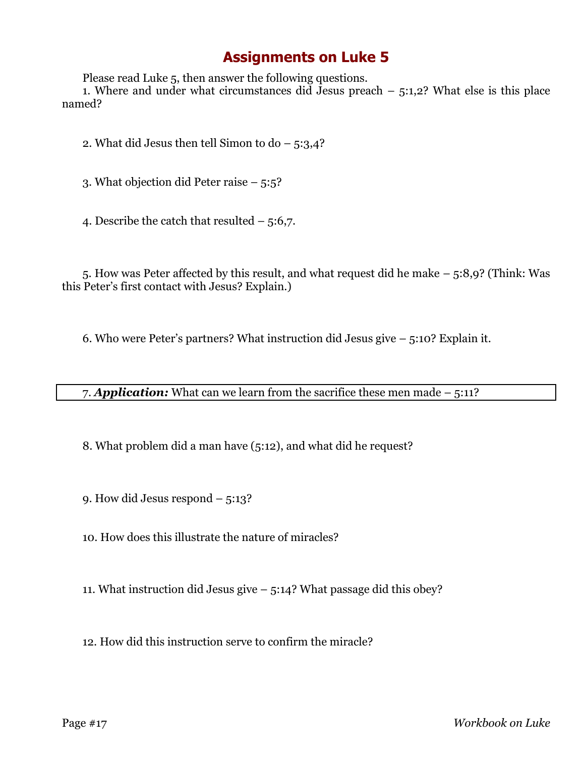# Assignments on Luke 5

Please read Luke 5, then answer the following questions.

1. Where and under what circumstances did Jesus preach – 5:1,2? What else is this place named?

2. What did Jesus then tell Simon to do – 5:3,4?

3. What objection did Peter raise – 5:5?

4. Describe the catch that resulted – 5:6,7.

5. How was Peter affected by this result, and what request did he make – 5:8,9? (Think: Was this Peter's first contact with Jesus? Explain.)

6. Who were Peter's partners? What instruction did Jesus give – 5:10? Explain it.

7. ***Application:*** What can we learn from the sacrifice these men made – 5:11?

8. What problem did a man have (5:12), and what did he request?

9. How did Jesus respond – 5:13?

10. How does this illustrate the nature of miracles?

11. What instruction did Jesus give – 5:14? What passage did this obey?

12. How did this instruction serve to confirm the miracle?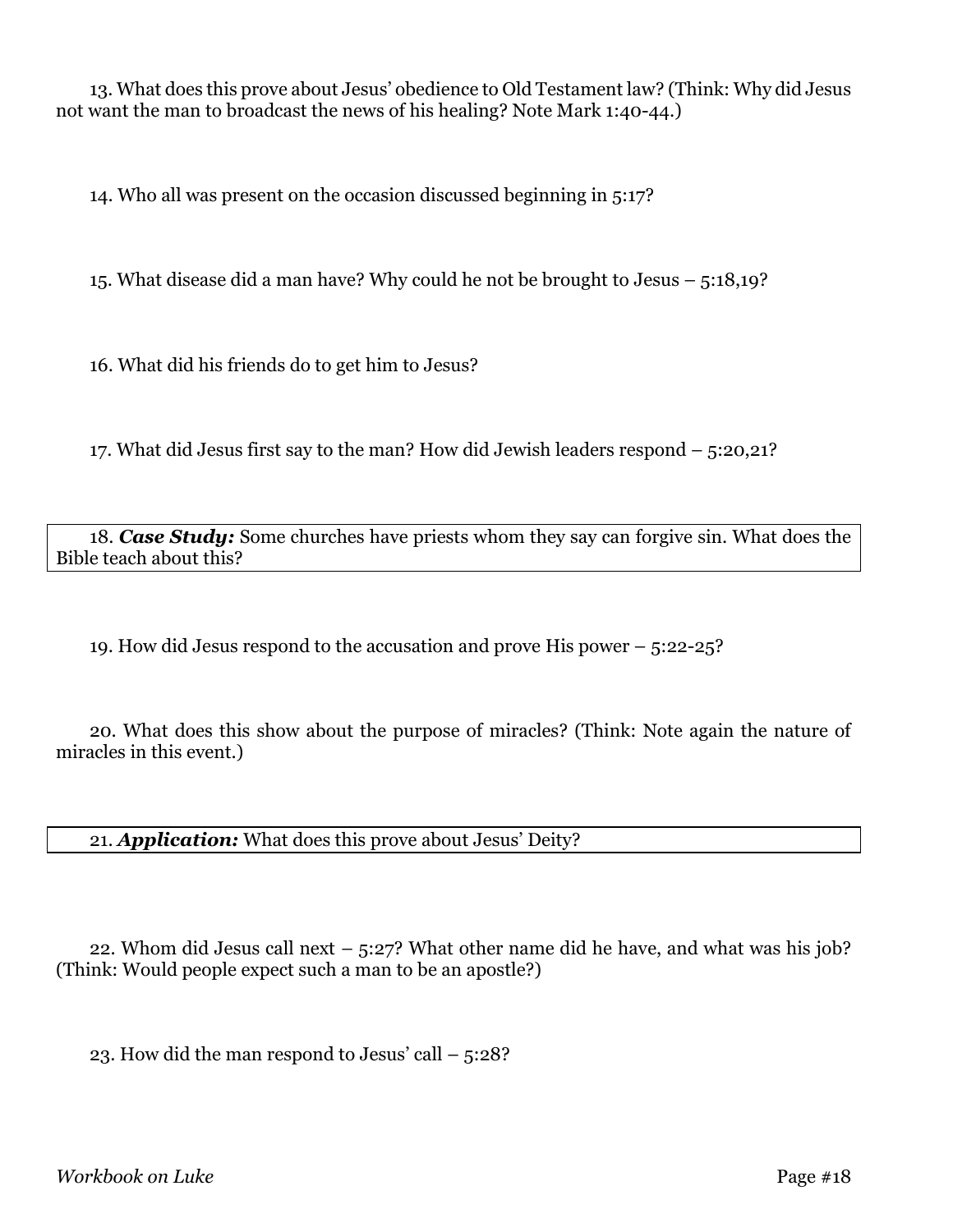13. What does this prove about Jesus' obedience to Old Testament law? (Think: Why did Jesus not want the man to broadcast the news of his healing? Note Mark 1:40-44.)

14. Who all was present on the occasion discussed beginning in 5:17?

15. What disease did a man have? Why could he not be brought to Jesus – 5:18,19?

16. What did his friends do to get him to Jesus?

17. What did Jesus first say to the man? How did Jewish leaders respond – 5:20,21?

18. ***Case Study:*** Some churches have priests whom they say can forgive sin. What does the Bible teach about this?

19. How did Jesus respond to the accusation and prove His power – 5:22-25?

20. What does this show about the purpose of miracles? (Think: Note again the nature of miracles in this event.)

21. ***Application:*** What does this prove about Jesus' Deity?

22. Whom did Jesus call next – 5:27? What other name did he have, and what was his job? (Think: Would people expect such a man to be an apostle?)

23. How did the man respond to Jesus' call – 5:28?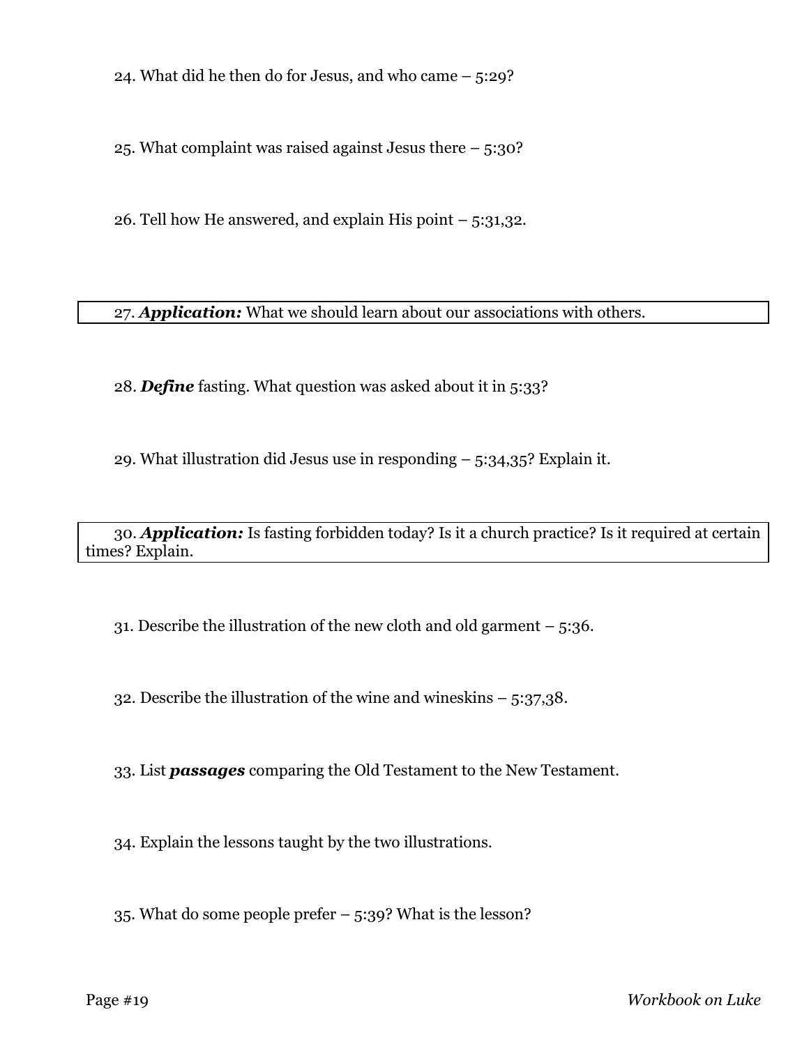24. What did he then do for Jesus, and who came – 5:29?

25. What complaint was raised against Jesus there – 5:30?

26. Tell how He answered, and explain His point – 5:31,32.

27. ***Application:*** What we should learn about our associations with others.

28. ***Define*** fasting. What question was asked about it in 5:33?

29. What illustration did Jesus use in responding – 5:34,35? Explain it.

30. ***Application:*** Is fasting forbidden today? Is it a church practice? Is it required at certain times? Explain.

31. Describe the illustration of the new cloth and old garment – 5:36.

32. Describe the illustration of the wine and wineskins – 5:37,38.

33. List ***passages*** comparing the Old Testament to the New Testament.

34. Explain the lessons taught by the two illustrations.

35. What do some people prefer – 5:39? What is the lesson?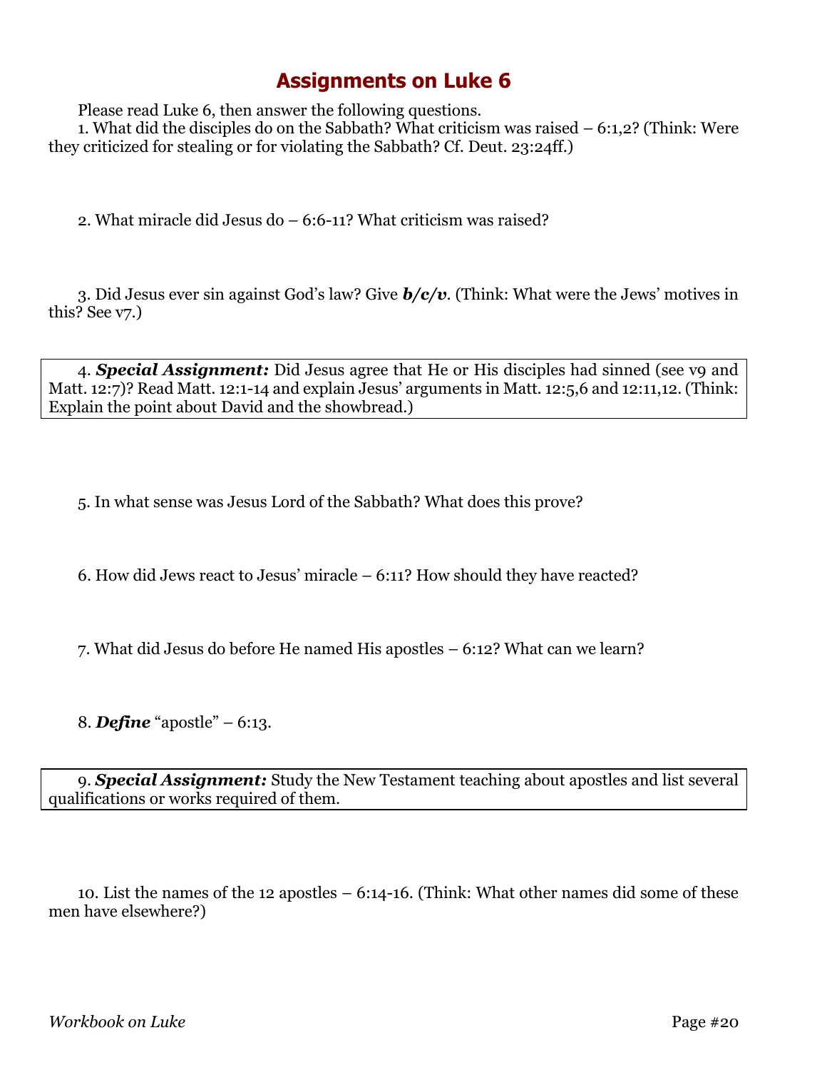# Assignments on Luke 6

Please read Luke 6, then answer the following questions.

1. What did the disciples do on the Sabbath? What criticism was raised – 6:1,2? (Think: Were they criticized for stealing or for violating the Sabbath? Cf. Deut. 23:24ff.)

2. What miracle did Jesus do – 6:6-11? What criticism was raised?

3. Did Jesus ever sin against God's law? Give ***b/c/v***. (Think: What were the Jews' motives in this? See v7.)

4. ***Special Assignment:*** Did Jesus agree that He or His disciples had sinned (see v9 and Matt. 12:7)? Read Matt. 12:1-14 and explain Jesus' arguments in Matt. 12:5,6 and 12:11,12. (Think: Explain the point about David and the showbread.)

5. In what sense was Jesus Lord of the Sabbath? What does this prove?

6. How did Jews react to Jesus' miracle – 6:11? How should they have reacted?

7. What did Jesus do before He named His apostles – 6:12? What can we learn?

8. ***Define*** "apostle" – 6:13.

9. ***Special Assignment:*** Study the New Testament teaching about apostles and list several qualifications or works required of them.

10. List the names of the 12 apostles – 6:14-16. (Think: What other names did some of these men have elsewhere?)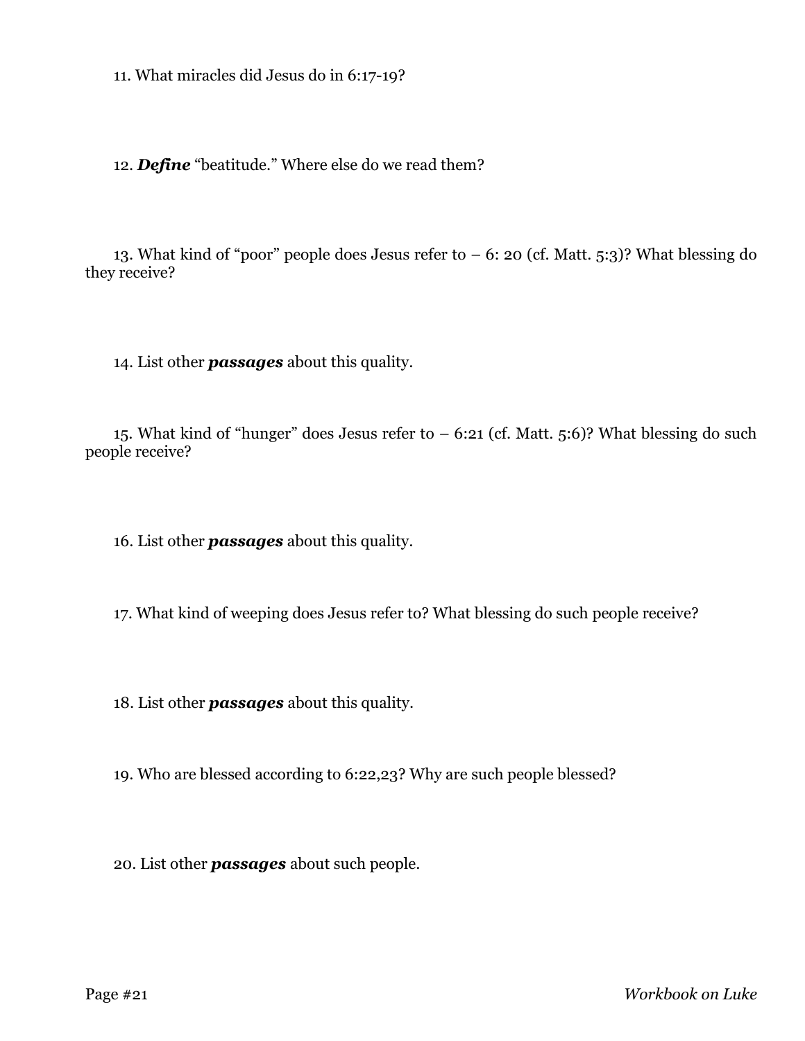11. What miracles did Jesus do in 6:17-19?

12. ***Define*** "beatitude." Where else do we read them?

13. What kind of "poor" people does Jesus refer to – 6: 20 (cf. Matt. 5:3)? What blessing do they receive?

14. List other ***passages*** about this quality.

15. What kind of "hunger" does Jesus refer to – 6:21 (cf. Matt. 5:6)? What blessing do such people receive?

16. List other ***passages*** about this quality.

17. What kind of weeping does Jesus refer to? What blessing do such people receive?

18. List other ***passages*** about this quality.

19. Who are blessed according to 6:22,23? Why are such people blessed?

20. List other ***passages*** about such people.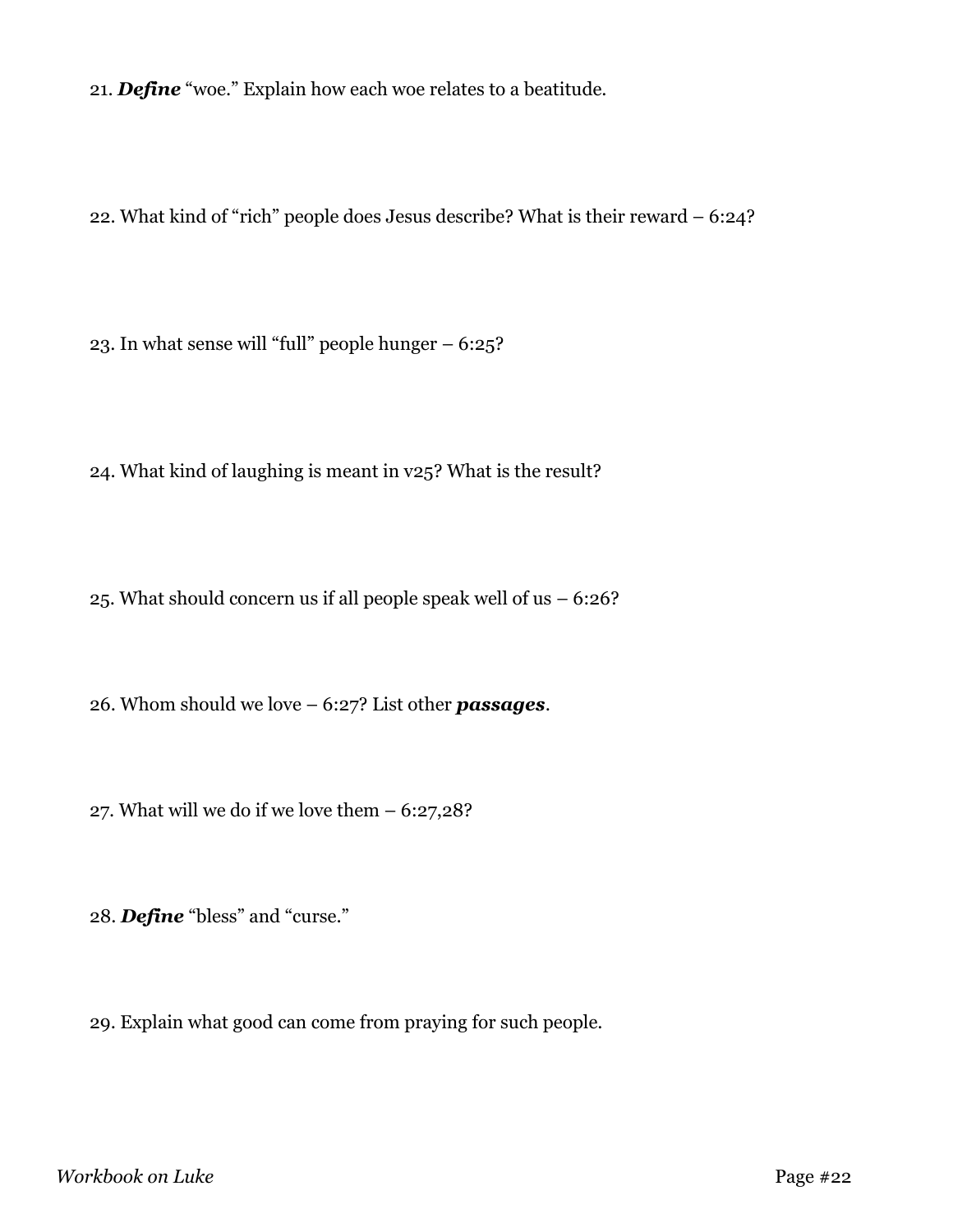21. ***Define*** “woe.” Explain how each woe relates to a beatitude.

22. What kind of “rich” people does Jesus describe? What is their reward – 6:24?

23. In what sense will “full” people hunger – 6:25?

24. What kind of laughing is meant in v25? What is the result?

25. What should concern us if all people speak well of us – 6:26?

26. Whom should we love – 6:27? List other ***passages***.

27. What will we do if we love them – 6:27,28?

28. ***Define*** “bless” and “curse.”

29. Explain what good can come from praying for such people.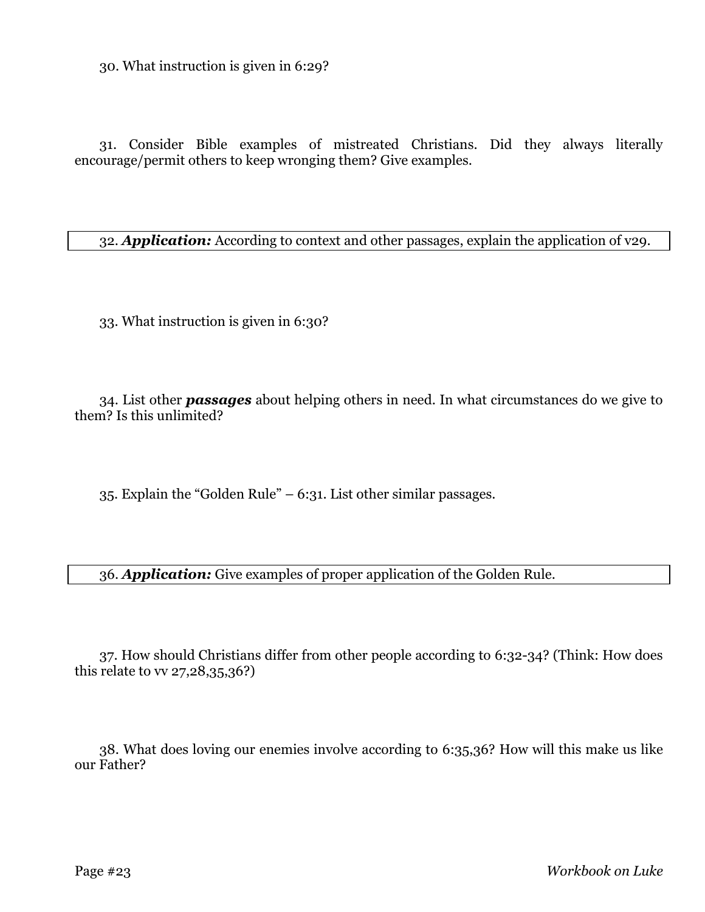30. What instruction is given in 6:29?

31. Consider Bible examples of mistreated Christians. Did they always literally encourage/permit others to keep wronging them? Give examples.

32. ***Application:*** According to context and other passages, explain the application of v29.

33. What instruction is given in 6:30?

34. List other ***passages*** about helping others in need. In what circumstances do we give to them? Is this unlimited?

35. Explain the "Golden Rule" – 6:31. List other similar passages.

36. ***Application:*** Give examples of proper application of the Golden Rule.

37. How should Christians differ from other people according to 6:32-34? (Think: How does this relate to vv 27,28,35,36?)

38. What does loving our enemies involve according to 6:35,36? How will this make us like our Father?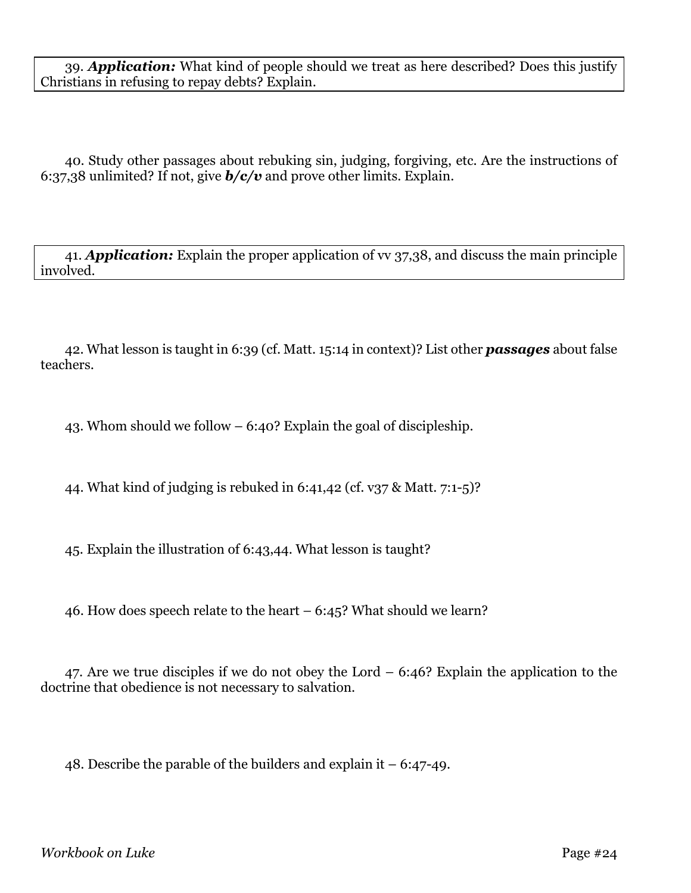39. ***Application:*** What kind of people should we treat as here described? Does this justify Christians in refusing to repay debts? Explain.

40. Study other passages about rebuking sin, judging, forgiving, etc. Are the instructions of 6:37,38 unlimited? If not, give ***b/c/v*** and prove other limits. Explain.

41. ***Application:*** Explain the proper application of vv 37,38, and discuss the main principle involved.

42. What lesson is taught in 6:39 (cf. Matt. 15:14 in context)? List other ***passages*** about false teachers.

43. Whom should we follow – 6:40? Explain the goal of discipleship.

44. What kind of judging is rebuked in 6:41,42 (cf. v37 & Matt. 7:1-5)?

45. Explain the illustration of 6:43,44. What lesson is taught?

46. How does speech relate to the heart – 6:45? What should we learn?

47. Are we true disciples if we do not obey the Lord – 6:46? Explain the application to the doctrine that obedience is not necessary to salvation.

48. Describe the parable of the builders and explain it – 6:47-49.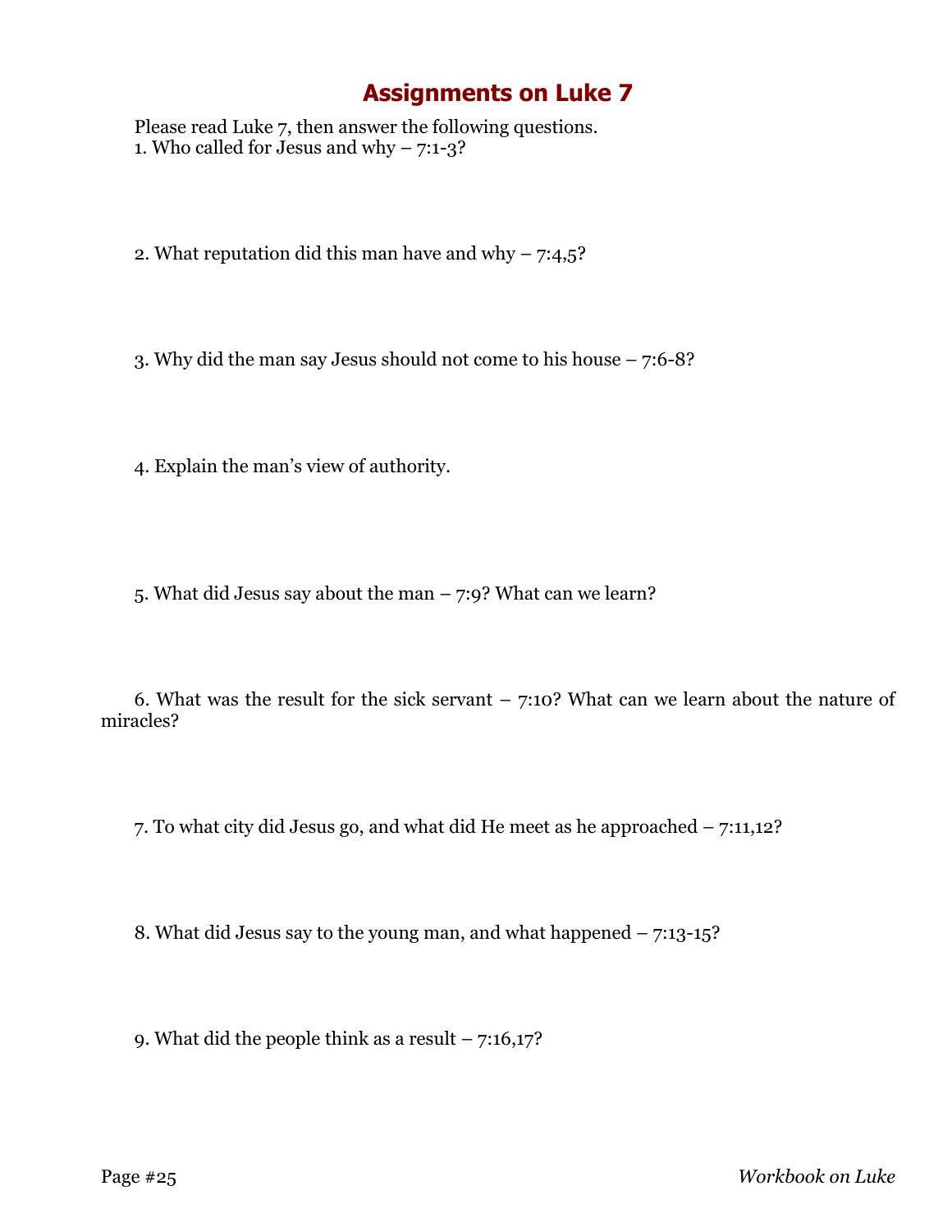# Assignments on Luke 7

Please read Luke 7, then answer the following questions.

1. Who called for Jesus and why – 7:1-3?

2. What reputation did this man have and why – 7:4,5?

3. Why did the man say Jesus should not come to his house – 7:6-8?

4. Explain the man's view of authority.

5. What did Jesus say about the man – 7:9? What can we learn?

6. What was the result for the sick servant – 7:10? What can we learn about the nature of miracles?

7. To what city did Jesus go, and what did He meet as he approached – 7:11,12?

8. What did Jesus say to the young man, and what happened – 7:13-15?

9. What did the people think as a result – 7:16,17?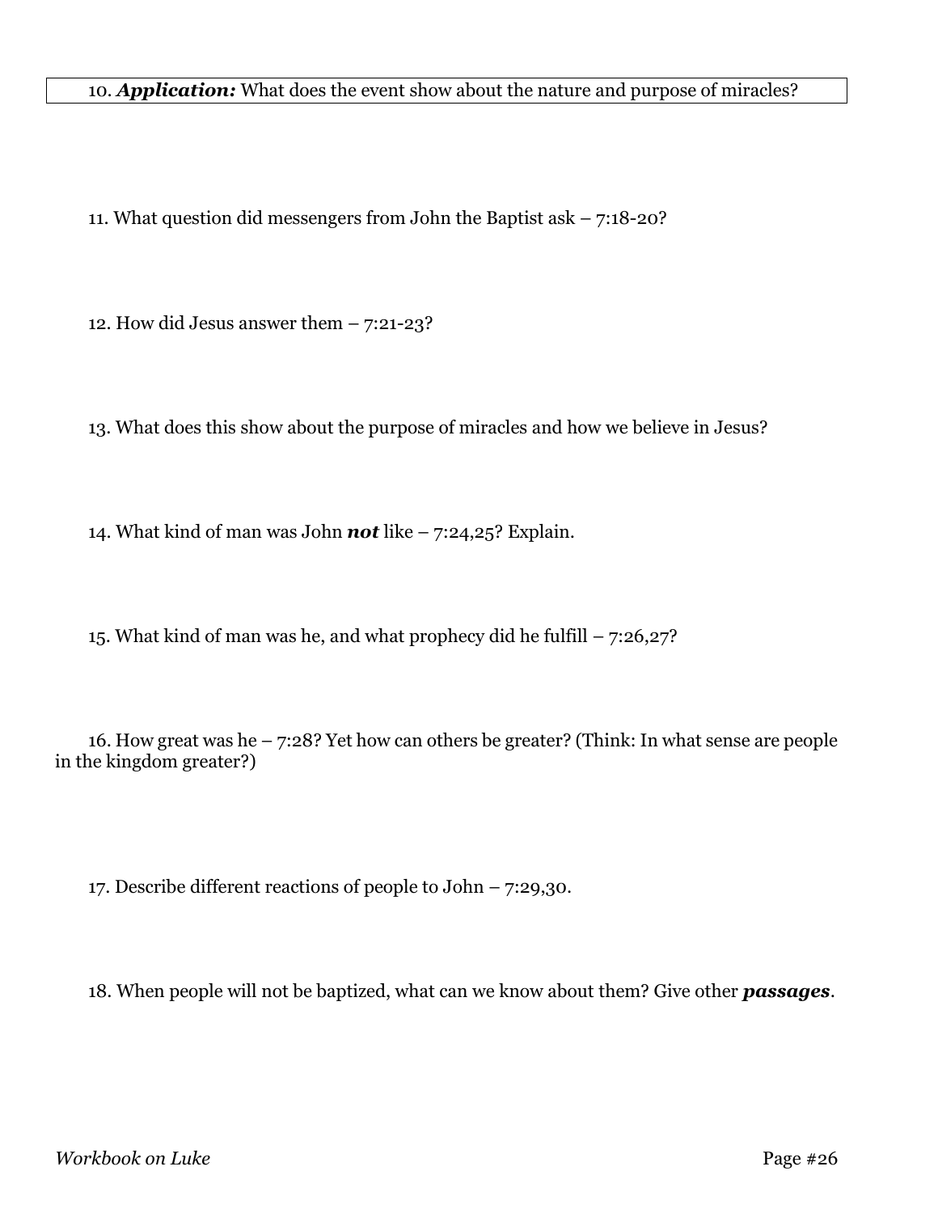10. ***Application:*** What does the event show about the nature and purpose of miracles?

11. What question did messengers from John the Baptist ask – 7:18-20?

12. How did Jesus answer them – 7:21-23?

13. What does this show about the purpose of miracles and how we believe in Jesus?

14. What kind of man was John ***not*** like – 7:24,25? Explain.

15. What kind of man was he, and what prophecy did he fulfill – 7:26,27?

16. How great was he – 7:28? Yet how can others be greater? (Think: In what sense are people in the kingdom greater?)

17. Describe different reactions of people to John – 7:29,30.

18. When people will not be baptized, what can we know about them? Give other ***passages***.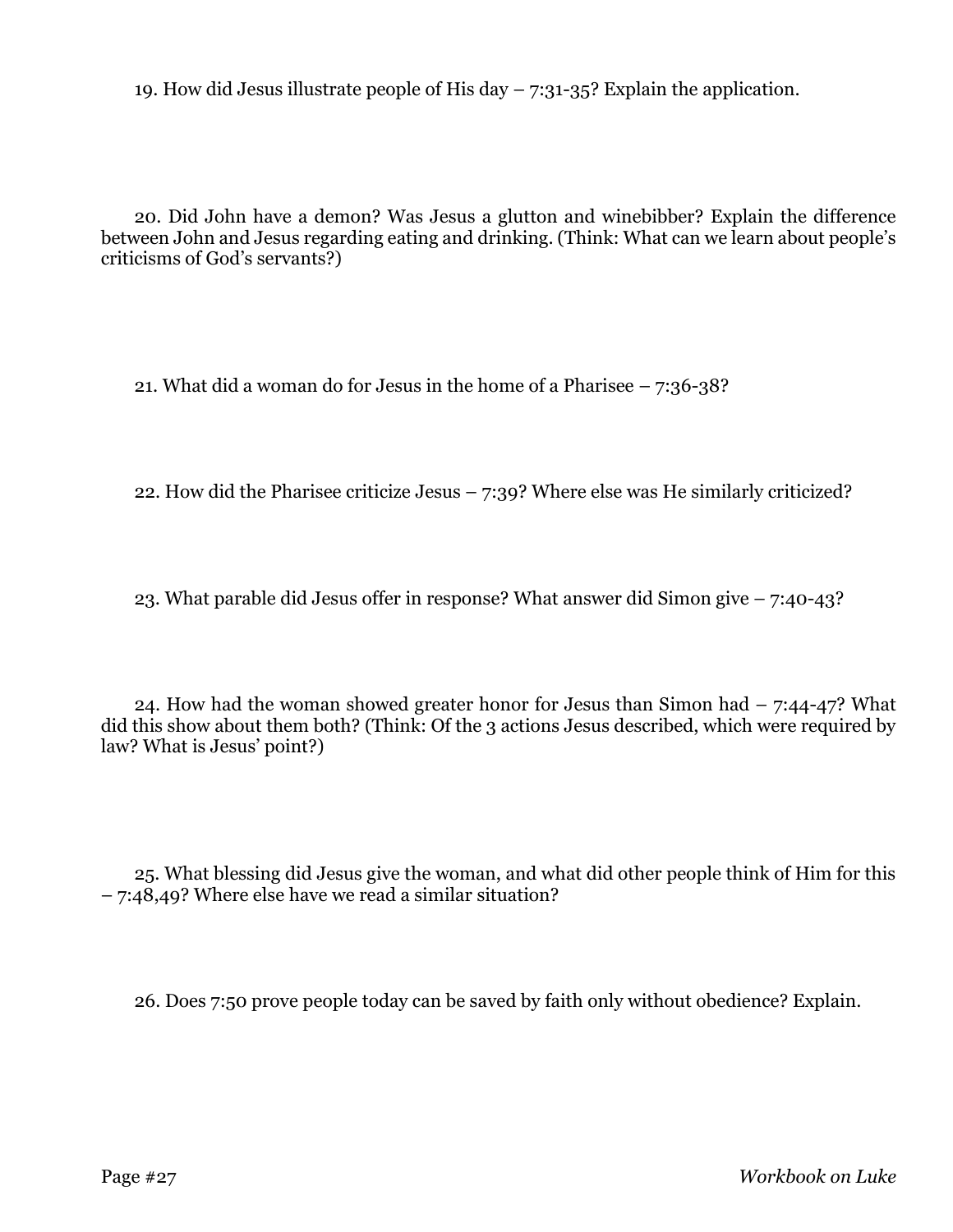19. How did Jesus illustrate people of His day – 7:31-35? Explain the application.

20. Did John have a demon? Was Jesus a glutton and winebibber? Explain the difference between John and Jesus regarding eating and drinking. (Think: What can we learn about people's criticisms of God's servants?)

21. What did a woman do for Jesus in the home of a Pharisee – 7:36-38?

22. How did the Pharisee criticize Jesus – 7:39? Where else was He similarly criticized?

23. What parable did Jesus offer in response? What answer did Simon give – 7:40-43?

24. How had the woman showed greater honor for Jesus than Simon had – 7:44-47? What did this show about them both? (Think: Of the 3 actions Jesus described, which were required by law? What is Jesus' point?)

25. What blessing did Jesus give the woman, and what did other people think of Him for this – 7:48,49? Where else have we read a similar situation?

26. Does 7:50 prove people today can be saved by faith only without obedience? Explain.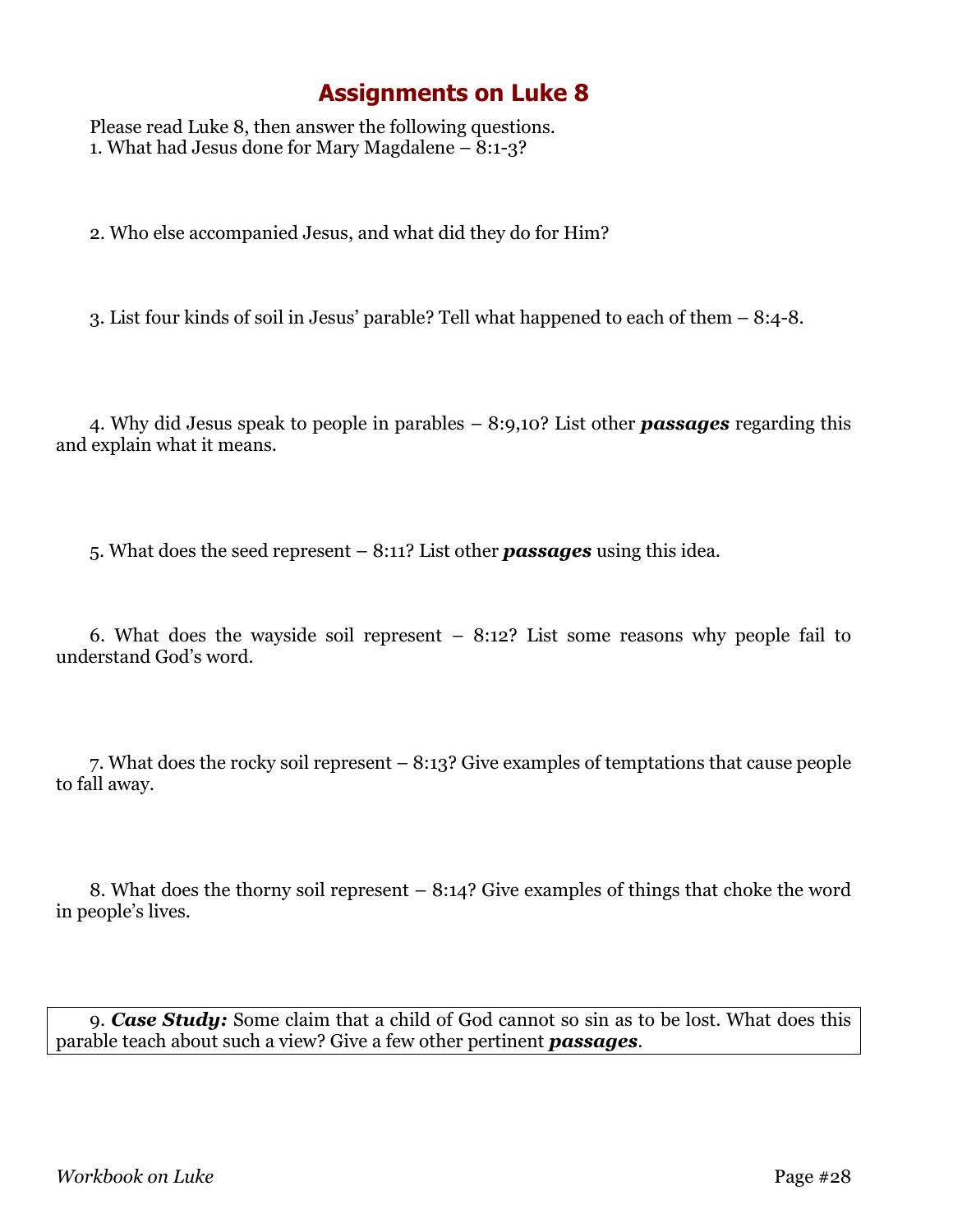# Assignments on Luke 8

Please read Luke 8, then answer the following questions.

1. What had Jesus done for Mary Magdalene – 8:1-3?

2. Who else accompanied Jesus, and what did they do for Him?

3. List four kinds of soil in Jesus' parable? Tell what happened to each of them – 8:4-8.

4. Why did Jesus speak to people in parables – 8:9,10? List other ***passages*** regarding this and explain what it means.

5. What does the seed represent – 8:11? List other ***passages*** using this idea.

6. What does the wayside soil represent – 8:12? List some reasons why people fail to understand God's word.

7. What does the rocky soil represent – 8:13? Give examples of temptations that cause people to fall away.

8. What does the thorny soil represent – 8:14? Give examples of things that choke the word in people's lives.

9. ***Case Study:*** Some claim that a child of God cannot so sin as to be lost. What does this parable teach about such a view? Give a few other pertinent ***passages***.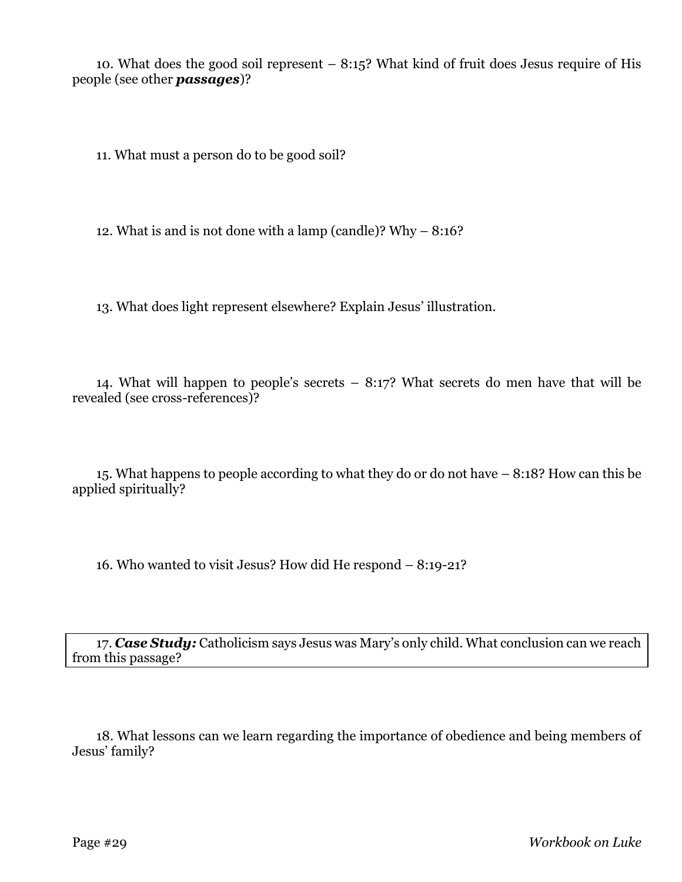10. What does the good soil represent – 8:15? What kind of fruit does Jesus require of His people (see other ***passages***)?

11. What must a person do to be good soil?

12. What is and is not done with a lamp (candle)? Why – 8:16?

13. What does light represent elsewhere? Explain Jesus' illustration.

14. What will happen to people's secrets – 8:17? What secrets do men have that will be revealed (see cross-references)?

15. What happens to people according to what they do or do not have – 8:18? How can this be applied spiritually?

16. Who wanted to visit Jesus? How did He respond – 8:19-21?

17. ***Case Study:*** Catholicism says Jesus was Mary's only child. What conclusion can we reach from this passage?

18. What lessons can we learn regarding the importance of obedience and being members of Jesus' family?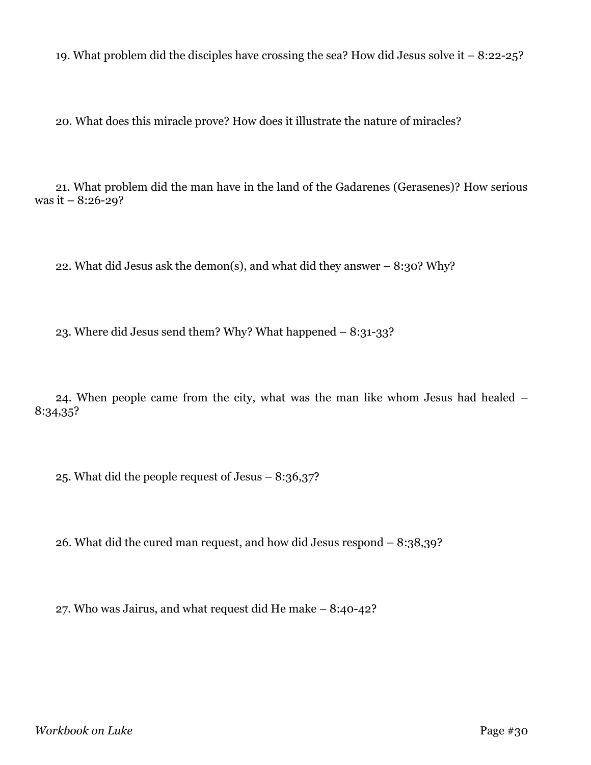19. What problem did the disciples have crossing the sea? How did Jesus solve it – 8:22-25?

20. What does this miracle prove? How does it illustrate the nature of miracles?

21. What problem did the man have in the land of the Gadarenes (Gerasenes)? How serious was it – 8:26-29?

22. What did Jesus ask the demon(s), and what did they answer – 8:30? Why?

23. Where did Jesus send them? Why? What happened – 8:31-33?

24. When people came from the city, what was the man like whom Jesus had healed – 8:34,35?

25. What did the people request of Jesus – 8:36,37?

26. What did the cured man request, and how did Jesus respond – 8:38,39?

27. Who was Jairus, and what request did He make – 8:40-42?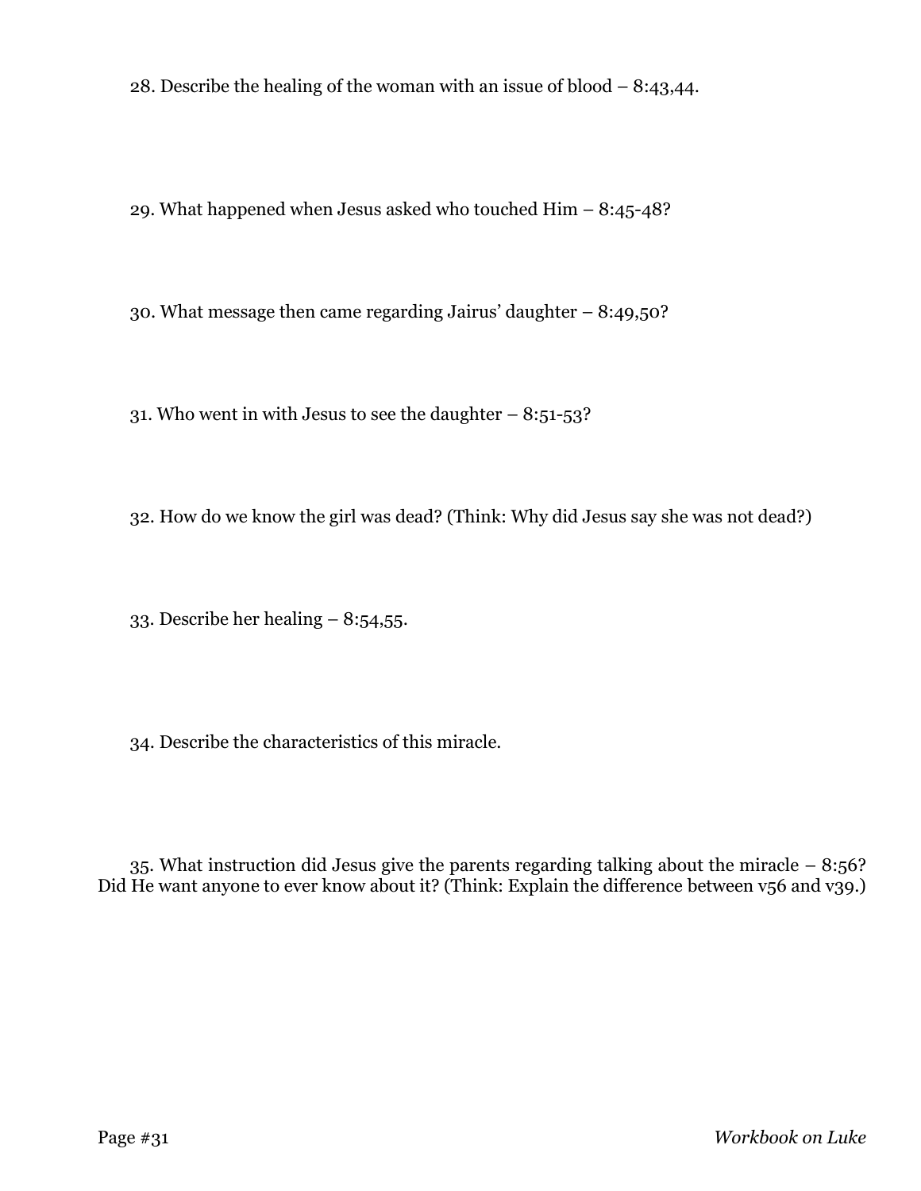28. Describe the healing of the woman with an issue of blood – 8:43,44.

29. What happened when Jesus asked who touched Him – 8:45-48?

30. What message then came regarding Jairus' daughter – 8:49,50?

31. Who went in with Jesus to see the daughter – 8:51-53?

32. How do we know the girl was dead? (Think: Why did Jesus say she was not dead?)

33. Describe her healing – 8:54,55.

34. Describe the characteristics of this miracle.

35. What instruction did Jesus give the parents regarding talking about the miracle – 8:56? Did He want anyone to ever know about it? (Think: Explain the difference between v56 and v39.)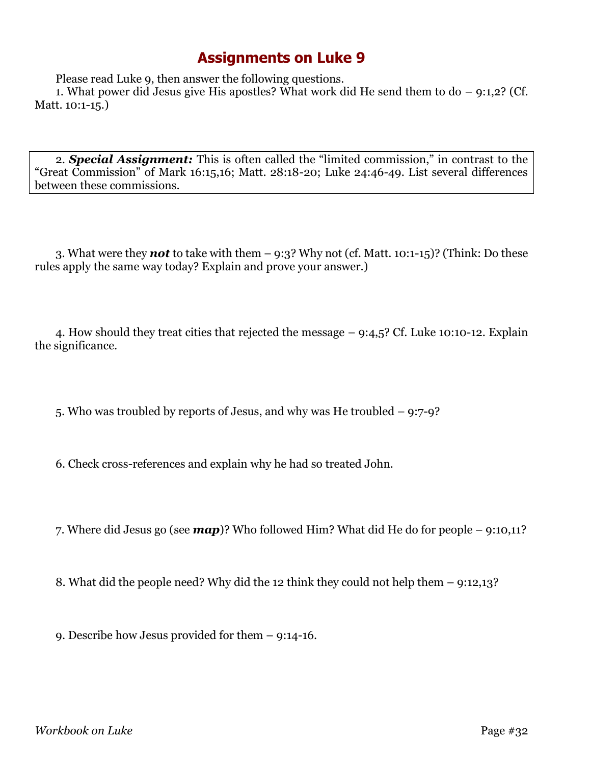## Assignments on Luke 9

Please read Luke 9, then answer the following questions.

1. What power did Jesus give His apostles? What work did He send them to do – 9:1,2? (Cf. Matt. 10:1-15.)

2. ***Special Assignment:*** This is often called the "limited commission," in contrast to the "Great Commission" of Mark 16:15,16; Matt. 28:18-20; Luke 24:46-49. List several differences between these commissions.

3. What were they ***not*** to take with them – 9:3? Why not (cf. Matt. 10:1-15)? (Think: Do these rules apply the same way today? Explain and prove your answer.)

4. How should they treat cities that rejected the message – 9:4,5? Cf. Luke 10:10-12. Explain the significance.

5. Who was troubled by reports of Jesus, and why was He troubled – 9:7-9?

6. Check cross-references and explain why he had so treated John.

7. Where did Jesus go (see ***map***)? Who followed Him? What did He do for people – 9:10,11?

8. What did the people need? Why did the 12 think they could not help them – 9:12,13?

9. Describe how Jesus provided for them – 9:14-16.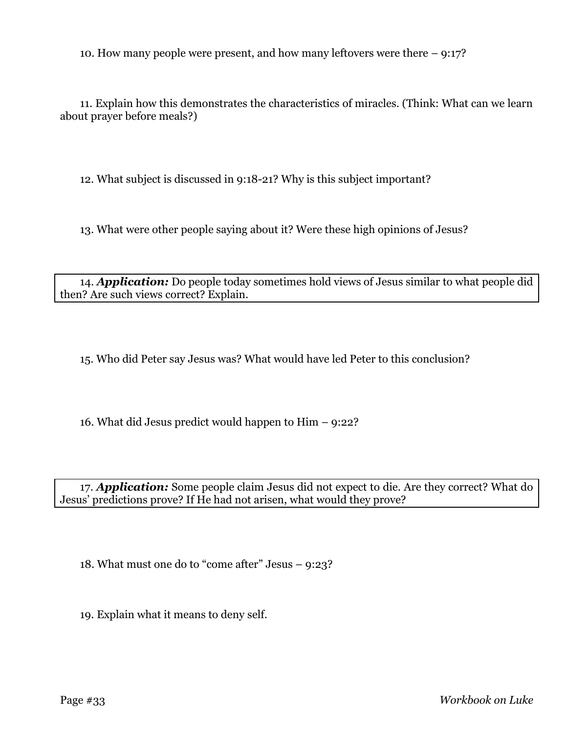10. How many people were present, and how many leftovers were there – 9:17?

11. Explain how this demonstrates the characteristics of miracles. (Think: What can we learn about prayer before meals?)

12. What subject is discussed in 9:18-21? Why is this subject important?

13. What were other people saying about it? Were these high opinions of Jesus?

14. ***Application:*** Do people today sometimes hold views of Jesus similar to what people did then? Are such views correct? Explain.

15. Who did Peter say Jesus was? What would have led Peter to this conclusion?

16. What did Jesus predict would happen to Him – 9:22?

17. ***Application:*** Some people claim Jesus did not expect to die. Are they correct? What do Jesus' predictions prove? If He had not arisen, what would they prove?

18. What must one do to "come after" Jesus – 9:23?

19. Explain what it means to deny self.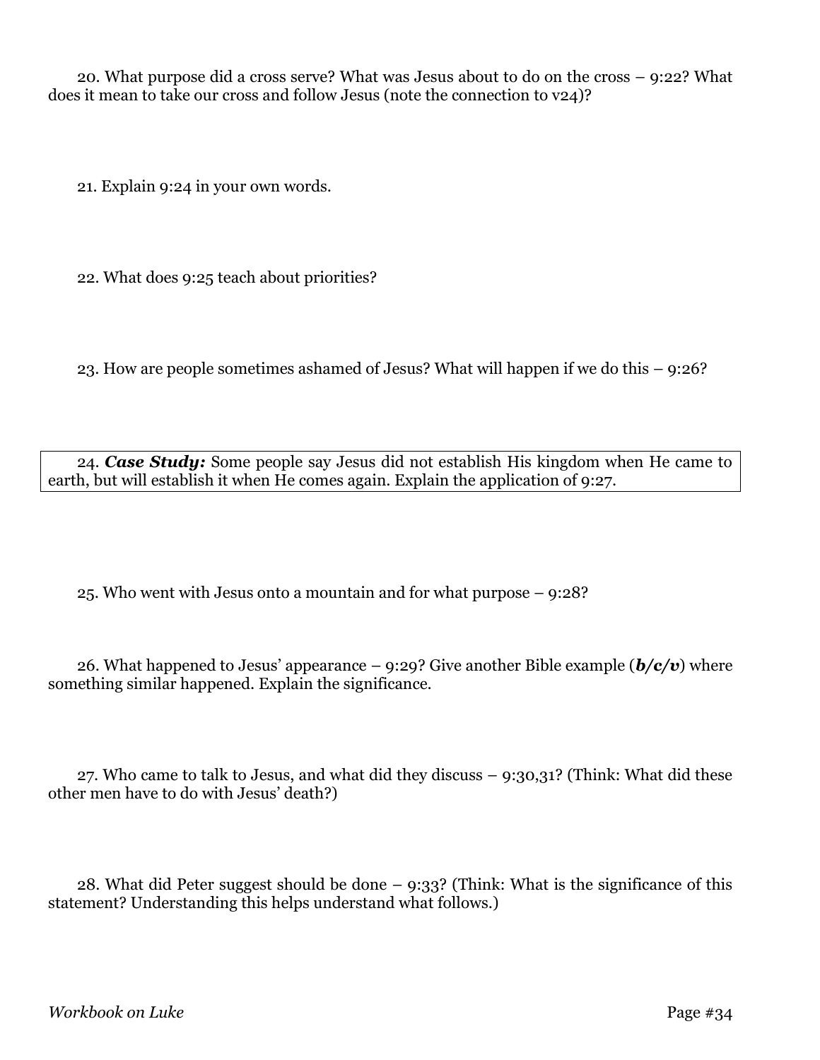20. What purpose did a cross serve? What was Jesus about to do on the cross – 9:22? What does it mean to take our cross and follow Jesus (note the connection to v24)?

21. Explain 9:24 in your own words.

22. What does 9:25 teach about priorities?

23. How are people sometimes ashamed of Jesus? What will happen if we do this – 9:26?

24. ***Case Study:*** Some people say Jesus did not establish His kingdom when He came to earth, but will establish it when He comes again. Explain the application of 9:27.

25. Who went with Jesus onto a mountain and for what purpose – 9:28?

26. What happened to Jesus' appearance – 9:29? Give another Bible example (***b/c/v***) where something similar happened. Explain the significance.

27. Who came to talk to Jesus, and what did they discuss – 9:30,31? (Think: What did these other men have to do with Jesus' death?)

28. What did Peter suggest should be done – 9:33? (Think: What is the significance of this statement? Understanding this helps understand what follows.)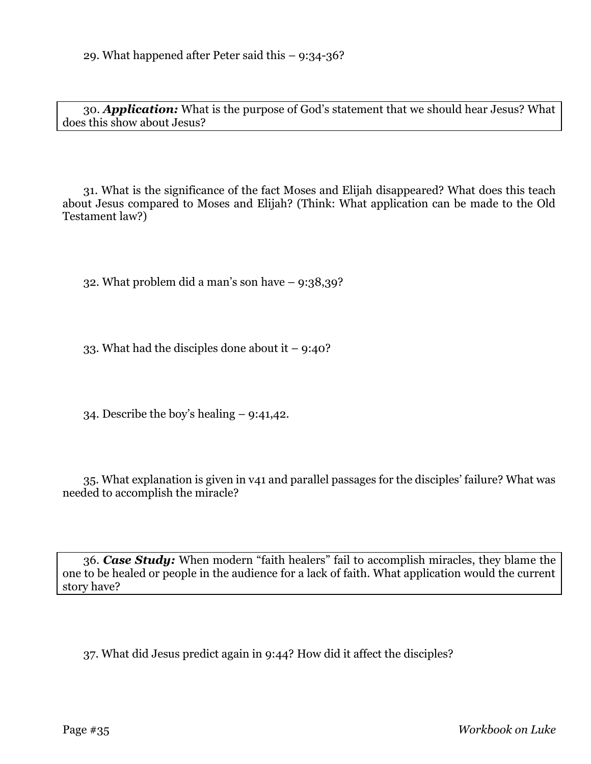29. What happened after Peter said this – 9:34-36?

30. ***Application:*** What is the purpose of God's statement that we should hear Jesus? What does this show about Jesus?

31. What is the significance of the fact Moses and Elijah disappeared? What does this teach about Jesus compared to Moses and Elijah? (Think: What application can be made to the Old Testament law?)

32. What problem did a man's son have – 9:38,39?

33. What had the disciples done about it – 9:40?

34. Describe the boy's healing – 9:41,42.

35. What explanation is given in v41 and parallel passages for the disciples' failure? What was needed to accomplish the miracle?

36. ***Case Study:*** When modern "faith healers" fail to accomplish miracles, they blame the one to be healed or people in the audience for a lack of faith. What application would the current story have?

37. What did Jesus predict again in 9:44? How did it affect the disciples?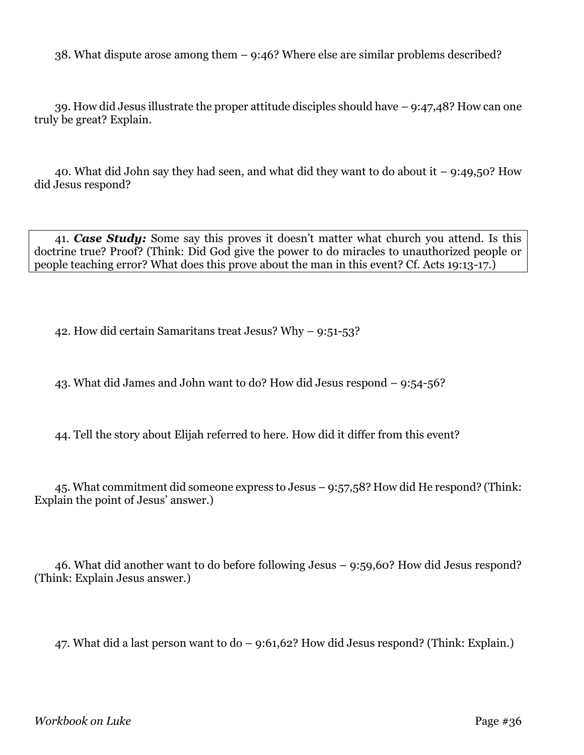38. What dispute arose among them – 9:46? Where else are similar problems described?

39. How did Jesus illustrate the proper attitude disciples should have – 9:47,48? How can one truly be great? Explain.

40. What did John say they had seen, and what did they want to do about it – 9:49,50? How did Jesus respond?

41. ***Case Study:*** Some say this proves it doesn't matter what church you attend. Is this doctrine true? Proof? (Think: Did God give the power to do miracles to unauthorized people or people teaching error? What does this prove about the man in this event? Cf. Acts 19:13-17.)

42. How did certain Samaritans treat Jesus? Why – 9:51-53?

43. What did James and John want to do? How did Jesus respond – 9:54-56?

44. Tell the story about Elijah referred to here. How did it differ from this event?

45. What commitment did someone express to Jesus – 9:57,58? How did He respond? (Think: Explain the point of Jesus' answer.)

46. What did another want to do before following Jesus – 9:59,60? How did Jesus respond? (Think: Explain Jesus answer.)

47. What did a last person want to do – 9:61,62? How did Jesus respond? (Think: Explain.)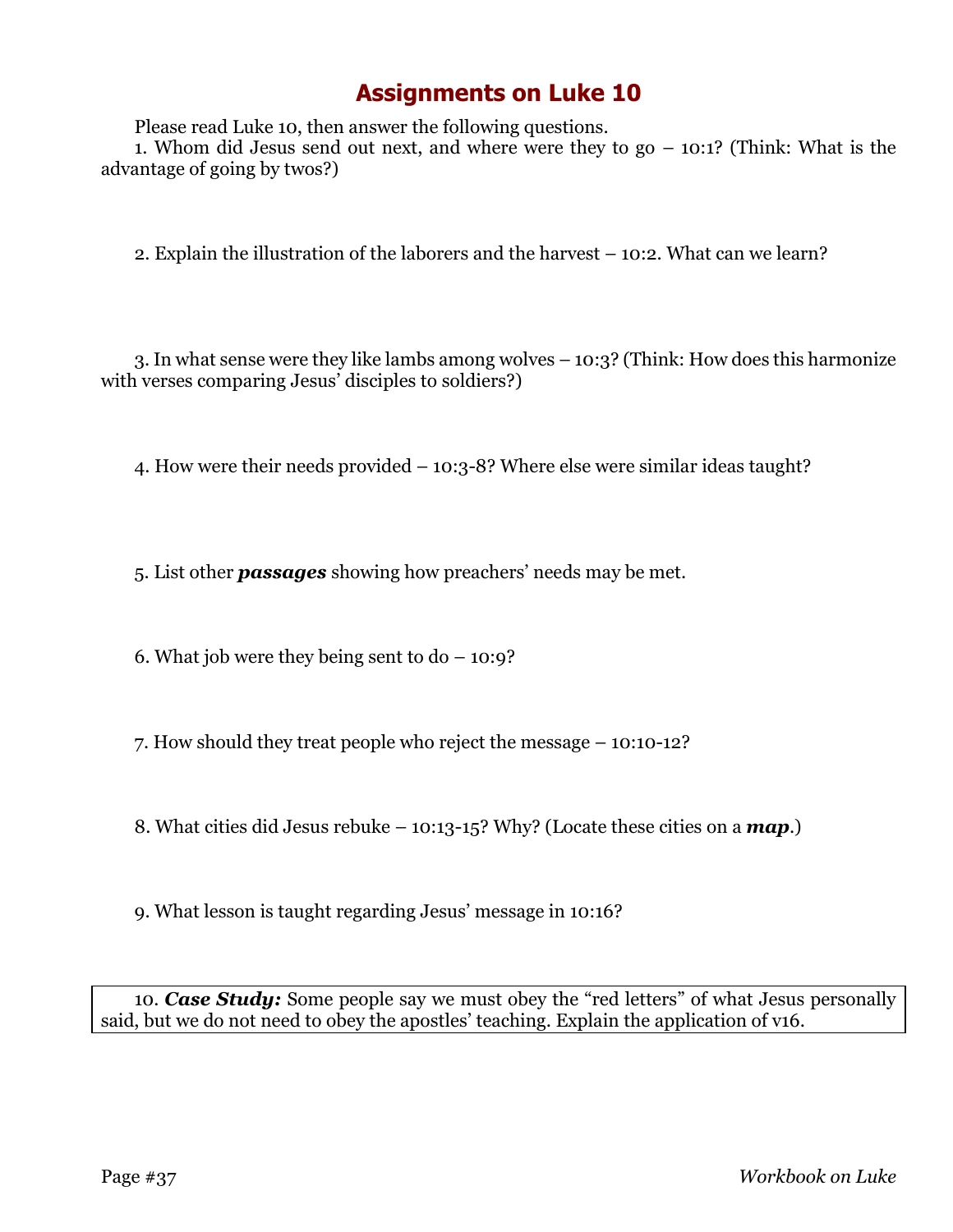# Assignments on Luke 10

Please read Luke 10, then answer the following questions.

1. Whom did Jesus send out next, and where were they to go – 10:1? (Think: What is the advantage of going by twos?)

2. Explain the illustration of the laborers and the harvest – 10:2. What can we learn?

3. In what sense were they like lambs among wolves – 10:3? (Think: How does this harmonize with verses comparing Jesus' disciples to soldiers?)

4. How were their needs provided – 10:3-8? Where else were similar ideas taught?

5. List other ***passages*** showing how preachers' needs may be met.

6. What job were they being sent to do – 10:9?

7. How should they treat people who reject the message – 10:10-12?

8. What cities did Jesus rebuke – 10:13-15? Why? (Locate these cities on a ***map***.)

9. What lesson is taught regarding Jesus' message in 10:16?

10. ***Case Study:*** Some people say we must obey the "red letters" of what Jesus personally said, but we do not need to obey the apostles' teaching. Explain the application of v16.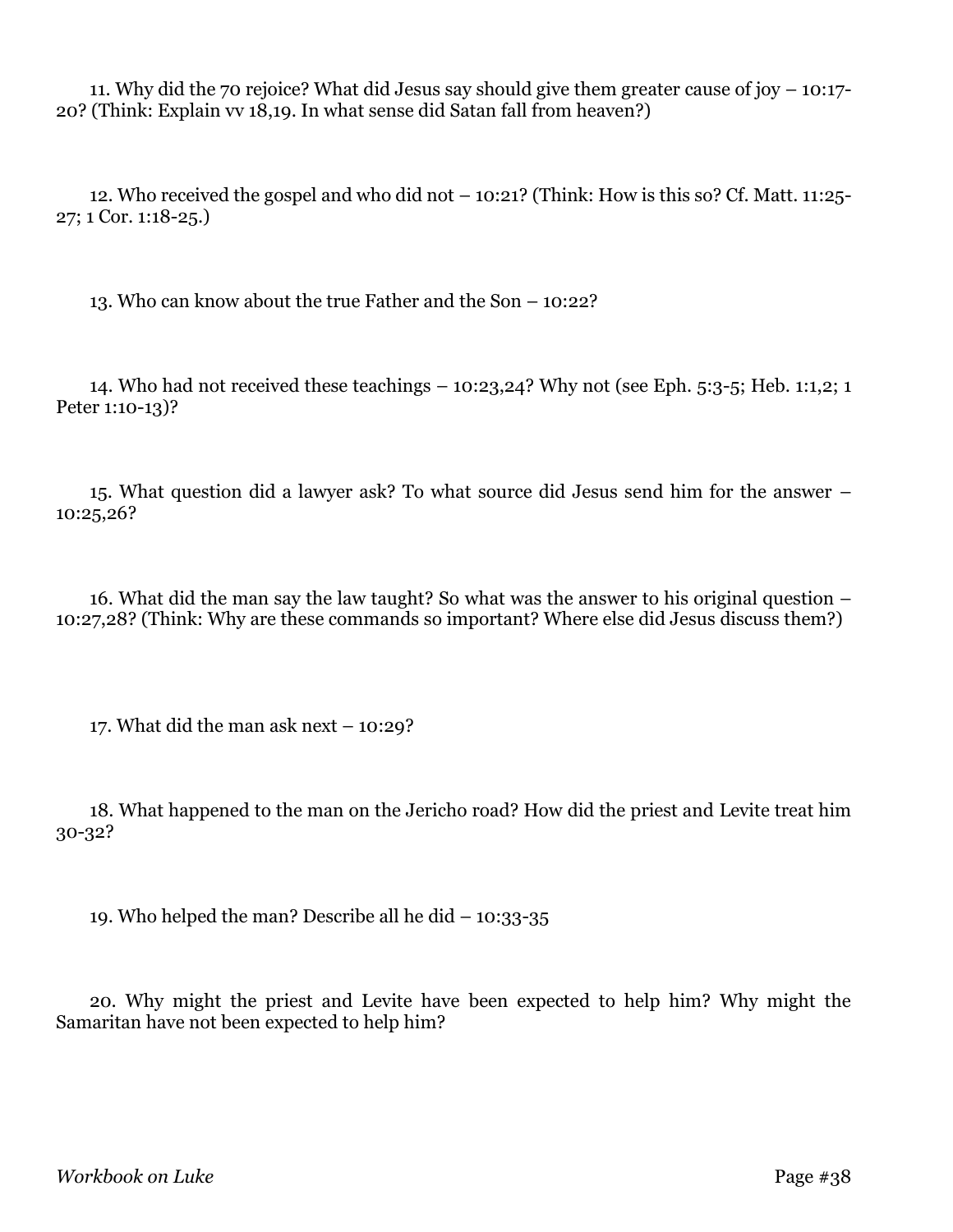11. Why did the 70 rejoice? What did Jesus say should give them greater cause of joy – 10:17-20? (Think: Explain vv 18,19. In what sense did Satan fall from heaven?)

12. Who received the gospel and who did not – 10:21? (Think: How is this so? Cf. Matt. 11:25-27; 1 Cor. 1:18-25.)

13. Who can know about the true Father and the Son – 10:22?

14. Who had not received these teachings – 10:23,24? Why not (see Eph. 5:3-5; Heb. 1:1,2; 1 Peter 1:10-13)?

15. What question did a lawyer ask? To what source did Jesus send him for the answer – 10:25,26?

16. What did the man say the law taught? So what was the answer to his original question – 10:27,28? (Think: Why are these commands so important? Where else did Jesus discuss them?)

17. What did the man ask next – 10:29?

18. What happened to the man on the Jericho road? How did the priest and Levite treat him 30-32?

19. Who helped the man? Describe all he did – 10:33-35

20. Why might the priest and Levite have been expected to help him? Why might the Samaritan have not been expected to help him?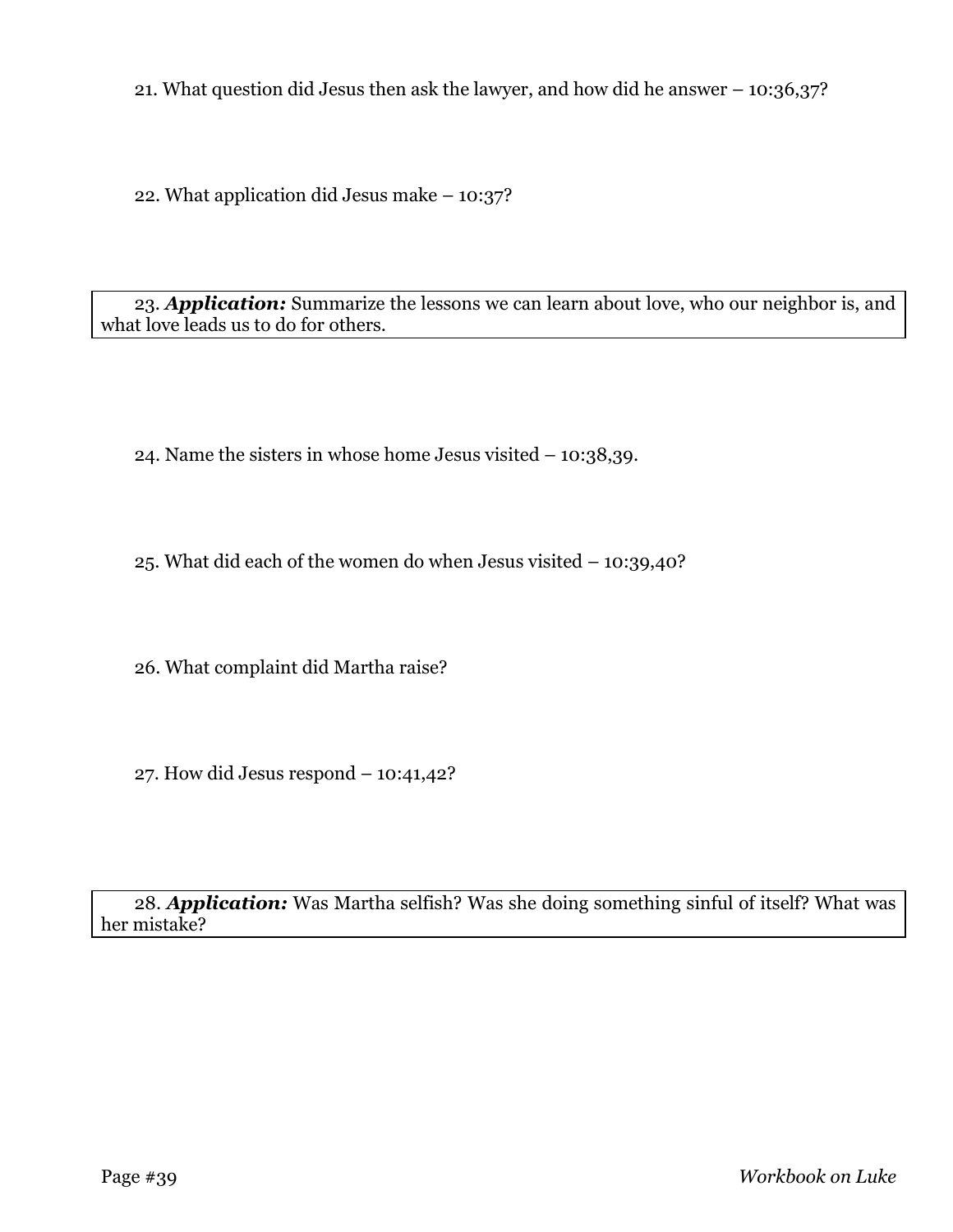21. What question did Jesus then ask the lawyer, and how did he answer – 10:36,37?

22. What application did Jesus make – 10:37?

23. ***Application:*** Summarize the lessons we can learn about love, who our neighbor is, and what love leads us to do for others.

24. Name the sisters in whose home Jesus visited – 10:38,39.

25. What did each of the women do when Jesus visited – 10:39,40?

26. What complaint did Martha raise?

27. How did Jesus respond – 10:41,42?

28. ***Application:*** Was Martha selfish? Was she doing something sinful of itself? What was her mistake?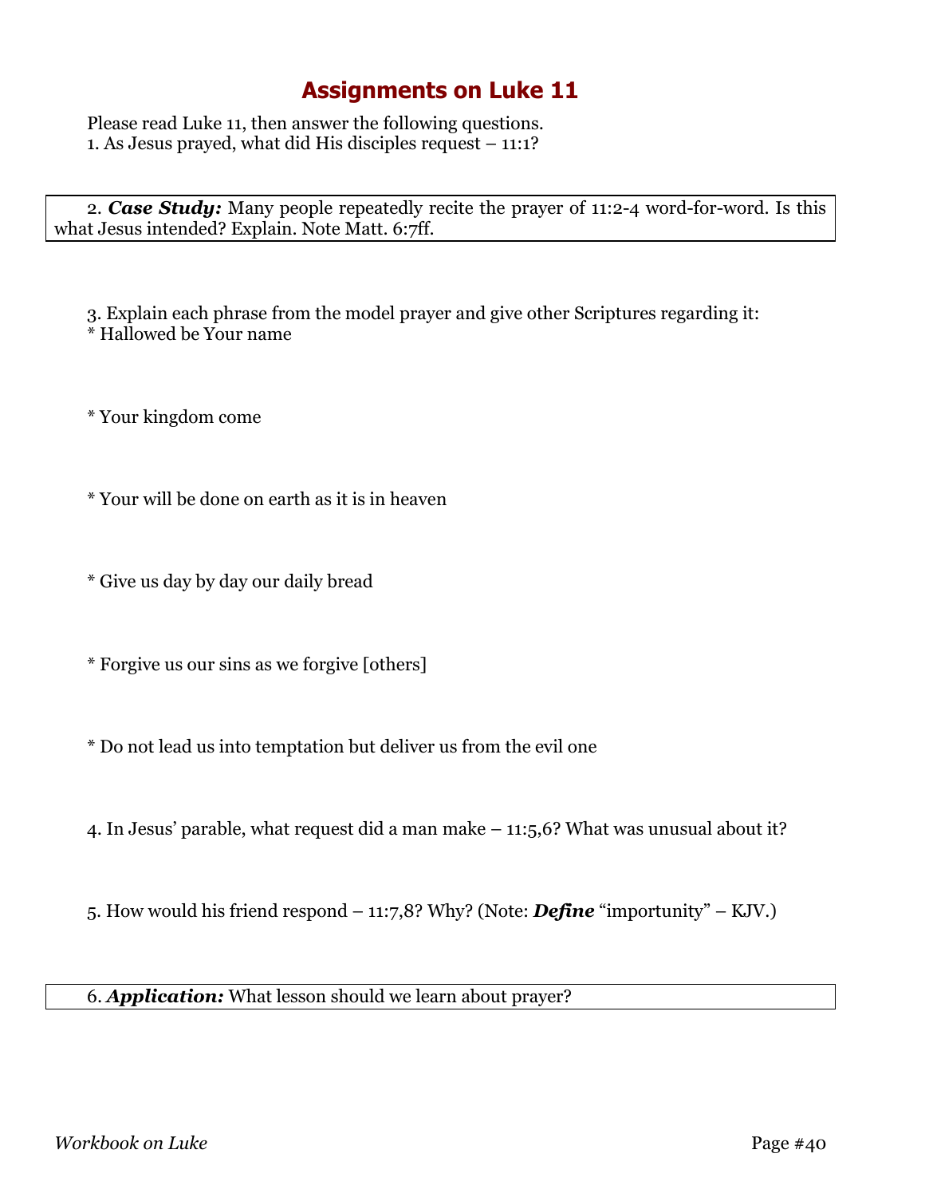# Assignments on Luke 11

Please read Luke 11, then answer the following questions.

1. As Jesus prayed, what did His disciples request – 11:1?

2. ***Case Study:*** Many people repeatedly recite the prayer of 11:2-4 word-for-word. Is this what Jesus intended? Explain. Note Matt. 6:7ff.

3. Explain each phrase from the model prayer and give other Scriptures regarding it:

* Hallowed be Your name

* Your kingdom come

* Your will be done on earth as it is in heaven

* Give us day by day our daily bread

* Forgive us our sins as we forgive [others]

* Do not lead us into temptation but deliver us from the evil one

4. In Jesus' parable, what request did a man make – 11:5,6? What was unusual about it?

5. How would his friend respond – 11:7,8? Why? (Note: ***Define*** "importunity" – KJV.)

6. ***Application:*** What lesson should we learn about prayer?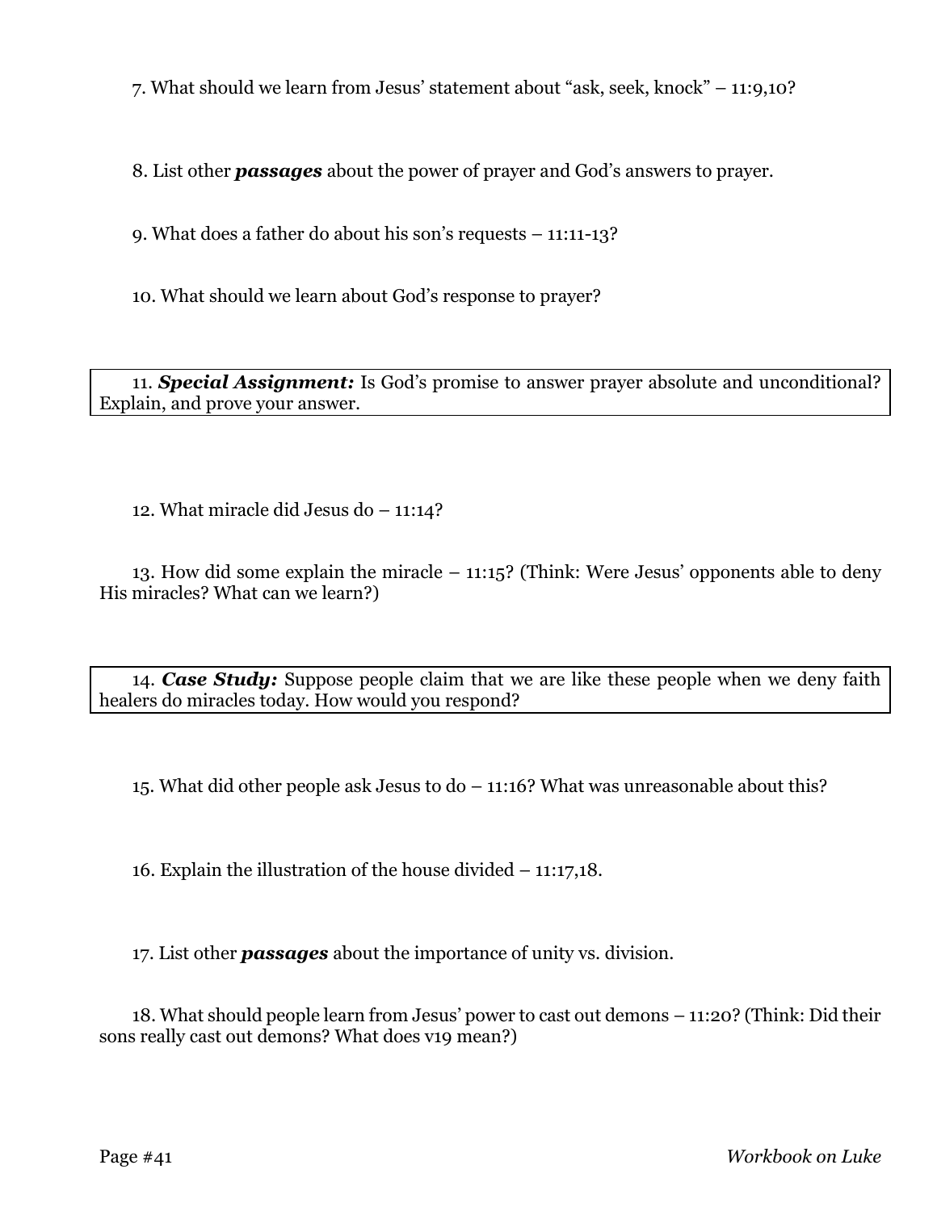7. What should we learn from Jesus' statement about "ask, seek, knock" – 11:9,10?

8. List other ***passages*** about the power of prayer and God's answers to prayer.

9. What does a father do about his son's requests – 11:11-13?

10. What should we learn about God's response to prayer?

11. ***Special Assignment:*** Is God's promise to answer prayer absolute and unconditional? Explain, and prove your answer.

12. What miracle did Jesus do – 11:14?

13. How did some explain the miracle – 11:15? (Think: Were Jesus' opponents able to deny His miracles? What can we learn?)

14. ***Case Study:*** Suppose people claim that we are like these people when we deny faith healers do miracles today. How would you respond?

15. What did other people ask Jesus to do – 11:16? What was unreasonable about this?

16. Explain the illustration of the house divided – 11:17,18.

17. List other ***passages*** about the importance of unity vs. division.

18. What should people learn from Jesus' power to cast out demons – 11:20? (Think: Did their sons really cast out demons? What does v19 mean?)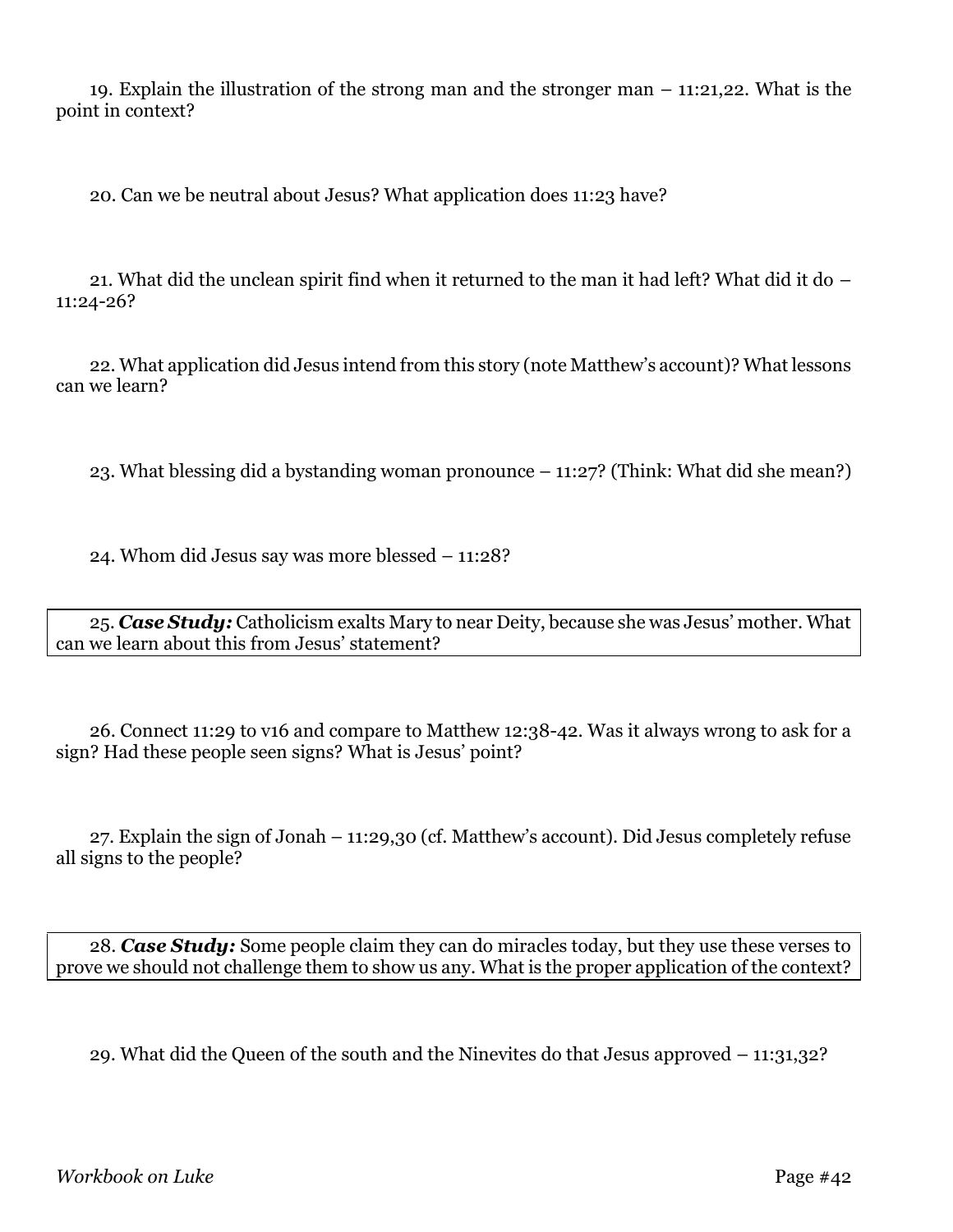19. Explain the illustration of the strong man and the stronger man – 11:21,22. What is the point in context?

20. Can we be neutral about Jesus? What application does 11:23 have?

21. What did the unclean spirit find when it returned to the man it had left? What did it do – 11:24-26?

22. What application did Jesus intend from this story (note Matthew's account)? What lessons can we learn?

23. What blessing did a bystanding woman pronounce – 11:27? (Think: What did she mean?)

24. Whom did Jesus say was more blessed – 11:28?

25. ***Case Study:*** Catholicism exalts Mary to near Deity, because she was Jesus' mother. What can we learn about this from Jesus' statement?

26. Connect 11:29 to v16 and compare to Matthew 12:38-42. Was it always wrong to ask for a sign? Had these people seen signs? What is Jesus' point?

27. Explain the sign of Jonah – 11:29,30 (cf. Matthew's account). Did Jesus completely refuse all signs to the people?

28. ***Case Study:*** Some people claim they can do miracles today, but they use these verses to prove we should not challenge them to show us any. What is the proper application of the context?

29. What did the Queen of the south and the Ninevites do that Jesus approved – 11:31,32?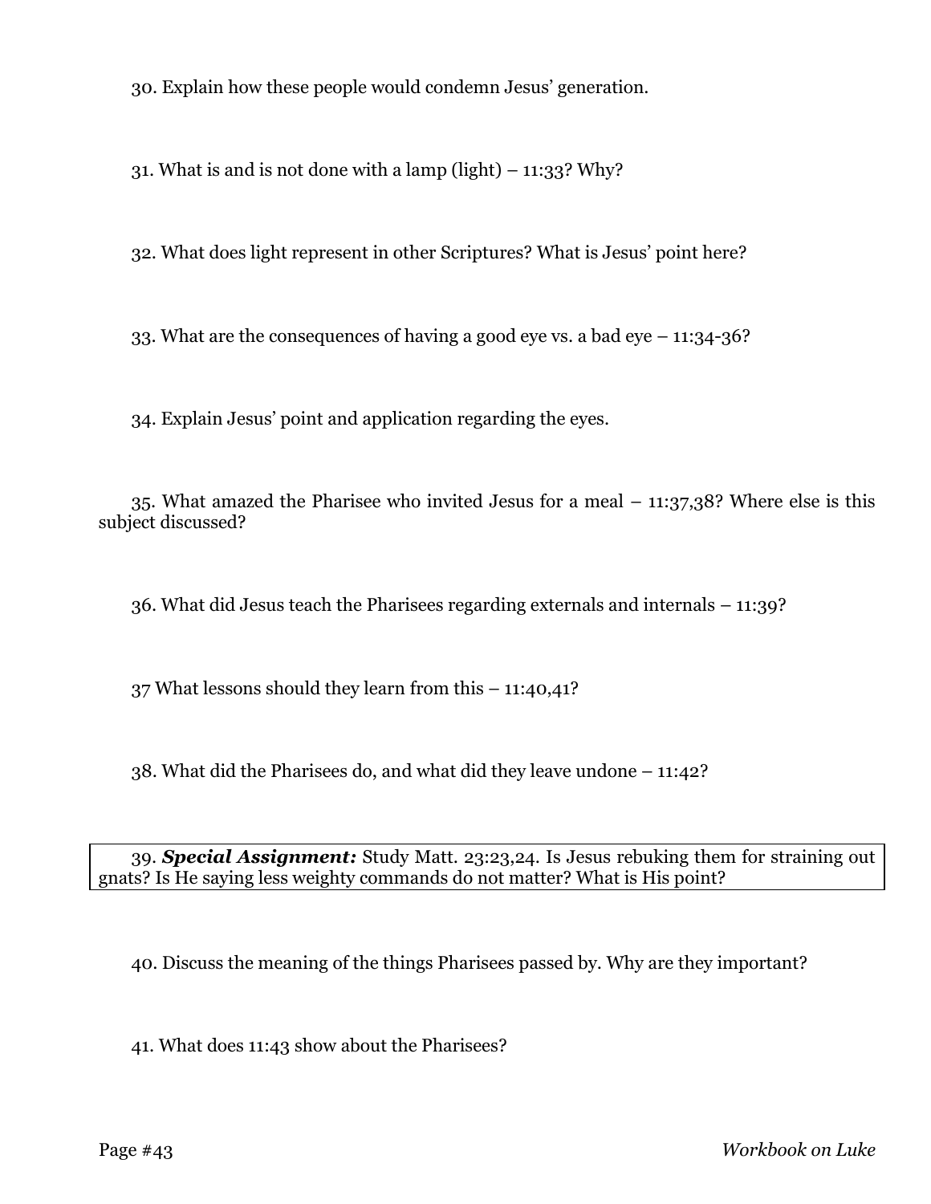30. Explain how these people would condemn Jesus' generation.

31. What is and is not done with a lamp (light) – 11:33? Why?

32. What does light represent in other Scriptures? What is Jesus' point here?

33. What are the consequences of having a good eye vs. a bad eye – 11:34-36?

34. Explain Jesus' point and application regarding the eyes.

35. What amazed the Pharisee who invited Jesus for a meal – 11:37,38? Where else is this subject discussed?

36. What did Jesus teach the Pharisees regarding externals and internals – 11:39?

37 What lessons should they learn from this – 11:40,41?

38. What did the Pharisees do, and what did they leave undone – 11:42?

39. ***Special Assignment:*** Study Matt. 23:23,24. Is Jesus rebuking them for straining out gnats? Is He saying less weighty commands do not matter? What is His point?

40. Discuss the meaning of the things Pharisees passed by. Why are they important?

41. What does 11:43 show about the Pharisees?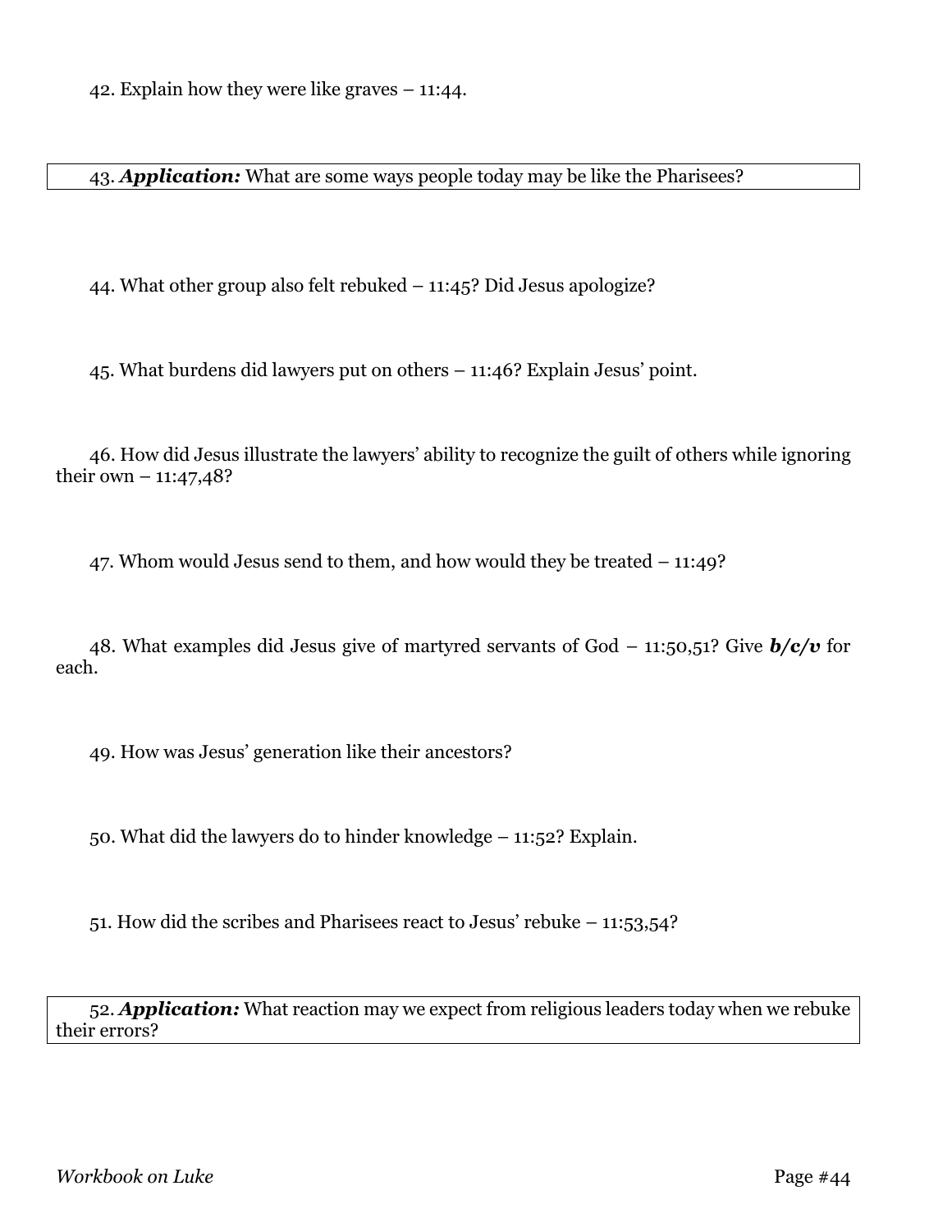42. Explain how they were like graves – 11:44.

43. ***Application:*** What are some ways people today may be like the Pharisees?

44. What other group also felt rebuked – 11:45? Did Jesus apologize?

45. What burdens did lawyers put on others – 11:46? Explain Jesus' point.

46. How did Jesus illustrate the lawyers' ability to recognize the guilt of others while ignoring their own – 11:47,48?

47. Whom would Jesus send to them, and how would they be treated – 11:49?

48. What examples did Jesus give of martyred servants of God – 11:50,51? Give ***b/c/v*** for each.

49. How was Jesus' generation like their ancestors?

50. What did the lawyers do to hinder knowledge – 11:52? Explain.

51. How did the scribes and Pharisees react to Jesus' rebuke – 11:53,54?

52. ***Application:*** What reaction may we expect from religious leaders today when we rebuke their errors?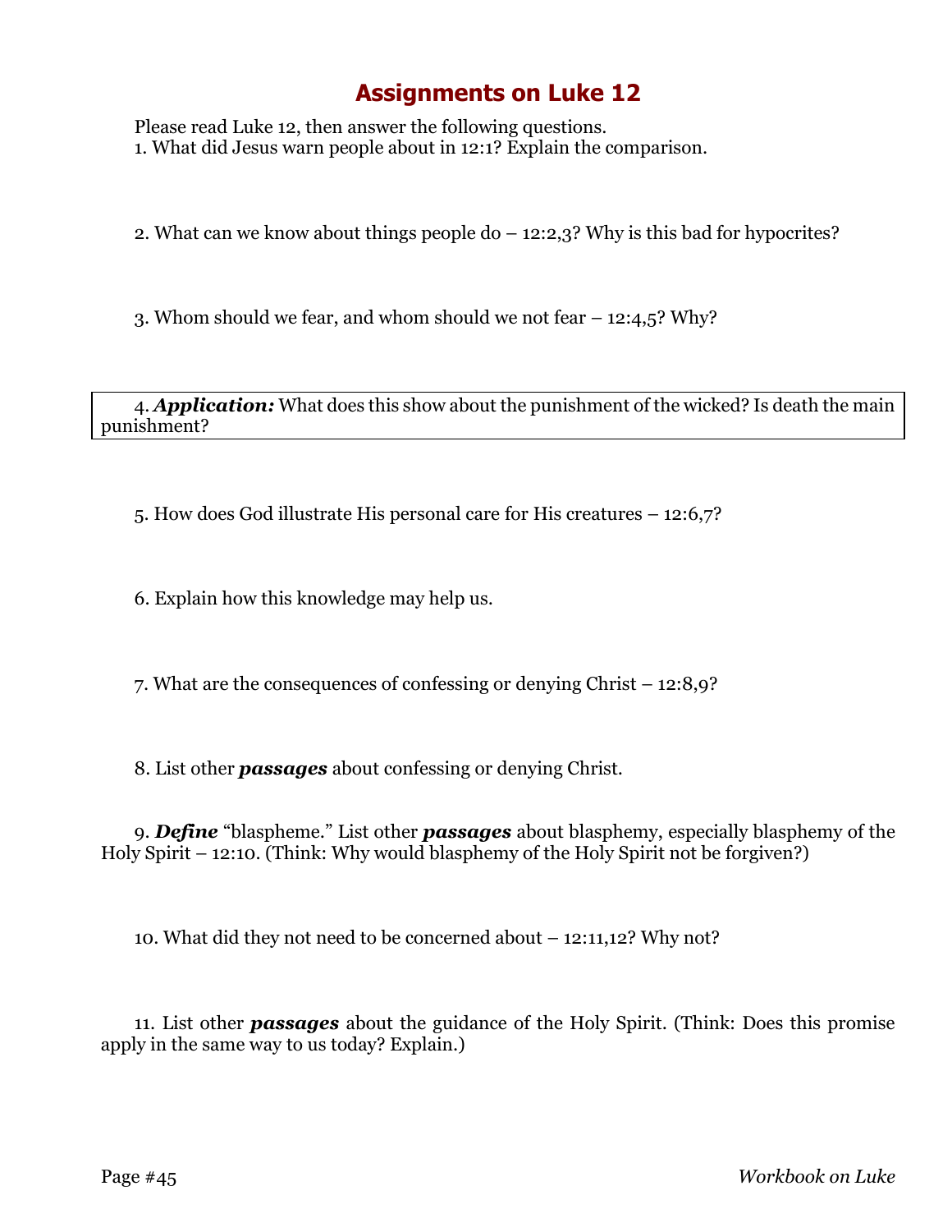# Assignments on Luke 12

Please read Luke 12, then answer the following questions.

1. What did Jesus warn people about in 12:1? Explain the comparison.

2. What can we know about things people do – 12:2,3? Why is this bad for hypocrites?

3. Whom should we fear, and whom should we not fear – 12:4,5? Why?

4. ***Application:*** What does this show about the punishment of the wicked? Is death the main punishment?

5. How does God illustrate His personal care for His creatures – 12:6,7?

6. Explain how this knowledge may help us.

7. What are the consequences of confessing or denying Christ – 12:8,9?

8. List other ***passages*** about confessing or denying Christ.

9. ***Define*** "blaspheme." List other ***passages*** about blasphemy, especially blasphemy of the Holy Spirit – 12:10. (Think: Why would blasphemy of the Holy Spirit not be forgiven?)

10. What did they not need to be concerned about – 12:11,12? Why not?

11. List other ***passages*** about the guidance of the Holy Spirit. (Think: Does this promise apply in the same way to us today? Explain.)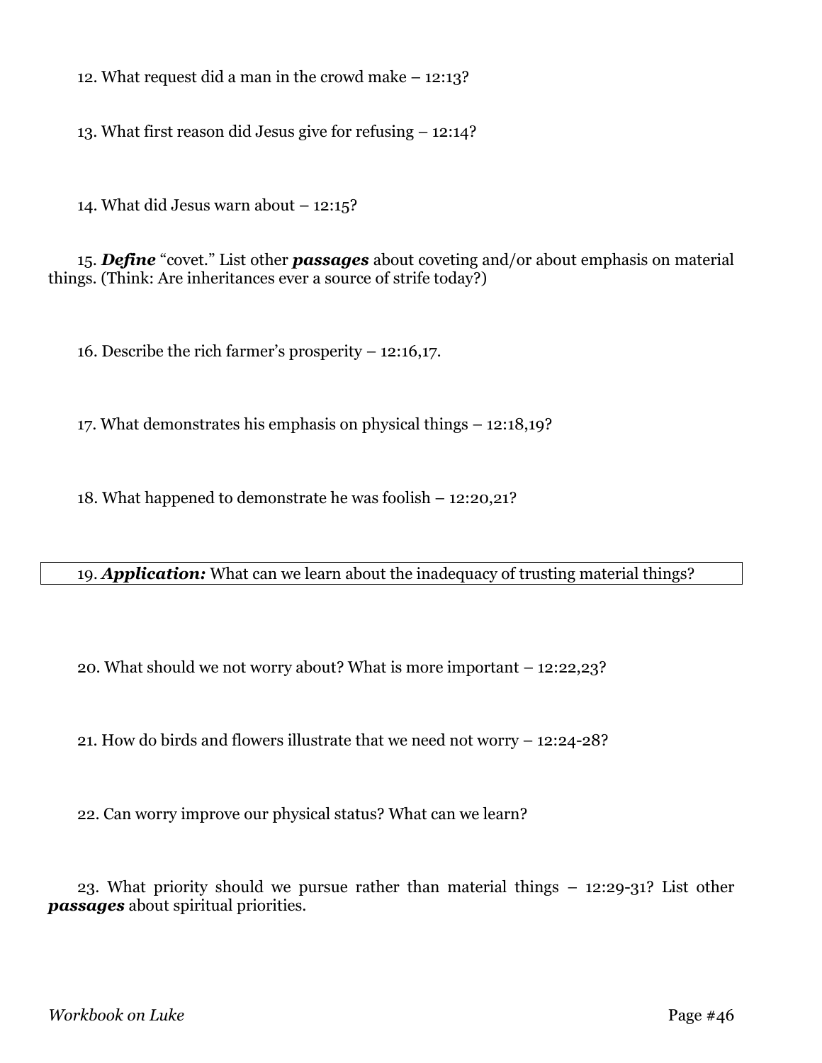12. What request did a man in the crowd make – 12:13?

13. What first reason did Jesus give for refusing – 12:14?

14. What did Jesus warn about – 12:15?

15. ***Define*** "covet." List other ***passages*** about coveting and/or about emphasis on material things. (Think: Are inheritances ever a source of strife today?)

16. Describe the rich farmer's prosperity – 12:16,17.

17. What demonstrates his emphasis on physical things – 12:18,19?

18. What happened to demonstrate he was foolish – 12:20,21?

19. ***Application:*** What can we learn about the inadequacy of trusting material things?

20. What should we not worry about? What is more important – 12:22,23?

21. How do birds and flowers illustrate that we need not worry – 12:24-28?

22. Can worry improve our physical status? What can we learn?

23. What priority should we pursue rather than material things – 12:29-31? List other ***passages*** about spiritual priorities.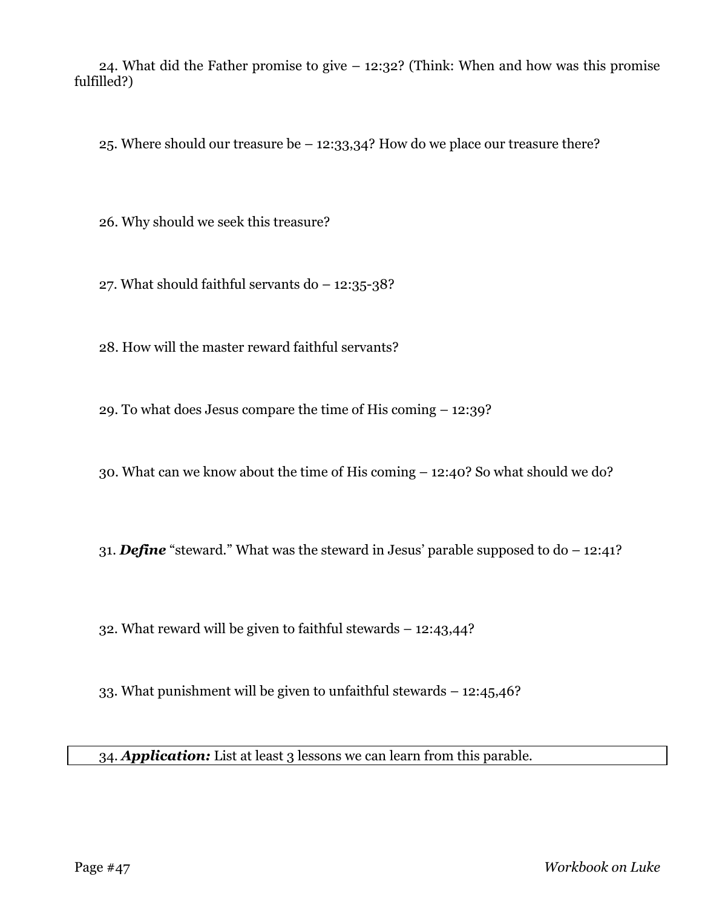24. What did the Father promise to give – 12:32? (Think: When and how was this promise fulfilled?)

25. Where should our treasure be – 12:33,34? How do we place our treasure there?

26. Why should we seek this treasure?

27. What should faithful servants do – 12:35-38?

28. How will the master reward faithful servants?

29. To what does Jesus compare the time of His coming – 12:39?

30. What can we know about the time of His coming – 12:40? So what should we do?

31. ***Define*** "steward." What was the steward in Jesus' parable supposed to do – 12:41?

32. What reward will be given to faithful stewards – 12:43,44?

33. What punishment will be given to unfaithful stewards – 12:45,46?

34. ***Application:*** List at least 3 lessons we can learn from this parable.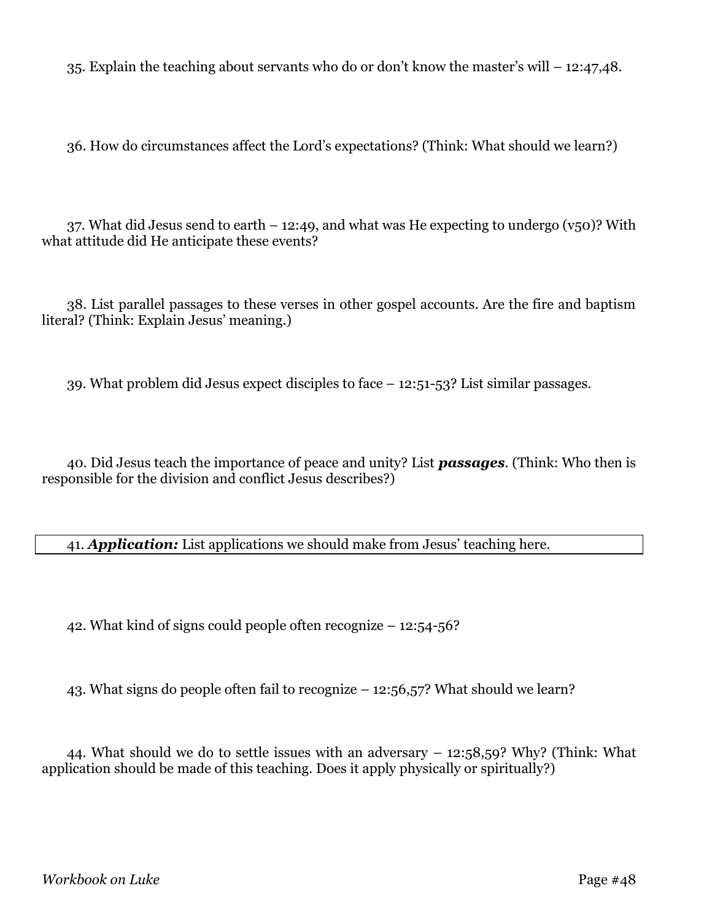35. Explain the teaching about servants who do or don't know the master's will – 12:47,48.

36. How do circumstances affect the Lord's expectations? (Think: What should we learn?)

37. What did Jesus send to earth – 12:49, and what was He expecting to undergo (v50)? With what attitude did He anticipate these events?

38. List parallel passages to these verses in other gospel accounts. Are the fire and baptism literal? (Think: Explain Jesus' meaning.)

39. What problem did Jesus expect disciples to face – 12:51-53? List similar passages.

40. Did Jesus teach the importance of peace and unity? List ***passages***. (Think: Who then is responsible for the division and conflict Jesus describes?)

41. ***Application:*** List applications we should make from Jesus' teaching here.

42. What kind of signs could people often recognize – 12:54-56?

43. What signs do people often fail to recognize – 12:56,57? What should we learn?

44. What should we do to settle issues with an adversary – 12:58,59? Why? (Think: What application should be made of this teaching. Does it apply physically or spiritually?)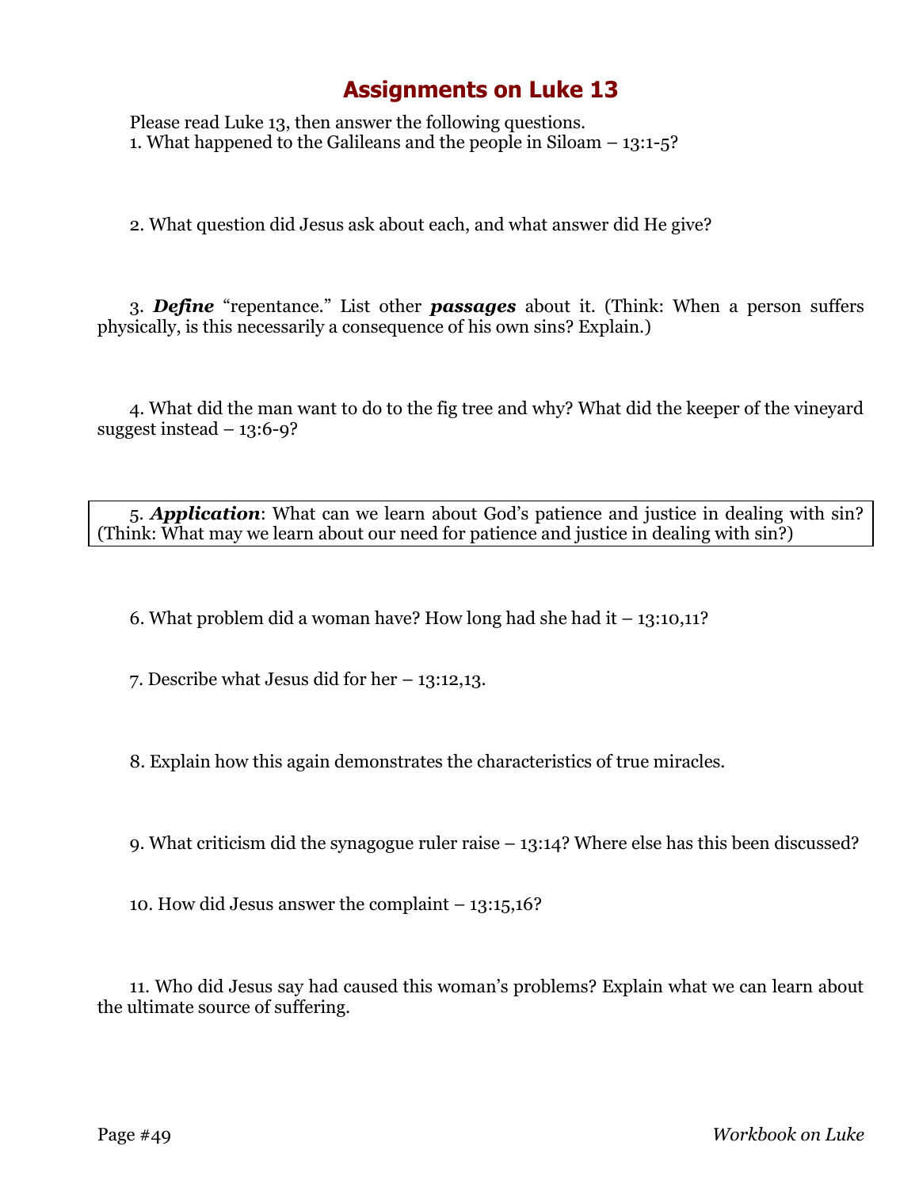# Assignments on Luke 13

Please read Luke 13, then answer the following questions.

1. What happened to the Galileans and the people in Siloam – 13:1-5?

2. What question did Jesus ask about each, and what answer did He give?

3. ***Define*** "repentance." List other ***passages*** about it. (Think: When a person suffers physically, is this necessarily a consequence of his own sins? Explain.)

4. What did the man want to do to the fig tree and why? What did the keeper of the vineyard suggest instead – 13:6-9?

5. ***Application***: What can we learn about God's patience and justice in dealing with sin? (Think: What may we learn about our need for patience and justice in dealing with sin?)

6. What problem did a woman have? How long had she had it – 13:10,11?

7. Describe what Jesus did for her – 13:12,13.

8. Explain how this again demonstrates the characteristics of true miracles.

9. What criticism did the synagogue ruler raise – 13:14? Where else has this been discussed?

10. How did Jesus answer the complaint – 13:15,16?

11. Who did Jesus say had caused this woman's problems? Explain what we can learn about the ultimate source of suffering.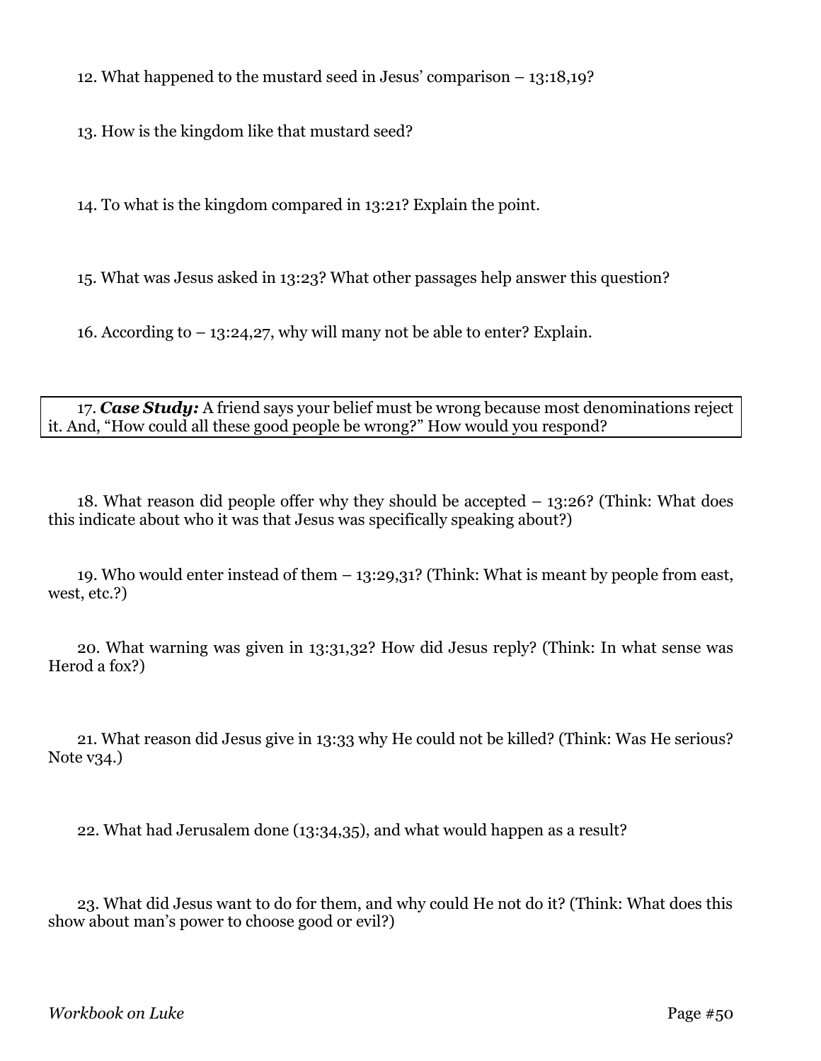12. What happened to the mustard seed in Jesus' comparison – 13:18,19?

13. How is the kingdom like that mustard seed?

14. To what is the kingdom compared in 13:21? Explain the point.

15. What was Jesus asked in 13:23? What other passages help answer this question?

16. According to – 13:24,27, why will many not be able to enter? Explain.

17. ***Case Study:*** A friend says your belief must be wrong because most denominations reject it. And, "How could all these good people be wrong?" How would you respond?

18. What reason did people offer why they should be accepted – 13:26? (Think: What does this indicate about who it was that Jesus was specifically speaking about?)

19. Who would enter instead of them – 13:29,31? (Think: What is meant by people from east, west, etc.?)

20. What warning was given in 13:31,32? How did Jesus reply? (Think: In what sense was Herod a fox?)

21. What reason did Jesus give in 13:33 why He could not be killed? (Think: Was He serious? Note v34.)

22. What had Jerusalem done (13:34,35), and what would happen as a result?

23. What did Jesus want to do for them, and why could He not do it? (Think: What does this show about man's power to choose good or evil?)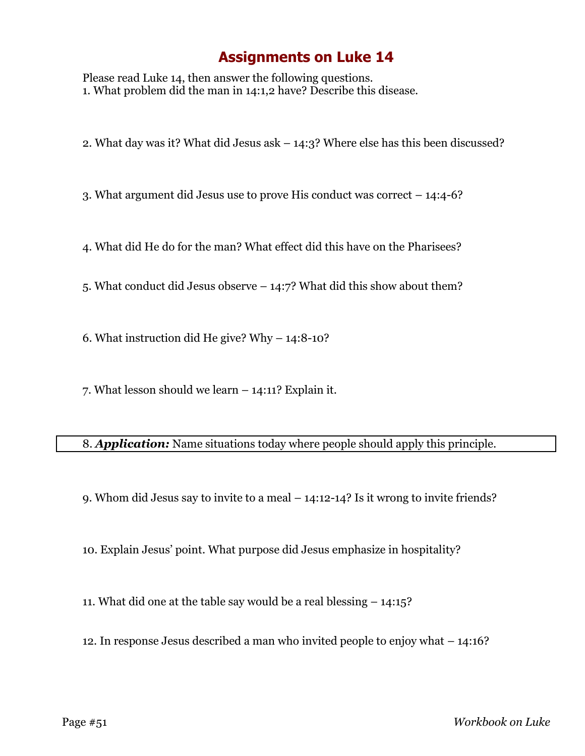# Assignments on Luke 14

Please read Luke 14, then answer the following questions.

1. What problem did the man in 14:1,2 have? Describe this disease.

2. What day was it? What did Jesus ask – 14:3? Where else has this been discussed?

3. What argument did Jesus use to prove His conduct was correct – 14:4-6?

4. What did He do for the man? What effect did this have on the Pharisees?

5. What conduct did Jesus observe – 14:7? What did this show about them?

6. What instruction did He give? Why – 14:8-10?

7. What lesson should we learn – 14:11? Explain it.

8. ***Application:*** Name situations today where people should apply this principle.

9. Whom did Jesus say to invite to a meal – 14:12-14? Is it wrong to invite friends?

10. Explain Jesus' point. What purpose did Jesus emphasize in hospitality?

11. What did one at the table say would be a real blessing – 14:15?

12. In response Jesus described a man who invited people to enjoy what – 14:16?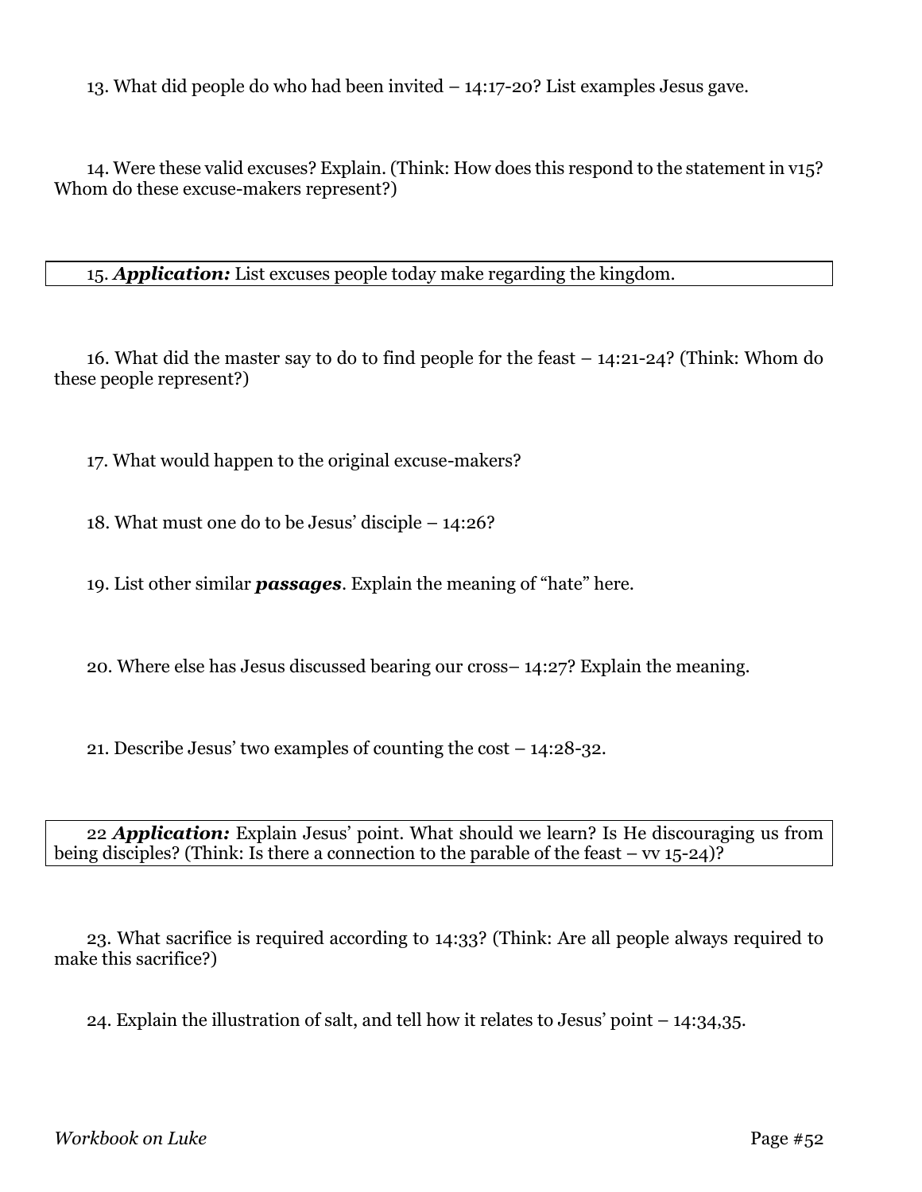13. What did people do who had been invited – 14:17-20? List examples Jesus gave.

14. Were these valid excuses? Explain. (Think: How does this respond to the statement in v15? Whom do these excuse-makers represent?)

15. ***Application:*** List excuses people today make regarding the kingdom.

16. What did the master say to do to find people for the feast – 14:21-24? (Think: Whom do these people represent?)

17. What would happen to the original excuse-makers?

18. What must one do to be Jesus' disciple – 14:26?

19. List other similar ***passages***. Explain the meaning of "hate" here.

20. Where else has Jesus discussed bearing our cross– 14:27? Explain the meaning.

21. Describe Jesus' two examples of counting the cost – 14:28-32.

22 ***Application:*** Explain Jesus' point. What should we learn? Is He discouraging us from being disciples? (Think: Is there a connection to the parable of the feast – vv 15-24)?

23. What sacrifice is required according to 14:33? (Think: Are all people always required to make this sacrifice?)

24. Explain the illustration of salt, and tell how it relates to Jesus' point – 14:34,35.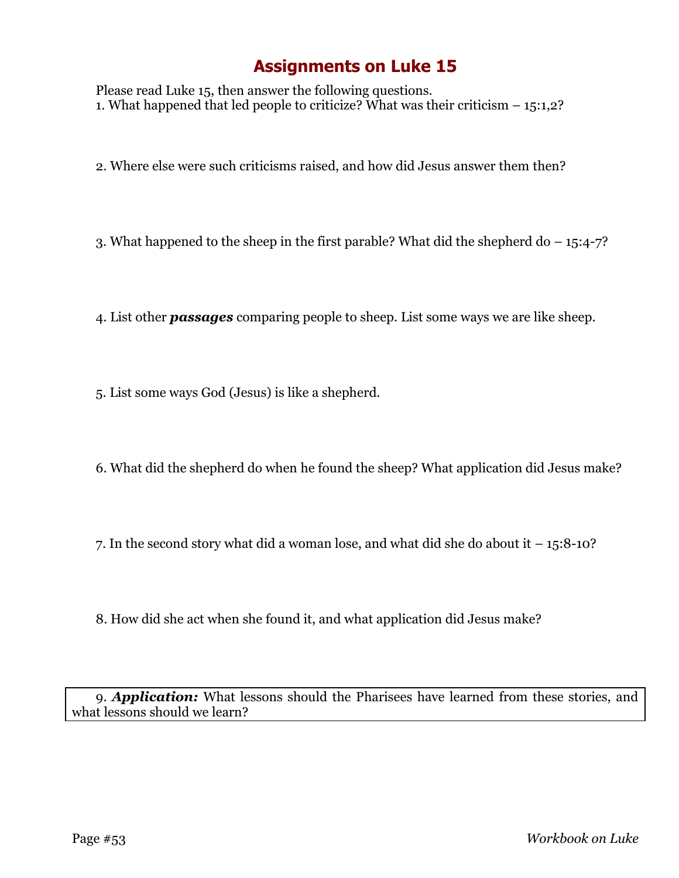# Assignments on Luke 15

Please read Luke 15, then answer the following questions.

1. What happened that led people to criticize? What was their criticism – 15:1,2?

2. Where else were such criticisms raised, and how did Jesus answer them then?

3. What happened to the sheep in the first parable? What did the shepherd do – 15:4-7?

4. List other ***passages*** comparing people to sheep. List some ways we are like sheep.

5. List some ways God (Jesus) is like a shepherd.

6. What did the shepherd do when he found the sheep? What application did Jesus make?

7. In the second story what did a woman lose, and what did she do about it – 15:8-10?

8. How did she act when she found it, and what application did Jesus make?

9. ***Application:*** What lessons should the Pharisees have learned from these stories, and what lessons should we learn?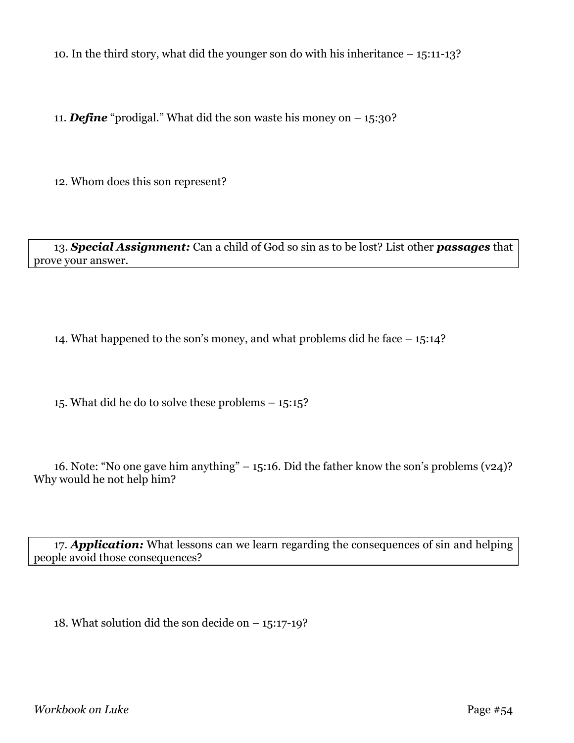10. In the third story, what did the younger son do with his inheritance – 15:11-13?

11. ***Define*** "prodigal." What did the son waste his money on – 15:30?

12. Whom does this son represent?

13. ***Special Assignment:*** Can a child of God so sin as to be lost? List other ***passages*** that prove your answer.

14. What happened to the son's money, and what problems did he face – 15:14?

15. What did he do to solve these problems – 15:15?

16. Note: "No one gave him anything" – 15:16. Did the father know the son's problems (v24)? Why would he not help him?

17. ***Application:*** What lessons can we learn regarding the consequences of sin and helping people avoid those consequences?

18. What solution did the son decide on – 15:17-19?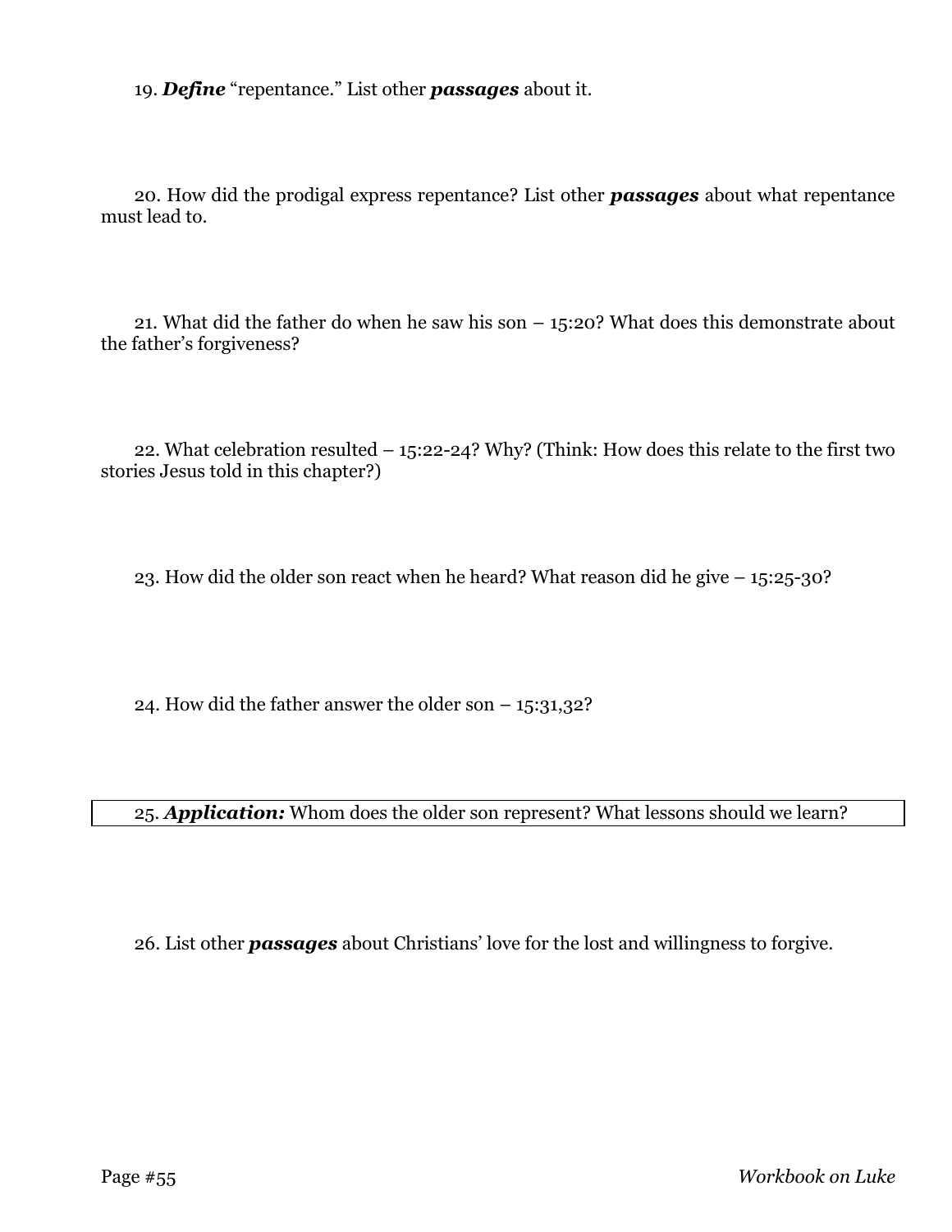19. ***Define*** "repentance." List other ***passages*** about it.

20. How did the prodigal express repentance? List other ***passages*** about what repentance must lead to.

21. What did the father do when he saw his son – 15:20? What does this demonstrate about the father's forgiveness?

22. What celebration resulted – 15:22-24? Why? (Think: How does this relate to the first two stories Jesus told in this chapter?)

23. How did the older son react when he heard? What reason did he give – 15:25-30?

24. How did the father answer the older son – 15:31,32?

25. ***Application:*** Whom does the older son represent? What lessons should we learn?

26. List other ***passages*** about Christians' love for the lost and willingness to forgive.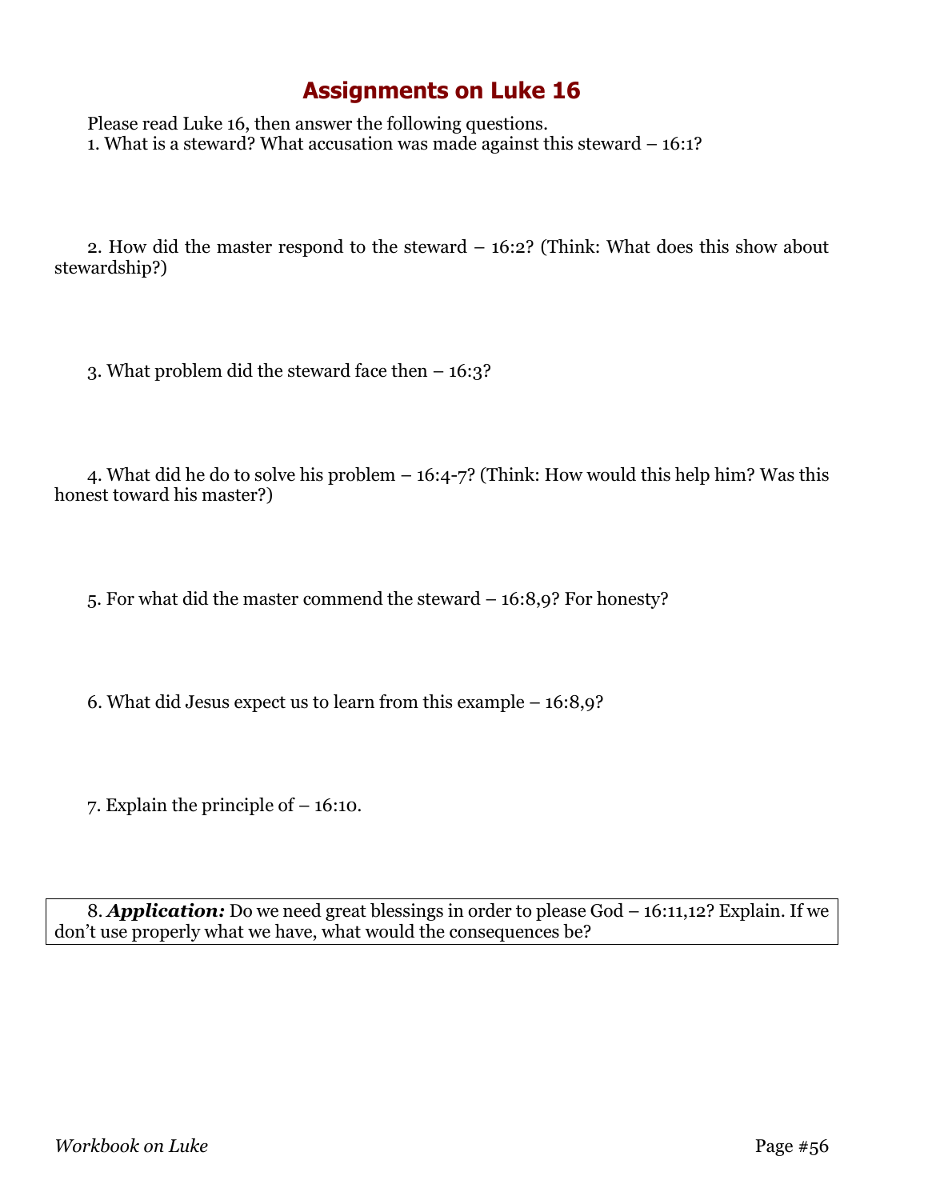# Assignments on Luke 16

Please read Luke 16, then answer the following questions.

1. What is a steward? What accusation was made against this steward – 16:1?

2. How did the master respond to the steward – 16:2? (Think: What does this show about stewardship?)

3. What problem did the steward face then – 16:3?

4. What did he do to solve his problem – 16:4-7? (Think: How would this help him? Was this honest toward his master?)

5. For what did the master commend the steward – 16:8,9? For honesty?

6. What did Jesus expect us to learn from this example – 16:8,9?

7. Explain the principle of – 16:10.

8. ***Application:*** Do we need great blessings in order to please God – 16:11,12? Explain. If we don't use properly what we have, what would the consequences be?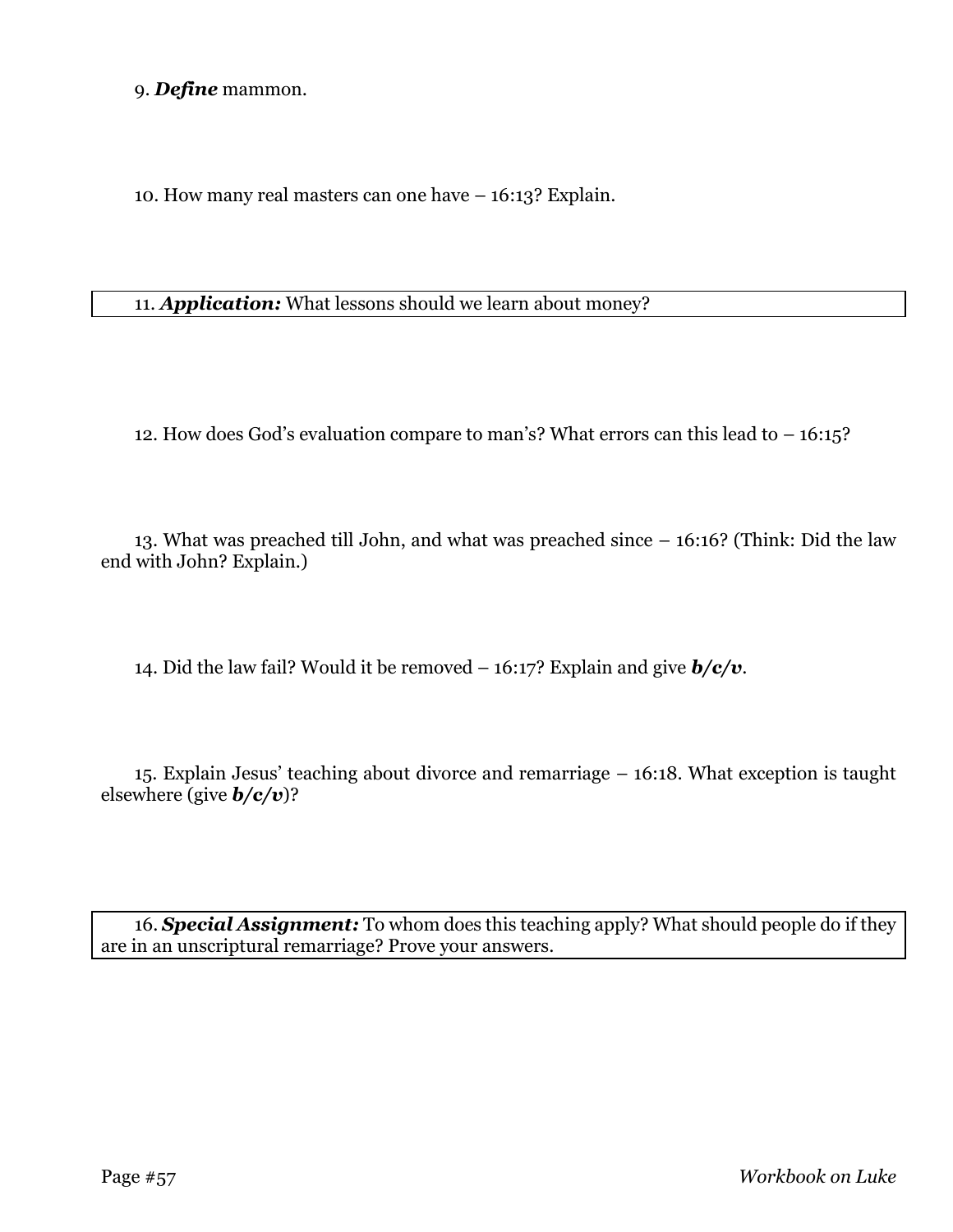9. ***Define*** mammon.

10. How many real masters can one have – 16:13? Explain.

11. ***Application:*** What lessons should we learn about money?

12. How does God's evaluation compare to man's? What errors can this lead to – 16:15?

13. What was preached till John, and what was preached since – 16:16? (Think: Did the law end with John? Explain.)

14. Did the law fail? Would it be removed – 16:17? Explain and give ***b/c/v***.

15. Explain Jesus' teaching about divorce and remarriage – 16:18. What exception is taught elsewhere (give ***b/c/v***)?

16. ***Special Assignment:*** To whom does this teaching apply? What should people do if they are in an unscriptural remarriage? Prove your answers.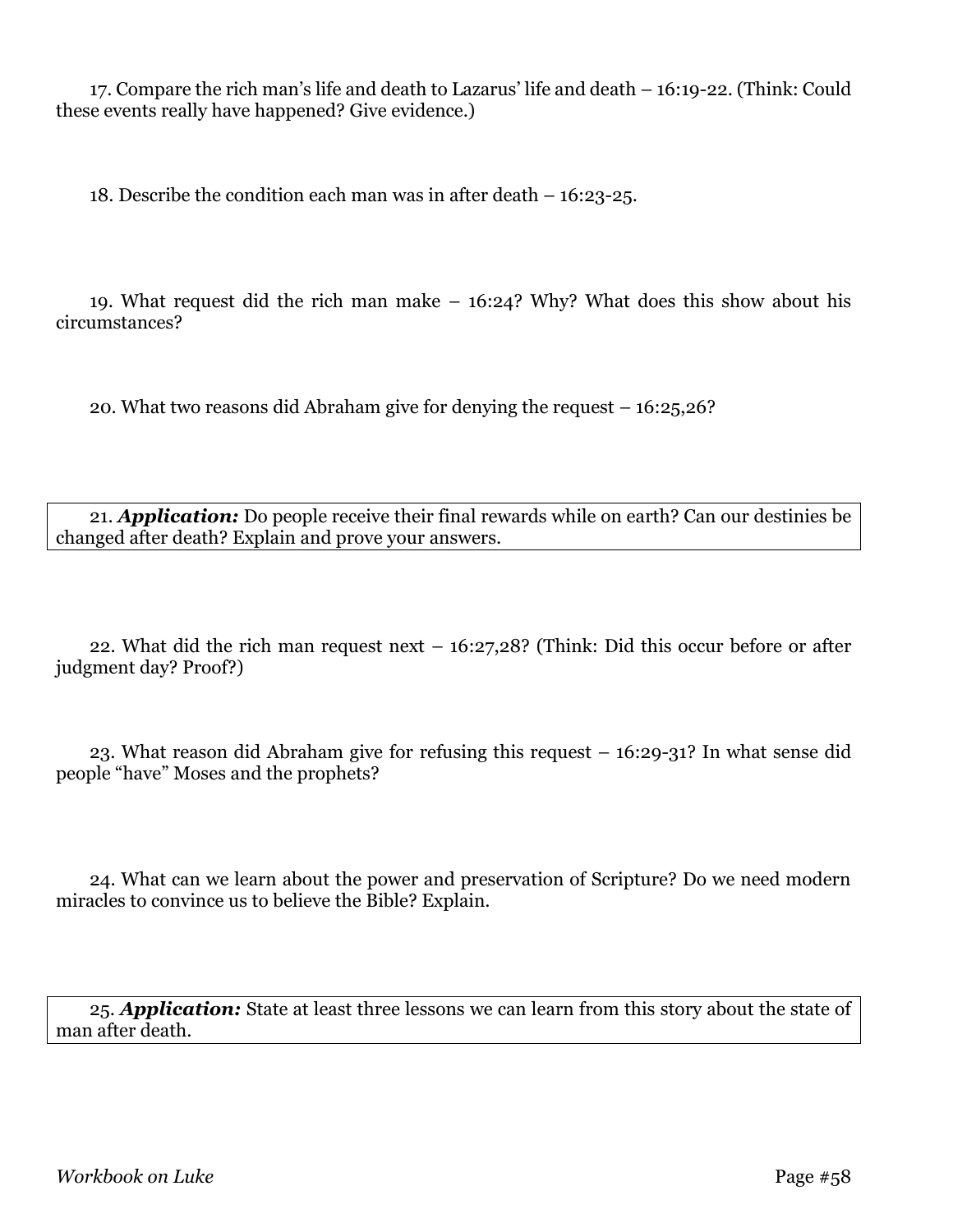17. Compare the rich man's life and death to Lazarus' life and death – 16:19-22. (Think: Could these events really have happened? Give evidence.)

18. Describe the condition each man was in after death – 16:23-25.

19. What request did the rich man make – 16:24? Why? What does this show about his circumstances?

20. What two reasons did Abraham give for denying the request – 16:25,26?

21. ***Application:*** Do people receive their final rewards while on earth? Can our destinies be changed after death? Explain and prove your answers.

22. What did the rich man request next – 16:27,28? (Think: Did this occur before or after judgment day? Proof?)

23. What reason did Abraham give for refusing this request – 16:29-31? In what sense did people "have" Moses and the prophets?

24. What can we learn about the power and preservation of Scripture? Do we need modern miracles to convince us to believe the Bible? Explain.

25. ***Application:*** State at least three lessons we can learn from this story about the state of man after death.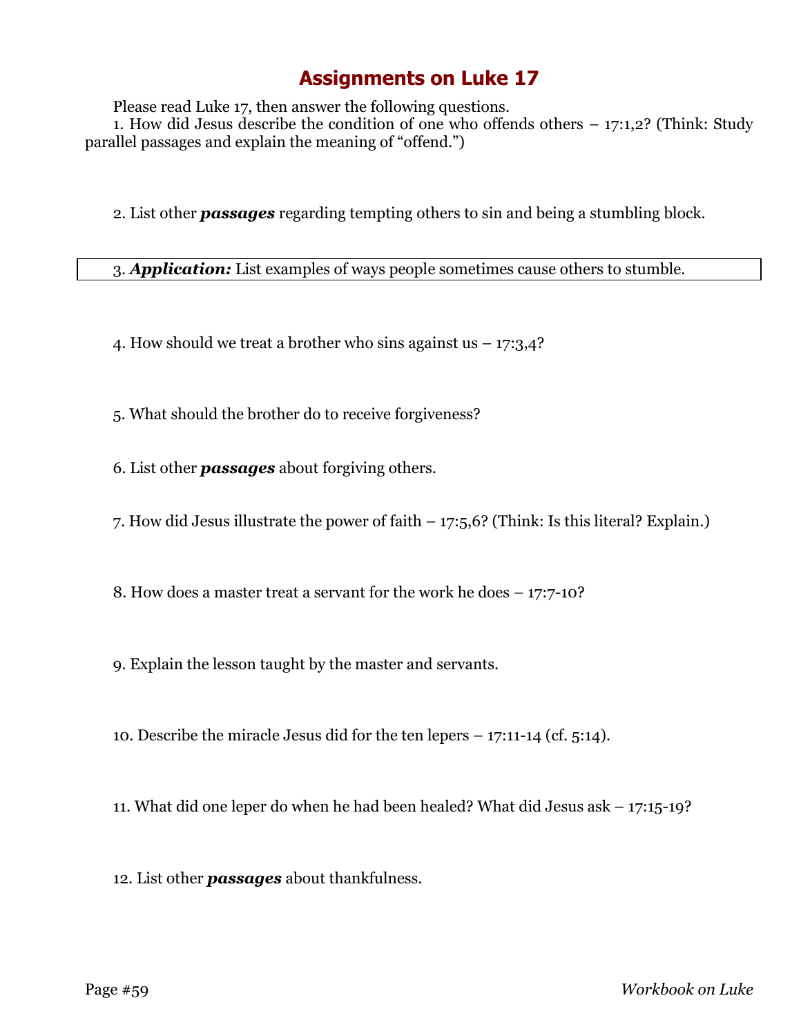# Assignments on Luke 17

Please read Luke 17, then answer the following questions.

1. How did Jesus describe the condition of one who offends others – 17:1,2? (Think: Study parallel passages and explain the meaning of "offend.")

2. List other ***passages*** regarding tempting others to sin and being a stumbling block.

3. ***Application:*** List examples of ways people sometimes cause others to stumble.

4. How should we treat a brother who sins against us – 17:3,4?

5. What should the brother do to receive forgiveness?

6. List other ***passages*** about forgiving others.

7. How did Jesus illustrate the power of faith – 17:5,6? (Think: Is this literal? Explain.)

8. How does a master treat a servant for the work he does – 17:7-10?

9. Explain the lesson taught by the master and servants.

10. Describe the miracle Jesus did for the ten lepers – 17:11-14 (cf. 5:14).

11. What did one leper do when he had been healed? What did Jesus ask – 17:15-19?

12. List other ***passages*** about thankfulness.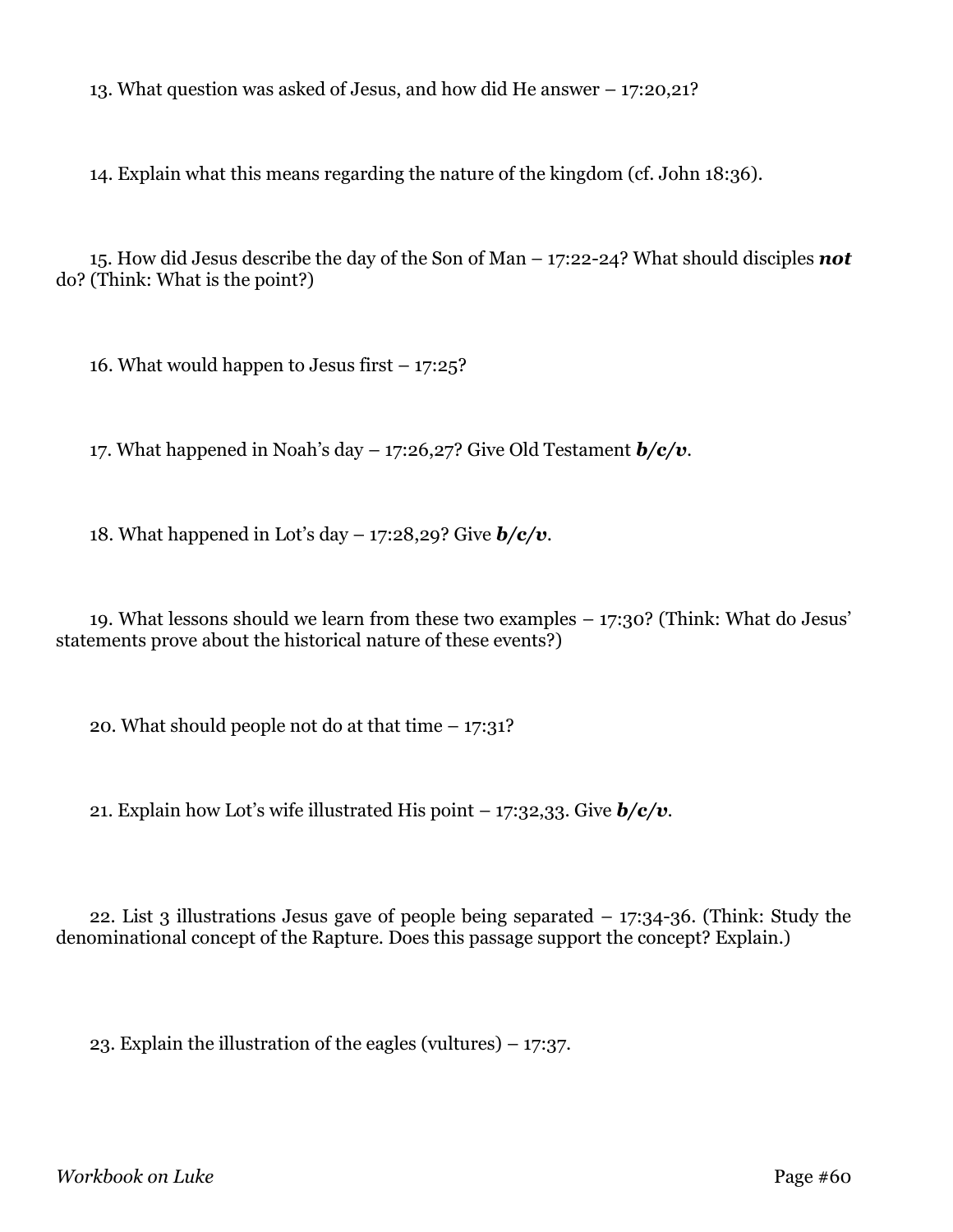13. What question was asked of Jesus, and how did He answer – 17:20,21?

14. Explain what this means regarding the nature of the kingdom (cf. John 18:36).

15. How did Jesus describe the day of the Son of Man – 17:22-24? What should disciples ***not*** do? (Think: What is the point?)

16. What would happen to Jesus first – 17:25?

17. What happened in Noah's day – 17:26,27? Give Old Testament ***b/c/v***.

18. What happened in Lot's day – 17:28,29? Give ***b/c/v***.

19. What lessons should we learn from these two examples – 17:30? (Think: What do Jesus' statements prove about the historical nature of these events?)

20. What should people not do at that time – 17:31?

21. Explain how Lot's wife illustrated His point – 17:32,33. Give ***b/c/v***.

22. List 3 illustrations Jesus gave of people being separated – 17:34-36. (Think: Study the denominational concept of the Rapture. Does this passage support the concept? Explain.)

23. Explain the illustration of the eagles (vultures) – 17:37.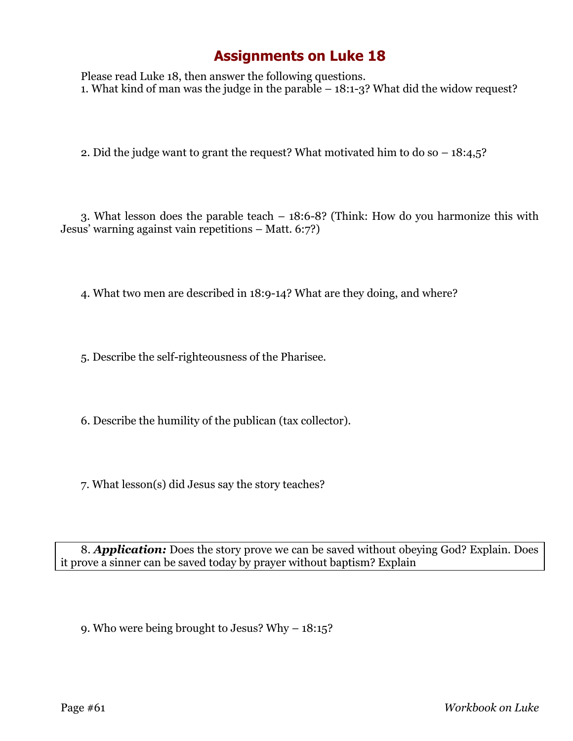# Assignments on Luke 18

Please read Luke 18, then answer the following questions.

1. What kind of man was the judge in the parable – 18:1-3? What did the widow request?

2. Did the judge want to grant the request? What motivated him to do so – 18:4,5?

3. What lesson does the parable teach – 18:6-8? (Think: How do you harmonize this with Jesus' warning against vain repetitions – Matt. 6:7?)

4. What two men are described in 18:9-14? What are they doing, and where?

5. Describe the self-righteousness of the Pharisee.

6. Describe the humility of the publican (tax collector).

7. What lesson(s) did Jesus say the story teaches?

8. ***Application:*** Does the story prove we can be saved without obeying God? Explain. Does it prove a sinner can be saved today by prayer without baptism? Explain

9. Who were being brought to Jesus? Why – 18:15?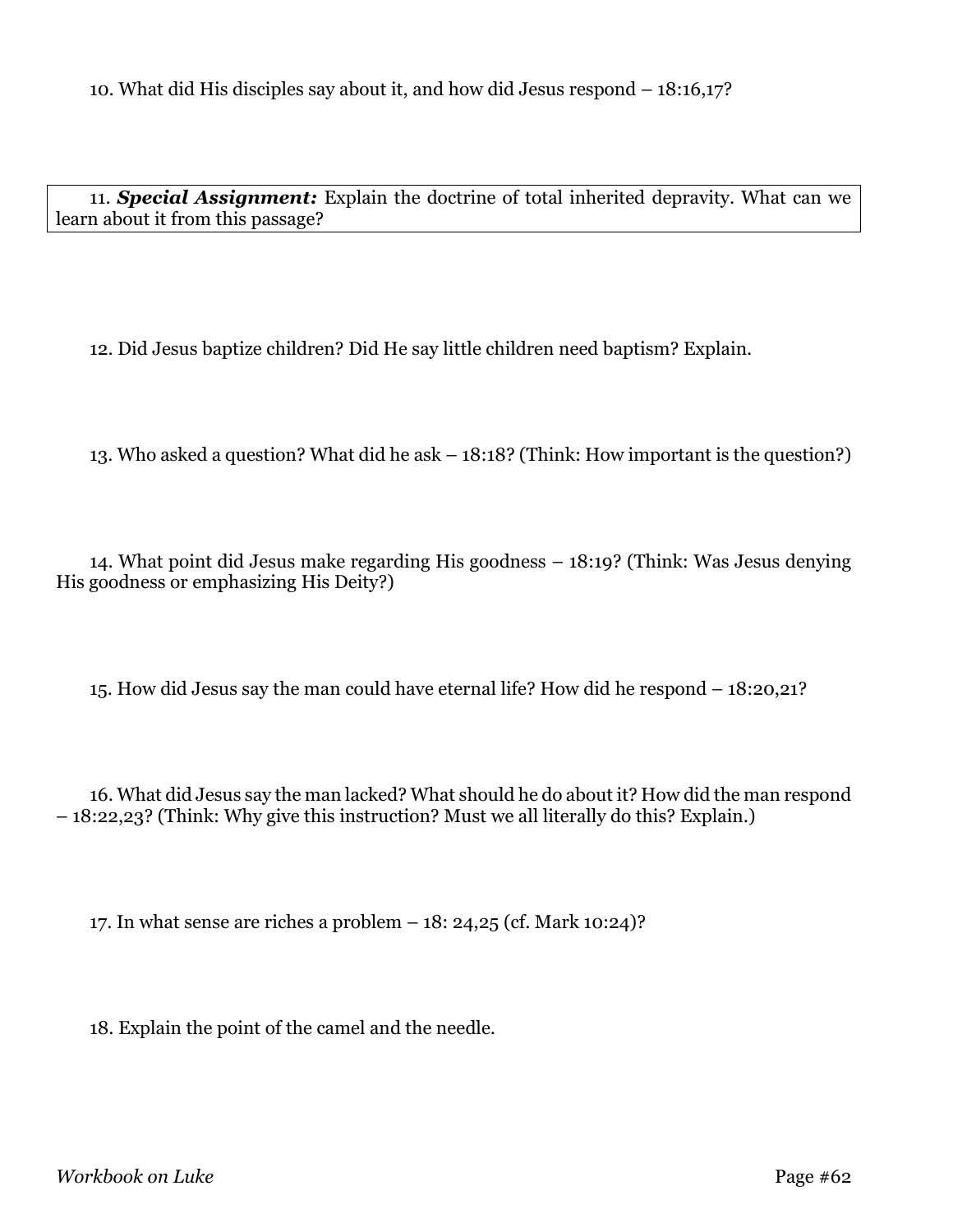10. What did His disciples say about it, and how did Jesus respond – 18:16,17?

11. ***Special Assignment:*** Explain the doctrine of total inherited depravity. What can we learn about it from this passage?

12. Did Jesus baptize children? Did He say little children need baptism? Explain.

13. Who asked a question? What did he ask – 18:18? (Think: How important is the question?)

14. What point did Jesus make regarding His goodness – 18:19? (Think: Was Jesus denying His goodness or emphasizing His Deity?)

15. How did Jesus say the man could have eternal life? How did he respond – 18:20,21?

16. What did Jesus say the man lacked? What should he do about it? How did the man respond – 18:22,23? (Think: Why give this instruction? Must we all literally do this? Explain.)

17. In what sense are riches a problem – 18: 24,25 (cf. Mark 10:24)?

18. Explain the point of the camel and the needle.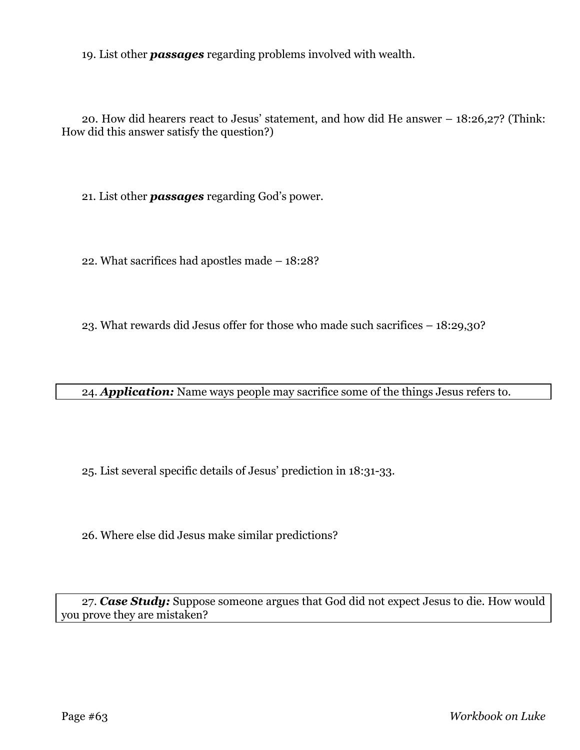19. List other ***passages*** regarding problems involved with wealth.

20. How did hearers react to Jesus' statement, and how did He answer – 18:26,27? (Think: How did this answer satisfy the question?)

21. List other ***passages*** regarding God's power.

22. What sacrifices had apostles made – 18:28?

23. What rewards did Jesus offer for those who made such sacrifices – 18:29,30?

24. ***Application:*** Name ways people may sacrifice some of the things Jesus refers to.

25. List several specific details of Jesus' prediction in 18:31-33.

26. Where else did Jesus make similar predictions?

27. ***Case Study:*** Suppose someone argues that God did not expect Jesus to die. How would you prove they are mistaken?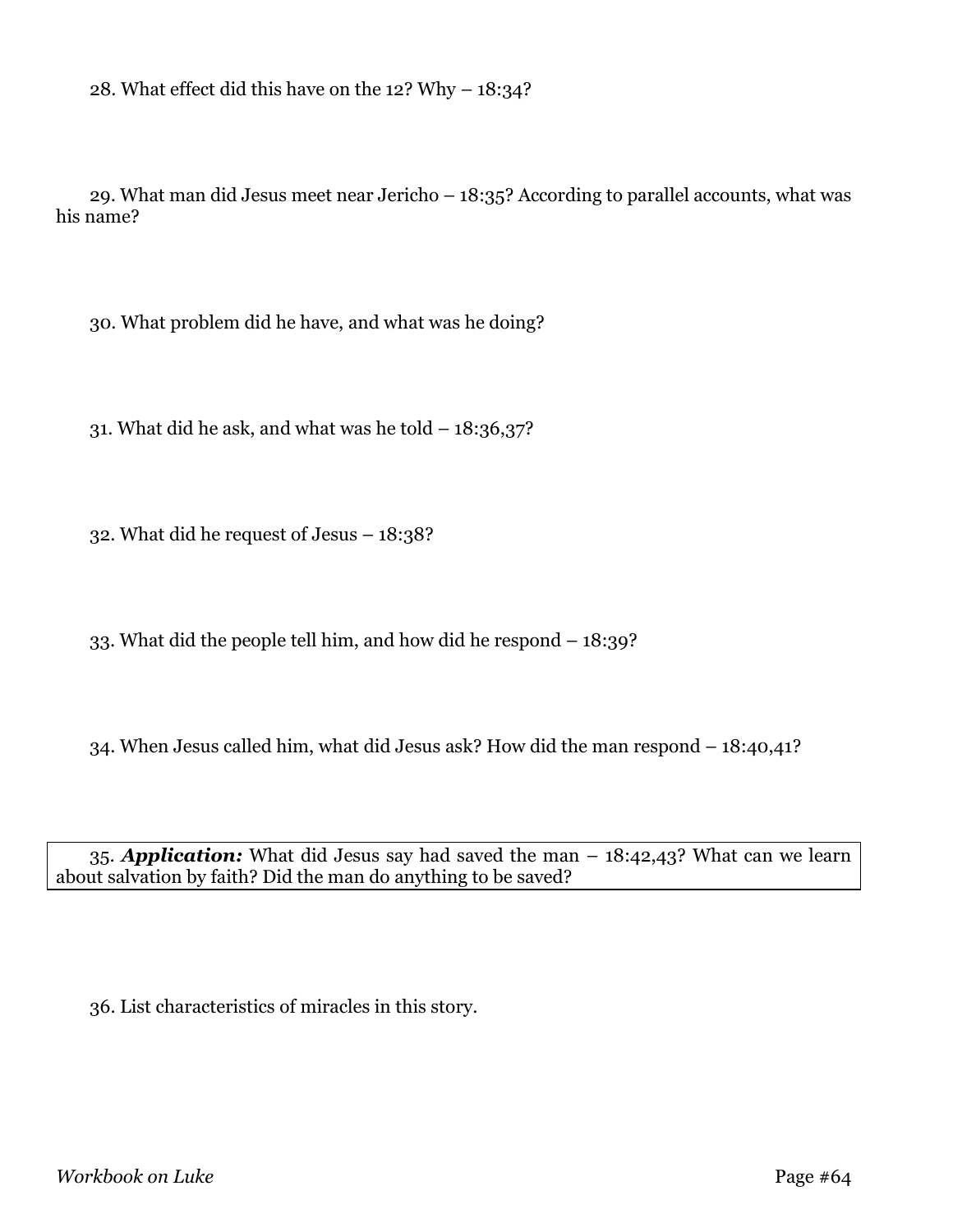28. What effect did this have on the 12? Why – 18:34?

29. What man did Jesus meet near Jericho – 18:35? According to parallel accounts, what was his name?

30. What problem did he have, and what was he doing?

31. What did he ask, and what was he told – 18:36,37?

32. What did he request of Jesus – 18:38?

33. What did the people tell him, and how did he respond – 18:39?

34. When Jesus called him, what did Jesus ask? How did the man respond – 18:40,41?

35. ***Application:*** What did Jesus say had saved the man – 18:42,43? What can we learn about salvation by faith? Did the man do anything to be saved?

36. List characteristics of miracles in this story.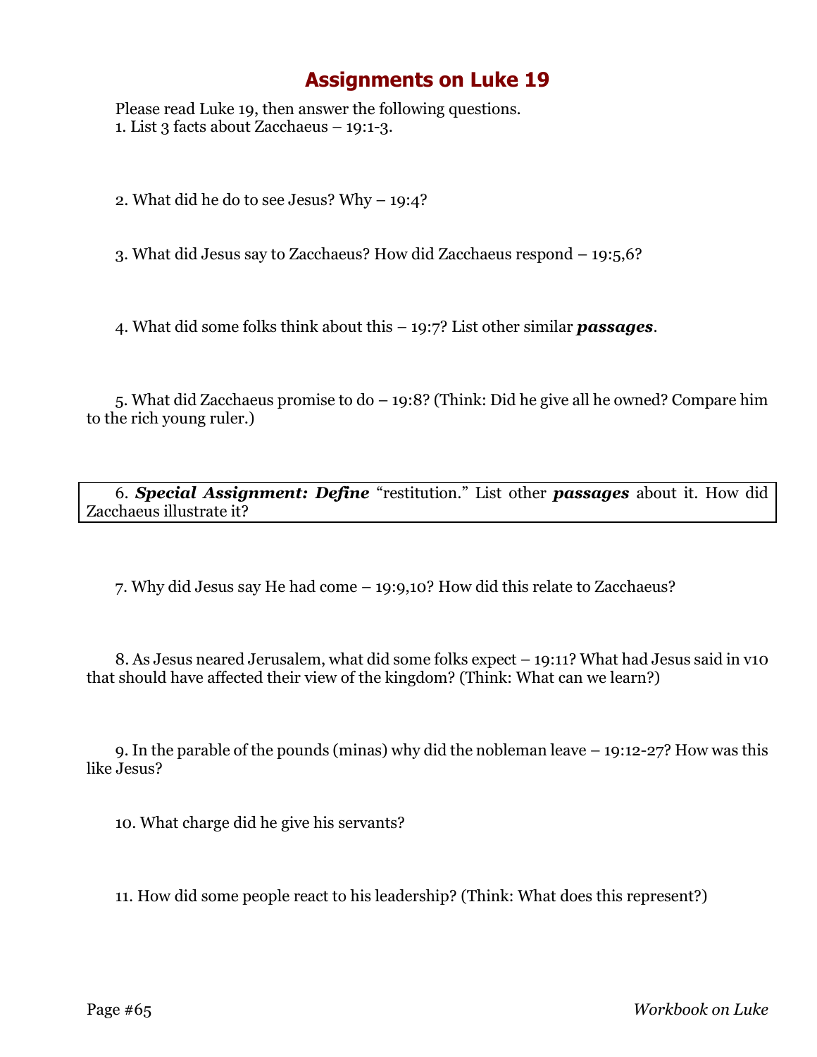# Assignments on Luke 19

Please read Luke 19, then answer the following questions.

1. List 3 facts about Zacchaeus – 19:1-3.

2. What did he do to see Jesus? Why – 19:4?

3. What did Jesus say to Zacchaeus? How did Zacchaeus respond – 19:5,6?

4. What did some folks think about this – 19:7? List other similar ***passages***.

5. What did Zacchaeus promise to do – 19:8? (Think: Did he give all he owned? Compare him to the rich young ruler.)

6. ***Special Assignment: Define*** "restitution." List other ***passages*** about it. How did Zacchaeus illustrate it?

7. Why did Jesus say He had come – 19:9,10? How did this relate to Zacchaeus?

8. As Jesus neared Jerusalem, what did some folks expect – 19:11? What had Jesus said in v10 that should have affected their view of the kingdom? (Think: What can we learn?)

9. In the parable of the pounds (minas) why did the nobleman leave – 19:12-27? How was this like Jesus?

10. What charge did he give his servants?

11. How did some people react to his leadership? (Think: What does this represent?)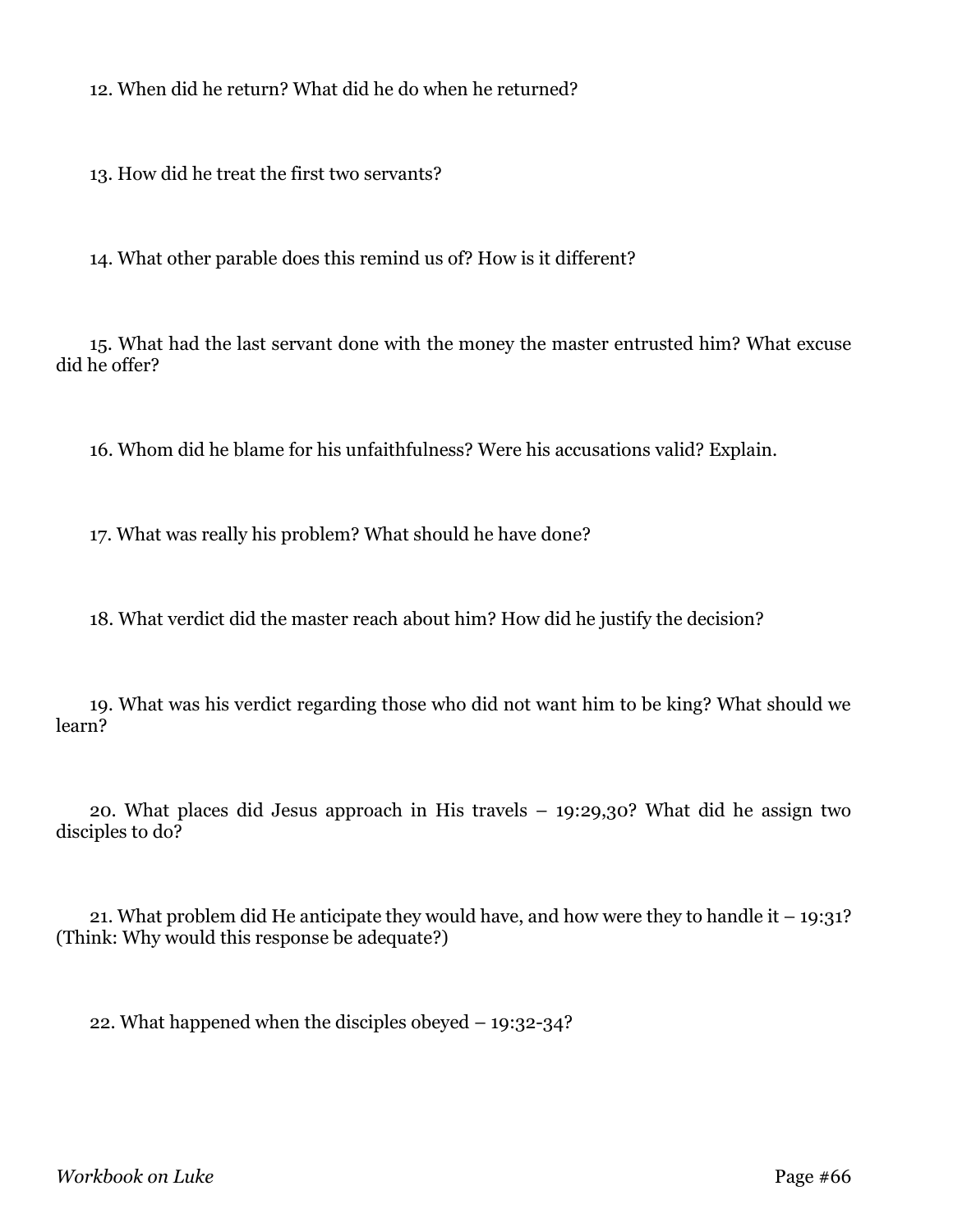12. When did he return? What did he do when he returned?

13. How did he treat the first two servants?

14. What other parable does this remind us of? How is it different?

15. What had the last servant done with the money the master entrusted him? What excuse did he offer?

16. Whom did he blame for his unfaithfulness? Were his accusations valid? Explain.

17. What was really his problem? What should he have done?

18. What verdict did the master reach about him? How did he justify the decision?

19. What was his verdict regarding those who did not want him to be king? What should we learn?

20. What places did Jesus approach in His travels – 19:29,30? What did he assign two disciples to do?

21. What problem did He anticipate they would have, and how were they to handle it – 19:31? (Think: Why would this response be adequate?)

22. What happened when the disciples obeyed – 19:32-34?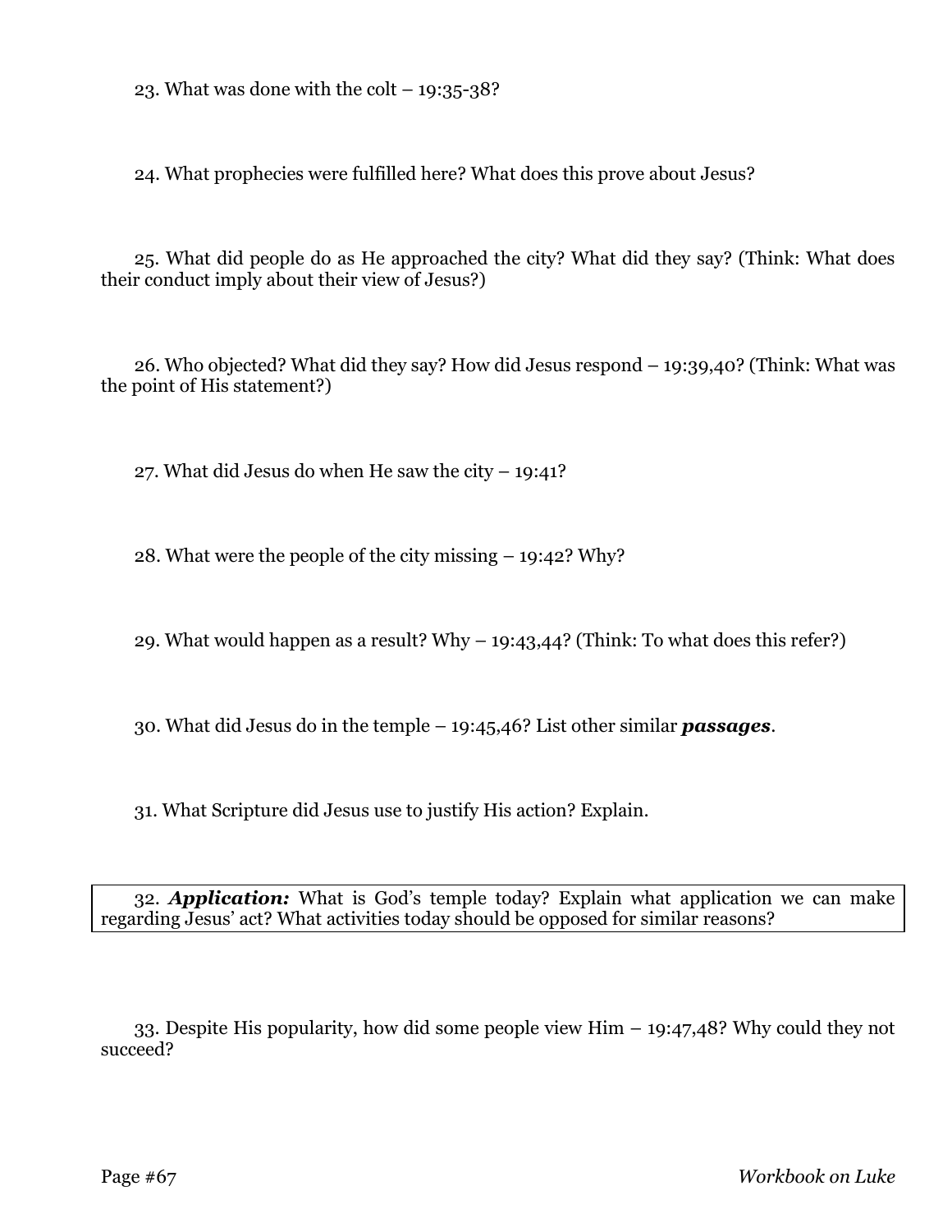23. What was done with the colt – 19:35-38?

24. What prophecies were fulfilled here? What does this prove about Jesus?

25. What did people do as He approached the city? What did they say? (Think: What does their conduct imply about their view of Jesus?)

26. Who objected? What did they say? How did Jesus respond – 19:39,40? (Think: What was the point of His statement?)

27. What did Jesus do when He saw the city – 19:41?

28. What were the people of the city missing – 19:42? Why?

29. What would happen as a result? Why – 19:43,44? (Think: To what does this refer?)

30. What did Jesus do in the temple – 19:45,46? List other similar ***passages***.

31. What Scripture did Jesus use to justify His action? Explain.

32. ***Application:*** What is God's temple today? Explain what application we can make regarding Jesus' act? What activities today should be opposed for similar reasons?

33. Despite His popularity, how did some people view Him – 19:47,48? Why could they not succeed?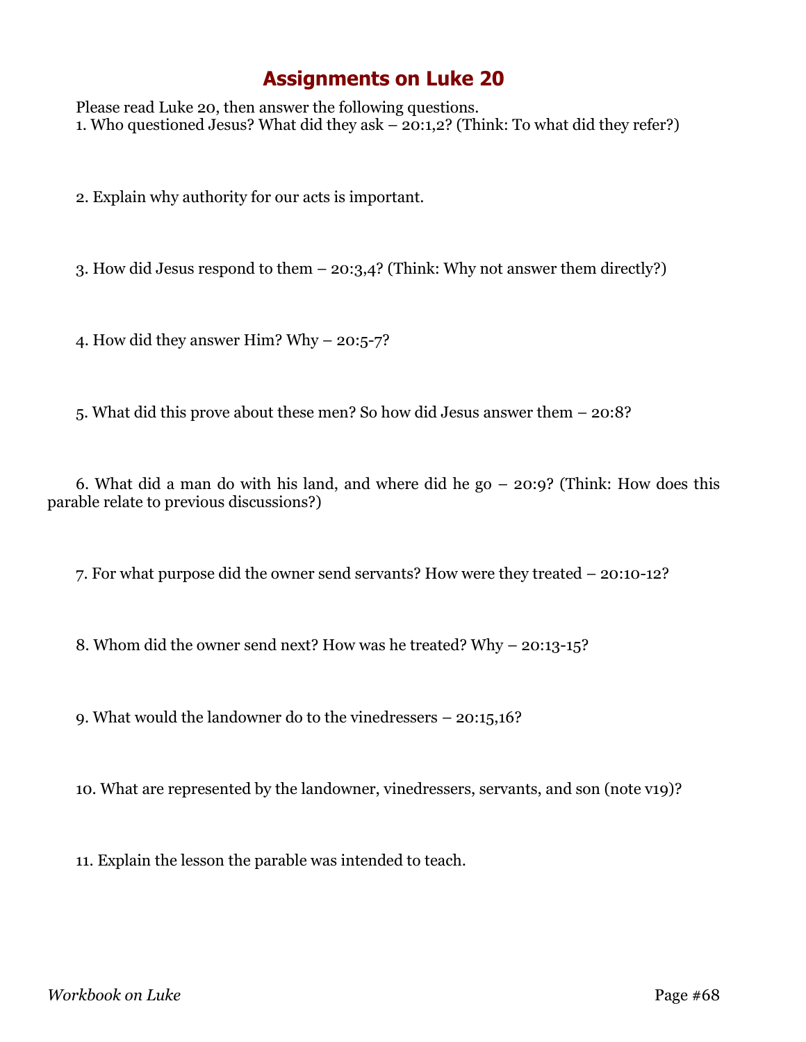# Assignments on Luke 20

Please read Luke 20, then answer the following questions.

1. Who questioned Jesus? What did they ask – 20:1,2? (Think: To what did they refer?)

2. Explain why authority for our acts is important.

3. How did Jesus respond to them – 20:3,4? (Think: Why not answer them directly?)

4. How did they answer Him? Why – 20:5-7?

5. What did this prove about these men? So how did Jesus answer them – 20:8?

6. What did a man do with his land, and where did he go – 20:9? (Think: How does this parable relate to previous discussions?)

7. For what purpose did the owner send servants? How were they treated – 20:10-12?

8. Whom did the owner send next? How was he treated? Why – 20:13-15?

9. What would the landowner do to the vinedressers – 20:15,16?

10. What are represented by the landowner, vinedressers, servants, and son (note v19)?

11. Explain the lesson the parable was intended to teach.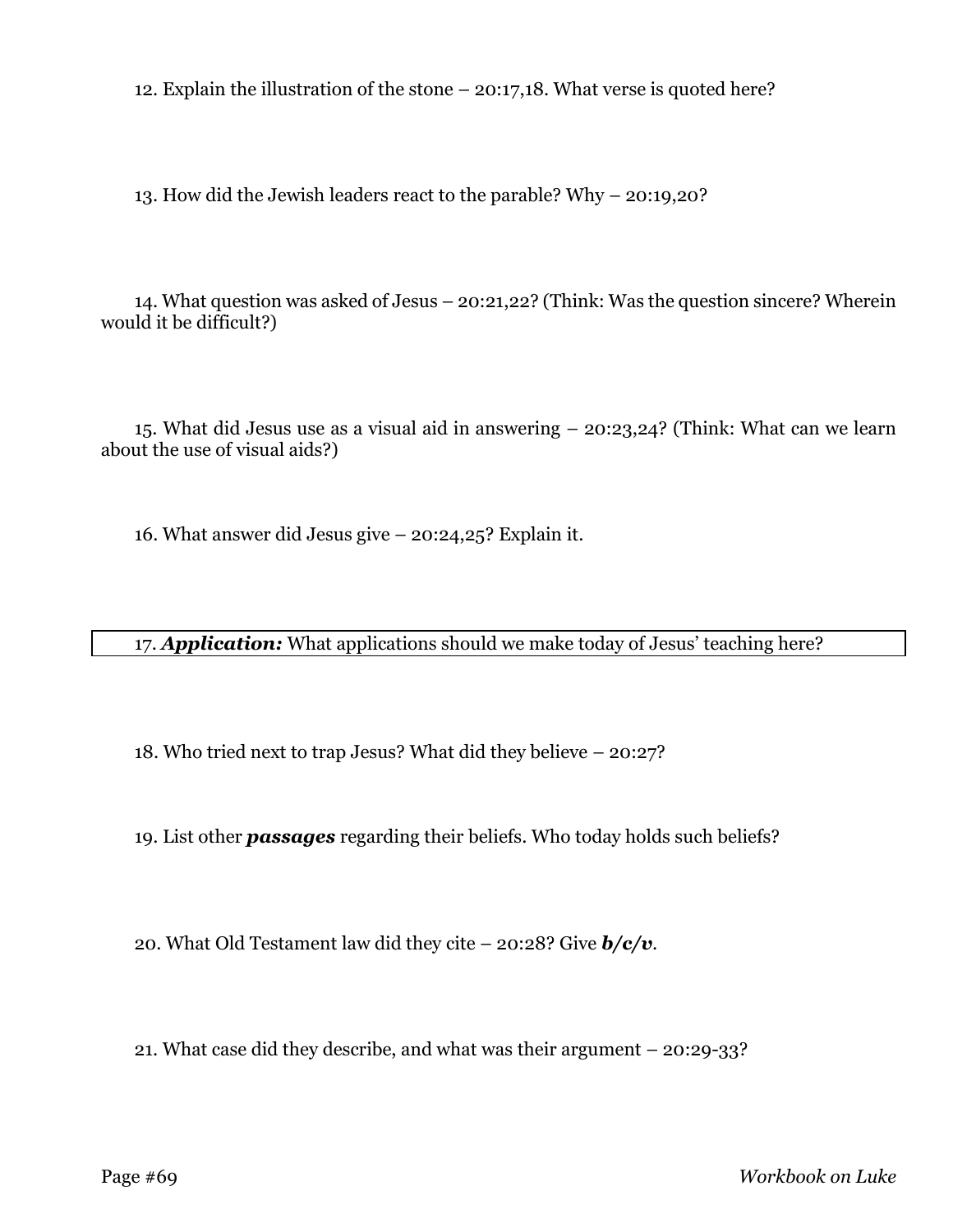12. Explain the illustration of the stone – 20:17,18. What verse is quoted here?

13. How did the Jewish leaders react to the parable? Why – 20:19,20?

14. What question was asked of Jesus – 20:21,22? (Think: Was the question sincere? Wherein would it be difficult?)

15. What did Jesus use as a visual aid in answering – 20:23,24? (Think: What can we learn about the use of visual aids?)

16. What answer did Jesus give – 20:24,25? Explain it.

17. ***Application:*** What applications should we make today of Jesus' teaching here?

18. Who tried next to trap Jesus? What did they believe – 20:27?

19. List other ***passages*** regarding their beliefs. Who today holds such beliefs?

20. What Old Testament law did they cite – 20:28? Give ***b/c/v***.

21. What case did they describe, and what was their argument – 20:29-33?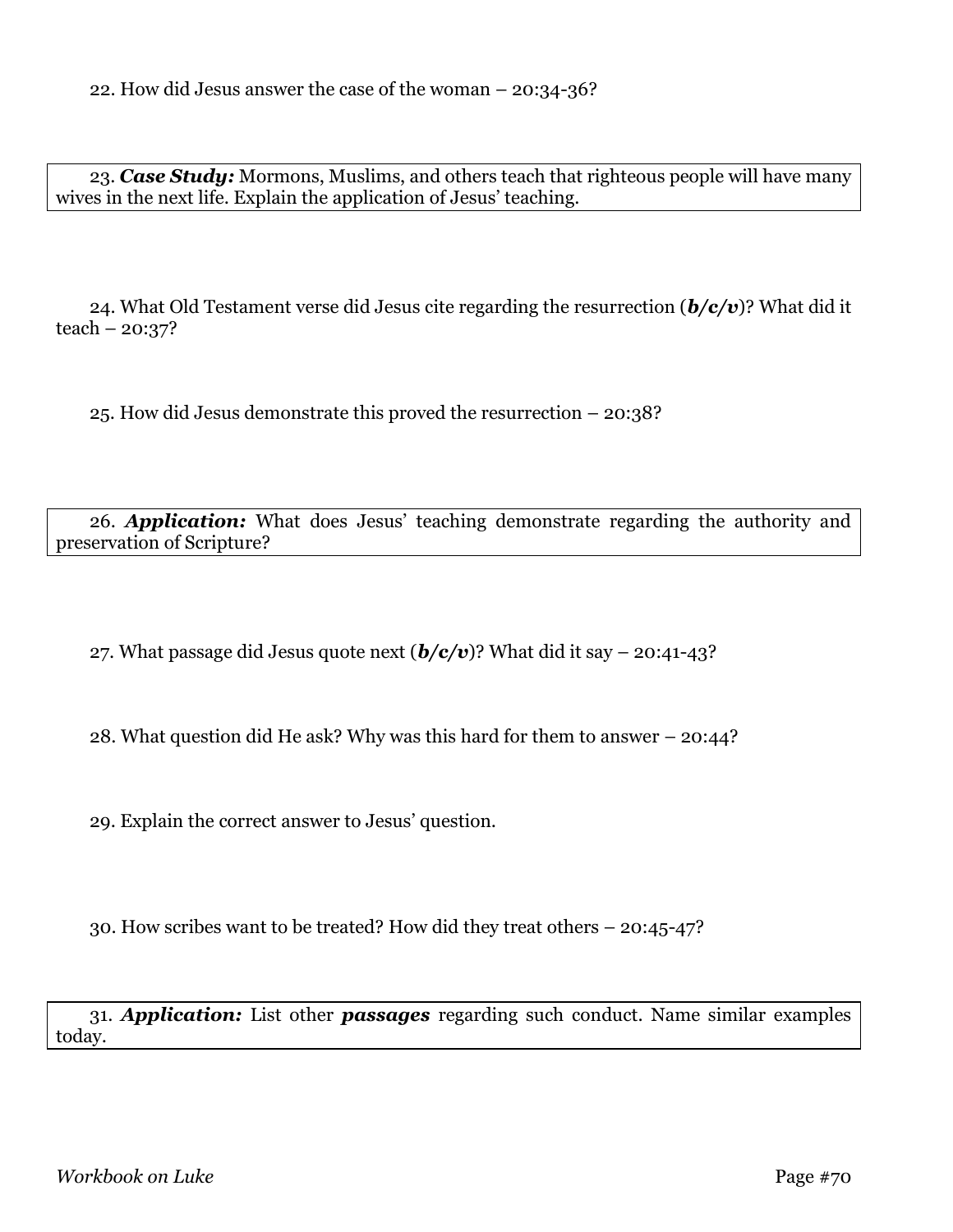22. How did Jesus answer the case of the woman – 20:34-36?

23. ***Case Study:*** Mormons, Muslims, and others teach that righteous people will have many wives in the next life. Explain the application of Jesus' teaching.

24. What Old Testament verse did Jesus cite regarding the resurrection (***b/c/v***)? What did it teach – 20:37?

25. How did Jesus demonstrate this proved the resurrection – 20:38?

26. ***Application:*** What does Jesus' teaching demonstrate regarding the authority and preservation of Scripture?

27. What passage did Jesus quote next (***b/c/v***)? What did it say – 20:41-43?

28. What question did He ask? Why was this hard for them to answer – 20:44?

29. Explain the correct answer to Jesus' question.

30. How scribes want to be treated? How did they treat others – 20:45-47?

31. ***Application:*** List other ***passages*** regarding such conduct. Name similar examples today.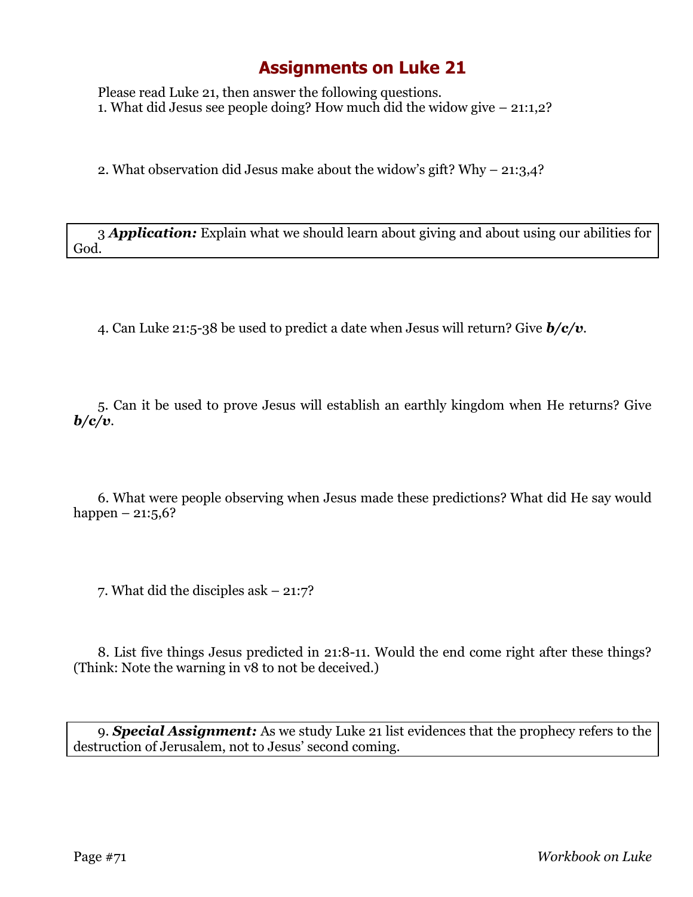# Assignments on Luke 21

Please read Luke 21, then answer the following questions.

1. What did Jesus see people doing? How much did the widow give – 21:1,2?

2. What observation did Jesus make about the widow's gift? Why – 21:3,4?

3 ***Application:*** Explain what we should learn about giving and about using our abilities for God.

4. Can Luke 21:5-38 be used to predict a date when Jesus will return? Give ***b/c/v***.

5. Can it be used to prove Jesus will establish an earthly kingdom when He returns? Give ***b/c/v***.

6. What were people observing when Jesus made these predictions? What did He say would happen – 21:5,6?

7. What did the disciples ask – 21:7?

8. List five things Jesus predicted in 21:8-11. Would the end come right after these things? (Think: Note the warning in v8 to not be deceived.)

9. ***Special Assignment:*** As we study Luke 21 list evidences that the prophecy refers to the destruction of Jerusalem, not to Jesus' second coming.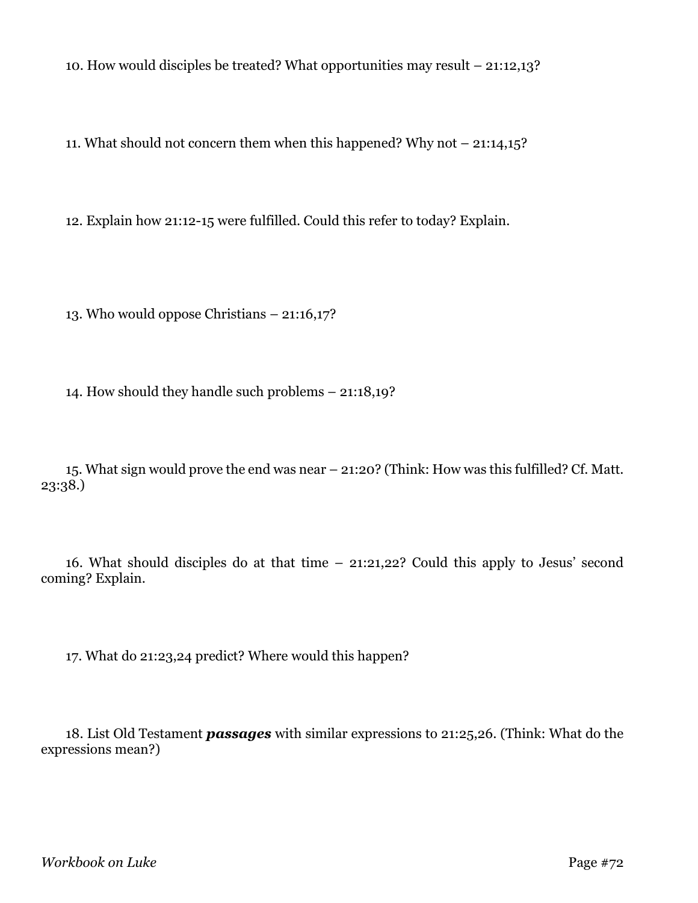10. How would disciples be treated? What opportunities may result – 21:12,13?

11. What should not concern them when this happened? Why not – 21:14,15?

12. Explain how 21:12-15 were fulfilled. Could this refer to today? Explain.

13. Who would oppose Christians – 21:16,17?

14. How should they handle such problems – 21:18,19?

15. What sign would prove the end was near – 21:20? (Think: How was this fulfilled? Cf. Matt. 23:38.)

16. What should disciples do at that time – 21:21,22? Could this apply to Jesus' second coming? Explain.

17. What do 21:23,24 predict? Where would this happen?

18. List Old Testament ***passages*** with similar expressions to 21:25,26. (Think: What do the expressions mean?)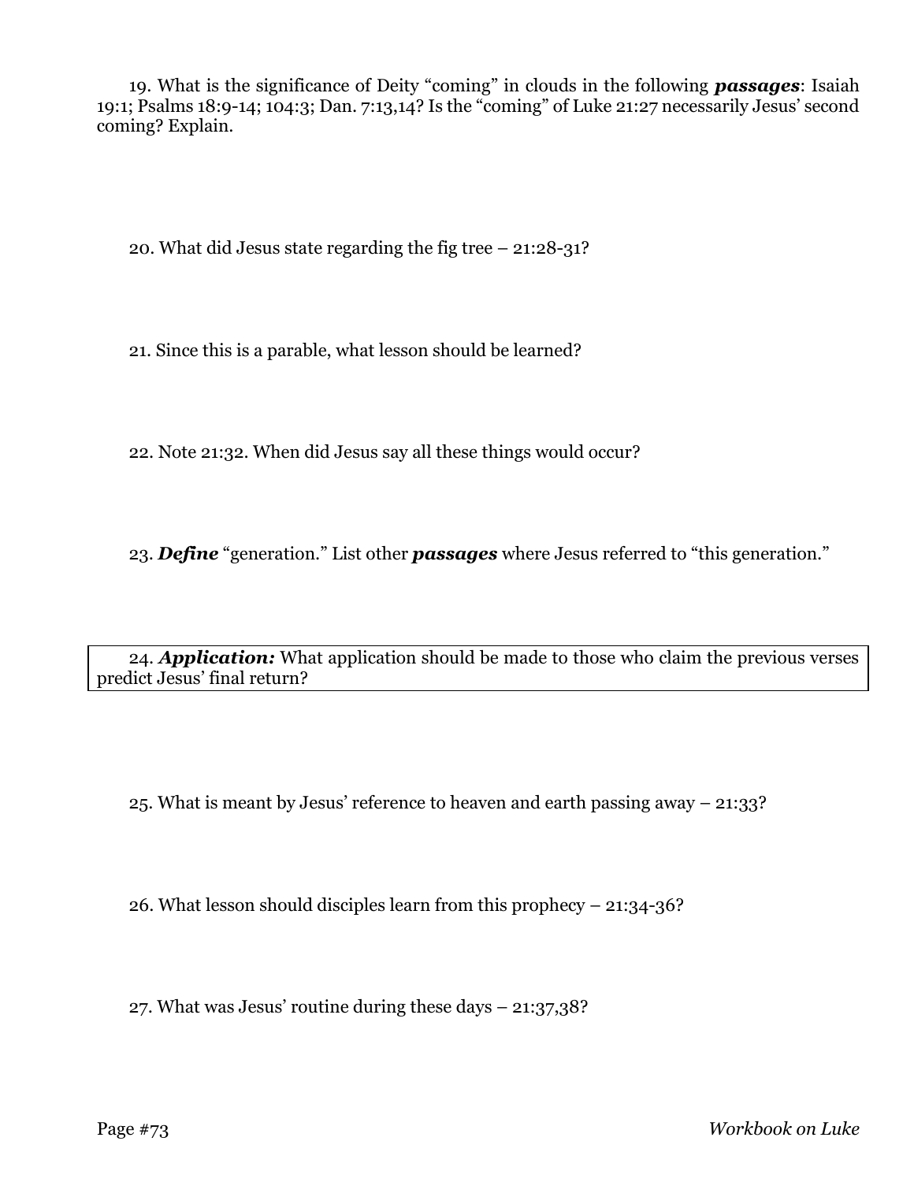19. What is the significance of Deity "coming" in clouds in the following ***passages***: Isaiah 19:1; Psalms 18:9-14; 104:3; Dan. 7:13,14? Is the "coming" of Luke 21:27 necessarily Jesus' second coming? Explain.

20. What did Jesus state regarding the fig tree – 21:28-31?

21. Since this is a parable, what lesson should be learned?

22. Note 21:32. When did Jesus say all these things would occur?

23. ***Define*** "generation." List other ***passages*** where Jesus referred to "this generation."

24. ***Application:*** What application should be made to those who claim the previous verses predict Jesus' final return?

25. What is meant by Jesus' reference to heaven and earth passing away – 21:33?

26. What lesson should disciples learn from this prophecy – 21:34-36?

27. What was Jesus' routine during these days – 21:37,38?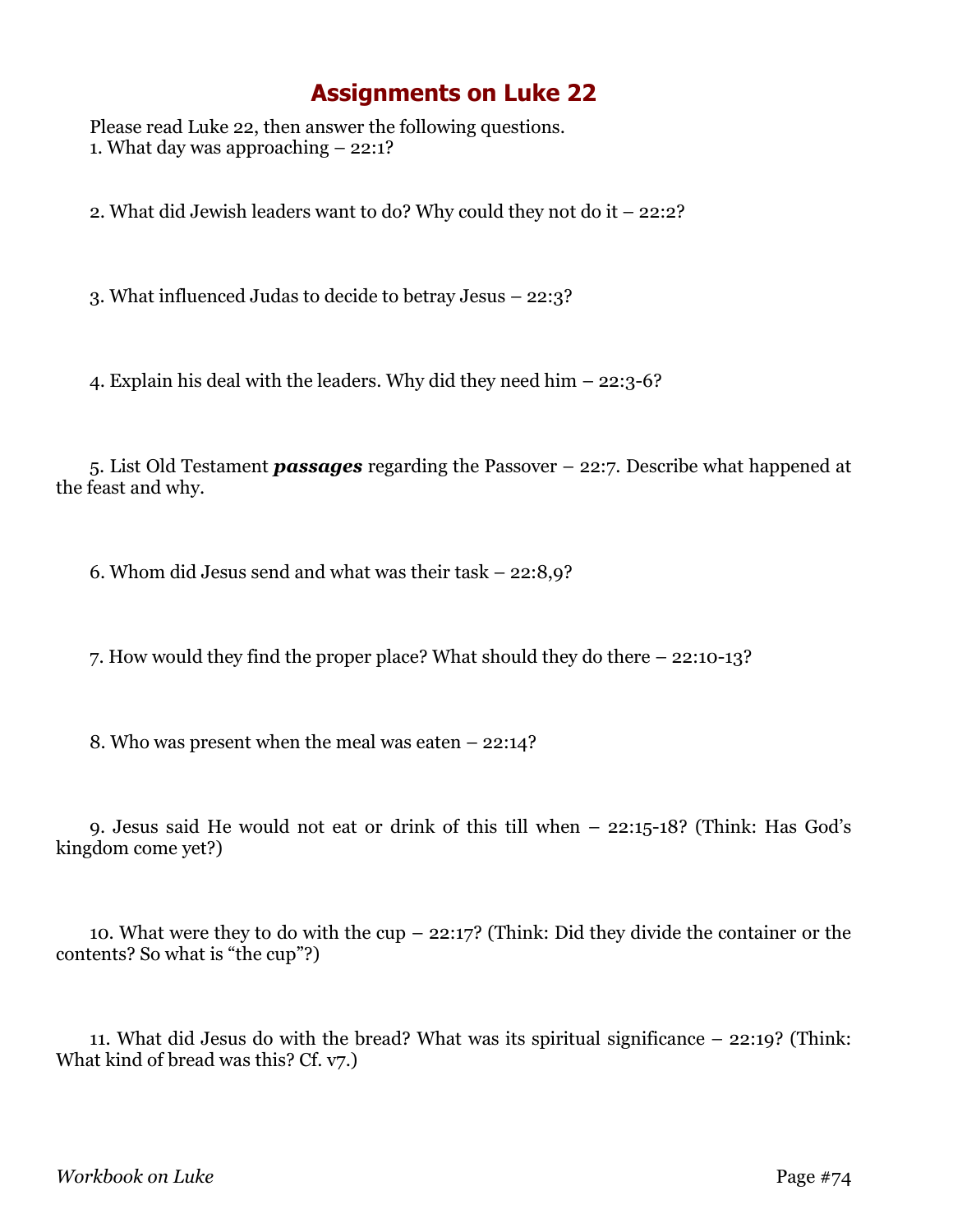# Assignments on Luke 22

Please read Luke 22, then answer the following questions.

1. What day was approaching – 22:1?

2. What did Jewish leaders want to do? Why could they not do it – 22:2?

3. What influenced Judas to decide to betray Jesus – 22:3?

4. Explain his deal with the leaders. Why did they need him – 22:3-6?

5. List Old Testament ***passages*** regarding the Passover – 22:7. Describe what happened at the feast and why.

6. Whom did Jesus send and what was their task – 22:8,9?

7. How would they find the proper place? What should they do there – 22:10-13?

8. Who was present when the meal was eaten – 22:14?

9. Jesus said He would not eat or drink of this till when – 22:15-18? (Think: Has God's kingdom come yet?)

10. What were they to do with the cup – 22:17? (Think: Did they divide the container or the contents? So what is "the cup"?)

11. What did Jesus do with the bread? What was its spiritual significance – 22:19? (Think: What kind of bread was this? Cf. v7.)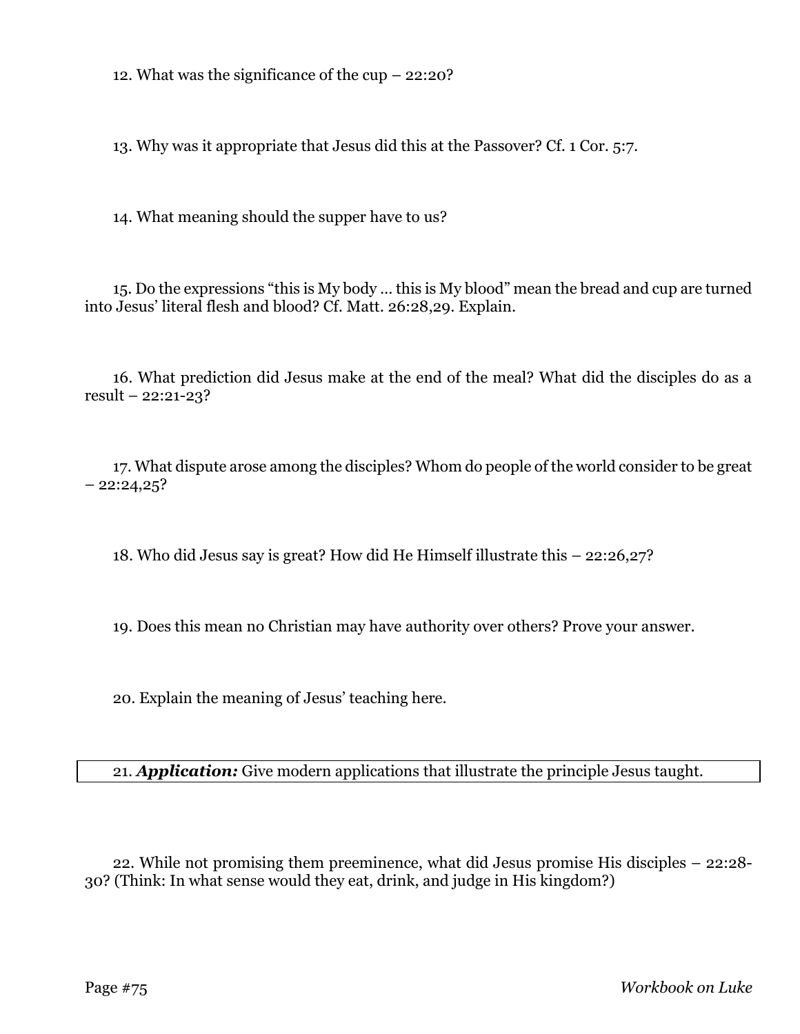12. What was the significance of the cup – 22:20?

13. Why was it appropriate that Jesus did this at the Passover? Cf. 1 Cor. 5:7.

14. What meaning should the supper have to us?

15. Do the expressions "this is My body … this is My blood" mean the bread and cup are turned into Jesus' literal flesh and blood? Cf. Matt. 26:28,29. Explain.

16. What prediction did Jesus make at the end of the meal? What did the disciples do as a result – 22:21-23?

17. What dispute arose among the disciples? Whom do people of the world consider to be great – 22:24,25?

18. Who did Jesus say is great? How did He Himself illustrate this – 22:26,27?

19. Does this mean no Christian may have authority over others? Prove your answer.

20. Explain the meaning of Jesus' teaching here.

21. ***Application:*** Give modern applications that illustrate the principle Jesus taught.

22. While not promising them preeminence, what did Jesus promise His disciples – 22:28-30? (Think: In what sense would they eat, drink, and judge in His kingdom?)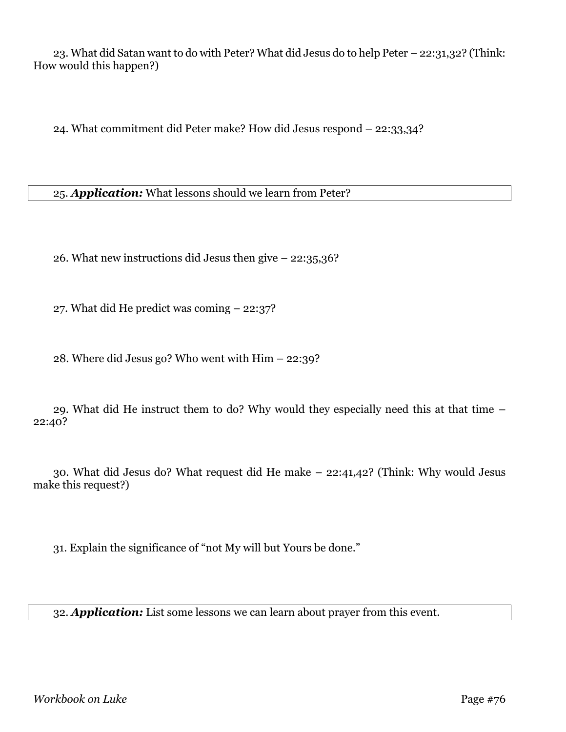23. What did Satan want to do with Peter? What did Jesus do to help Peter – 22:31,32? (Think: How would this happen?)

24. What commitment did Peter make? How did Jesus respond – 22:33,34?

25. ***Application:*** What lessons should we learn from Peter?

26. What new instructions did Jesus then give – 22:35,36?

27. What did He predict was coming – 22:37?

28. Where did Jesus go? Who went with Him – 22:39?

29. What did He instruct them to do? Why would they especially need this at that time – 22:40?

30. What did Jesus do? What request did He make – 22:41,42? (Think: Why would Jesus make this request?)

31. Explain the significance of "not My will but Yours be done."

32. ***Application:*** List some lessons we can learn about prayer from this event.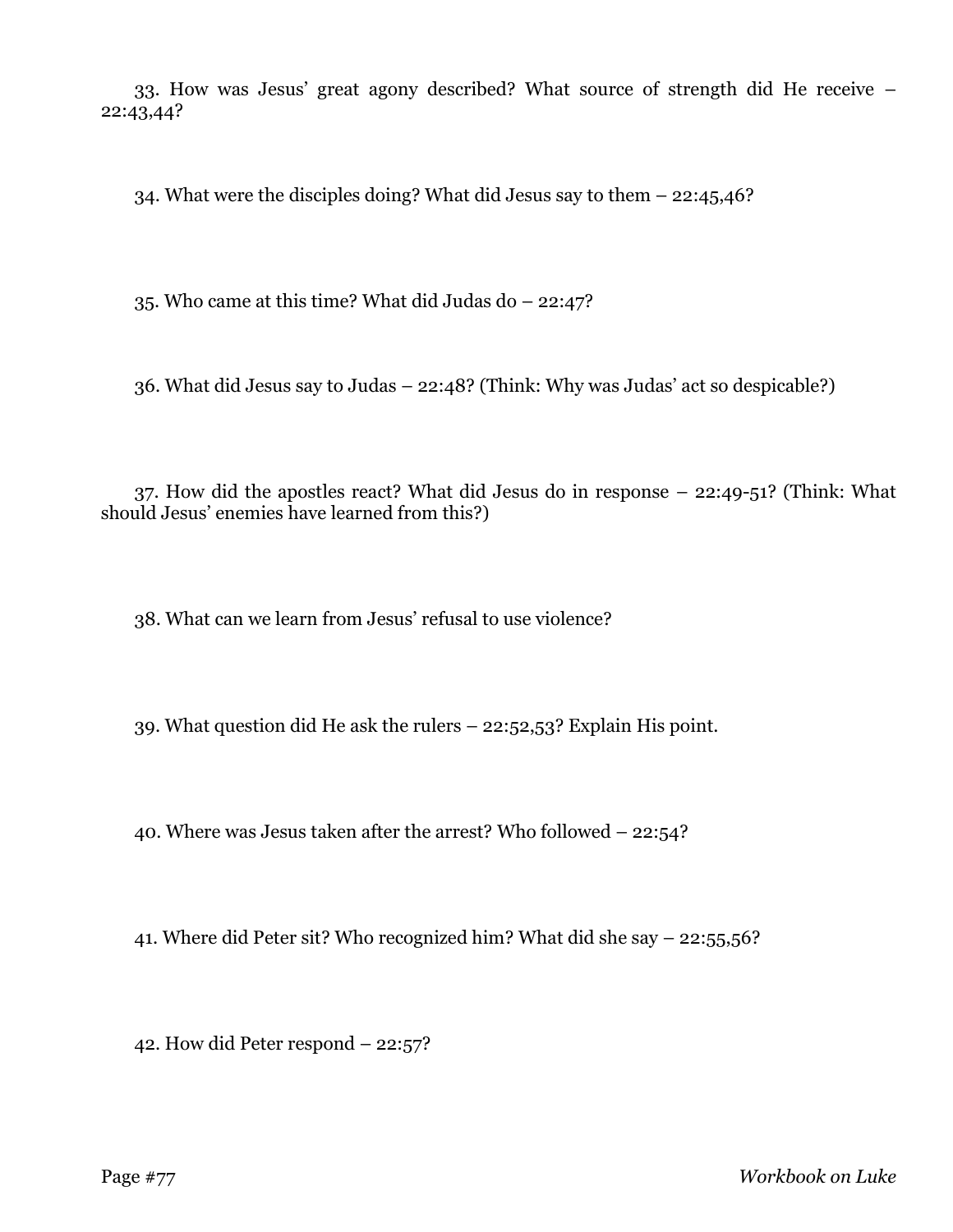33. How was Jesus' great agony described? What source of strength did He receive – 22:43,44?

34. What were the disciples doing? What did Jesus say to them – 22:45,46?

35. Who came at this time? What did Judas do – 22:47?

36. What did Jesus say to Judas – 22:48? (Think: Why was Judas' act so despicable?)

37. How did the apostles react? What did Jesus do in response – 22:49-51? (Think: What should Jesus' enemies have learned from this?)

38. What can we learn from Jesus' refusal to use violence?

39. What question did He ask the rulers – 22:52,53? Explain His point.

40. Where was Jesus taken after the arrest? Who followed – 22:54?

41. Where did Peter sit? Who recognized him? What did she say – 22:55,56?

42. How did Peter respond – 22:57?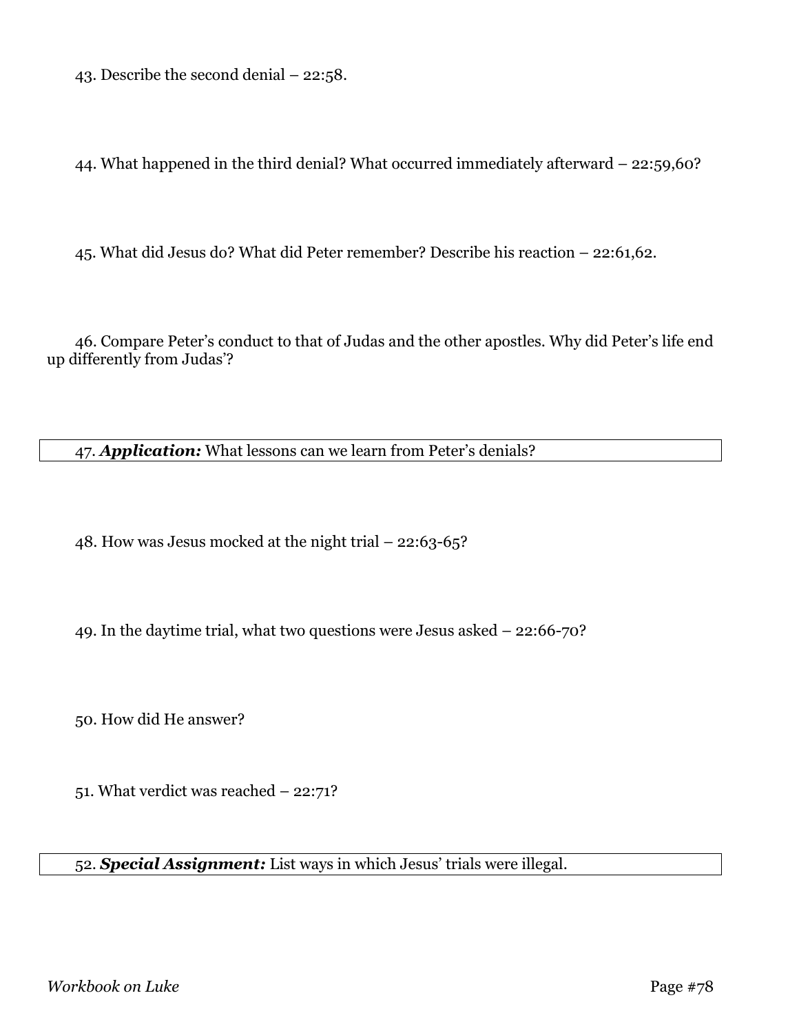43. Describe the second denial – 22:58.

44. What happened in the third denial? What occurred immediately afterward – 22:59,60?

45. What did Jesus do? What did Peter remember? Describe his reaction – 22:61,62.

46. Compare Peter's conduct to that of Judas and the other apostles. Why did Peter's life end up differently from Judas'?

47. ***Application:*** What lessons can we learn from Peter's denials?

48. How was Jesus mocked at the night trial – 22:63-65?

49. In the daytime trial, what two questions were Jesus asked – 22:66-70?

50. How did He answer?

51. What verdict was reached – 22:71?

52. ***Special Assignment:*** List ways in which Jesus' trials were illegal.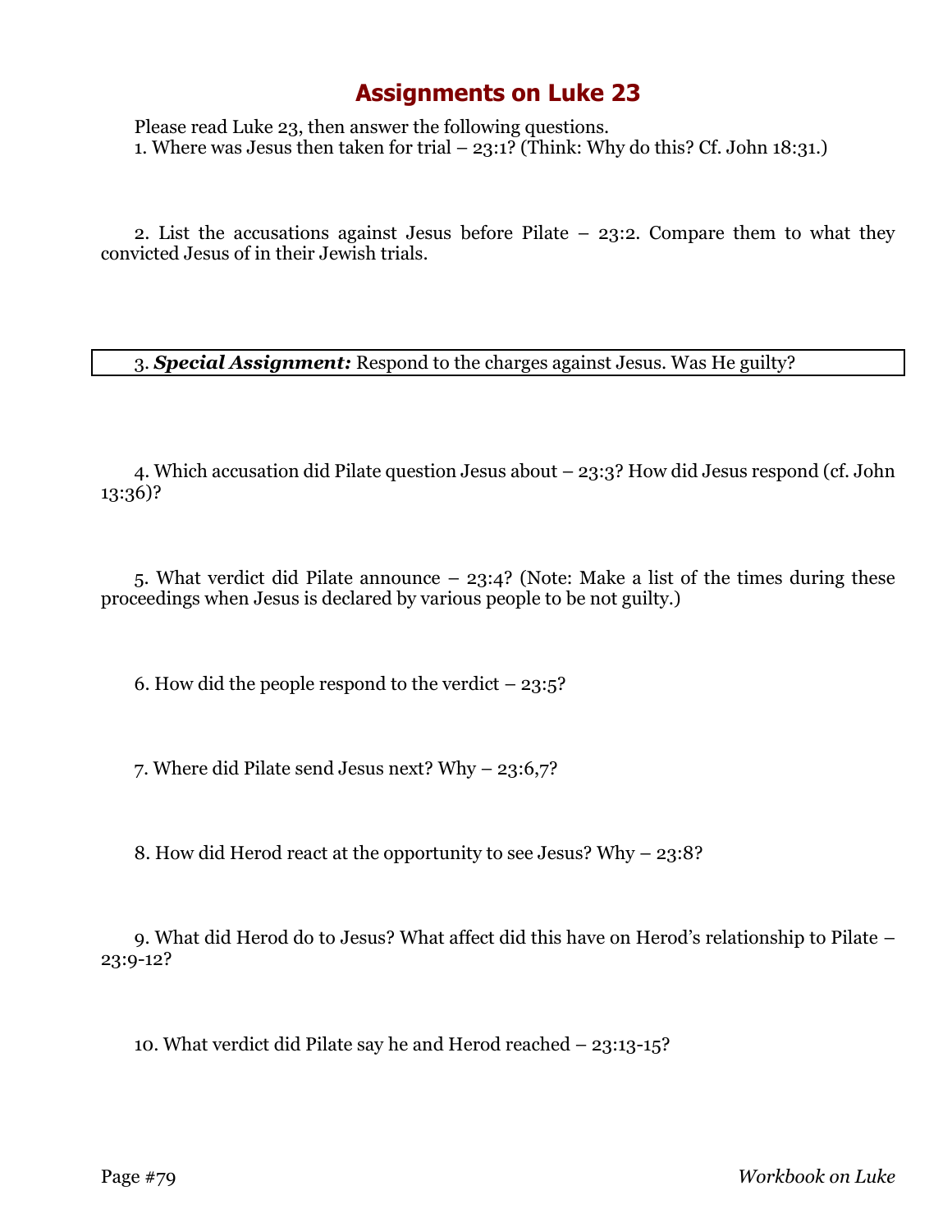# Assignments on Luke 23

Please read Luke 23, then answer the following questions.

1. Where was Jesus then taken for trial – 23:1? (Think: Why do this? Cf. John 18:31.)

2. List the accusations against Jesus before Pilate – 23:2. Compare them to what they convicted Jesus of in their Jewish trials.

3. ***Special Assignment:*** Respond to the charges against Jesus. Was He guilty?

4. Which accusation did Pilate question Jesus about – 23:3? How did Jesus respond (cf. John 13:36)?

5. What verdict did Pilate announce – 23:4? (Note: Make a list of the times during these proceedings when Jesus is declared by various people to be not guilty.)

6. How did the people respond to the verdict – 23:5?

7. Where did Pilate send Jesus next? Why – 23:6,7?

8. How did Herod react at the opportunity to see Jesus? Why – 23:8?

9. What did Herod do to Jesus? What affect did this have on Herod's relationship to Pilate – 23:9-12?

10. What verdict did Pilate say he and Herod reached – 23:13-15?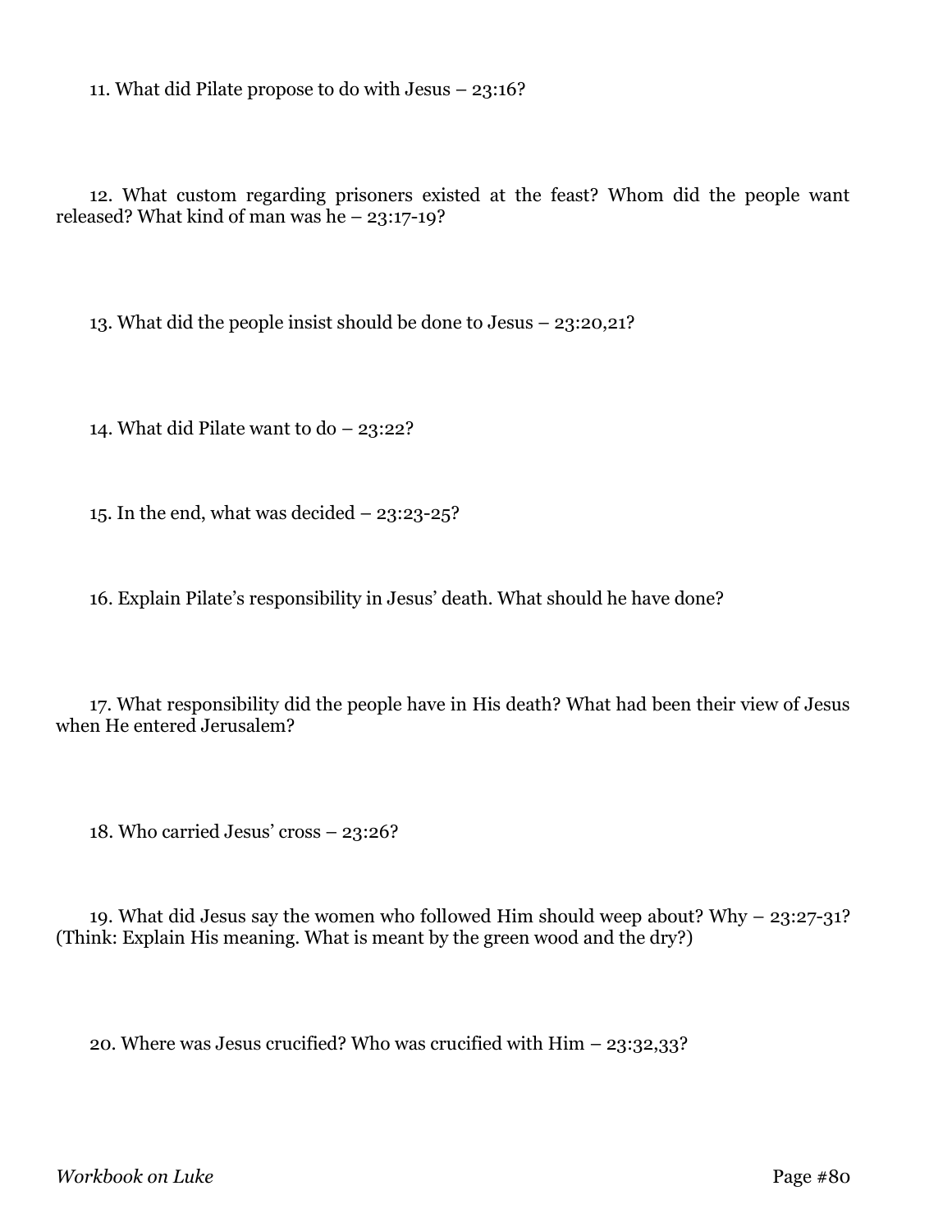11. What did Pilate propose to do with Jesus – 23:16?

12. What custom regarding prisoners existed at the feast? Whom did the people want released? What kind of man was he – 23:17-19?

13. What did the people insist should be done to Jesus – 23:20,21?

14. What did Pilate want to do – 23:22?

15. In the end, what was decided – 23:23-25?

16. Explain Pilate's responsibility in Jesus' death. What should he have done?

17. What responsibility did the people have in His death? What had been their view of Jesus when He entered Jerusalem?

18. Who carried Jesus' cross – 23:26?

19. What did Jesus say the women who followed Him should weep about? Why – 23:27-31? (Think: Explain His meaning. What is meant by the green wood and the dry?)

20. Where was Jesus crucified? Who was crucified with Him – 23:32,33?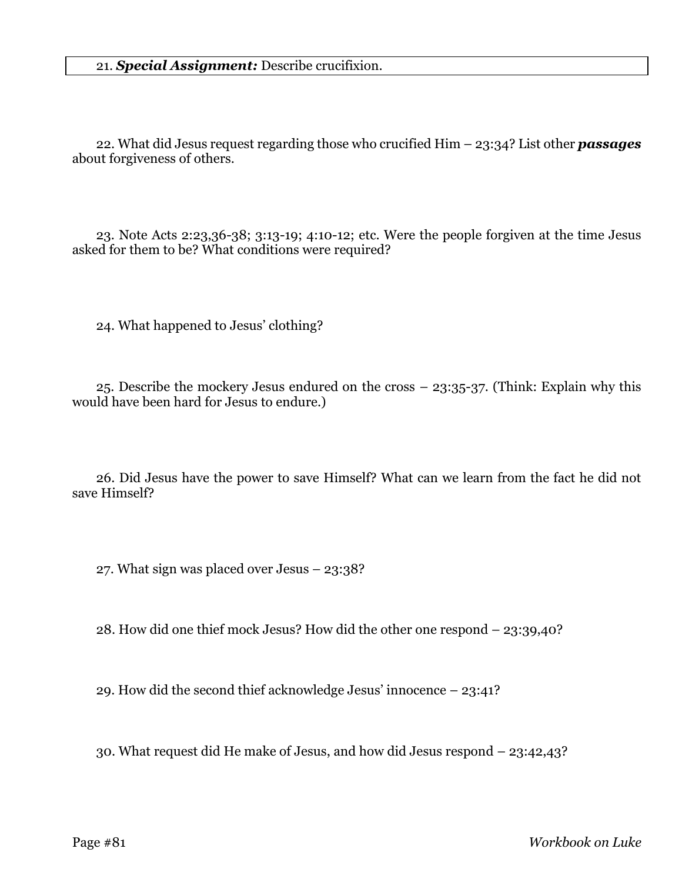21. ***Special Assignment:*** Describe crucifixion.

22. What did Jesus request regarding those who crucified Him – 23:34? List other ***passages*** about forgiveness of others.

23. Note Acts 2:23,36-38; 3:13-19; 4:10-12; etc. Were the people forgiven at the time Jesus asked for them to be? What conditions were required?

24. What happened to Jesus' clothing?

25. Describe the mockery Jesus endured on the cross – 23:35-37. (Think: Explain why this would have been hard for Jesus to endure.)

26. Did Jesus have the power to save Himself? What can we learn from the fact he did not save Himself?

27. What sign was placed over Jesus – 23:38?

28. How did one thief mock Jesus? How did the other one respond – 23:39,40?

29. How did the second thief acknowledge Jesus' innocence – 23:41?

30. What request did He make of Jesus, and how did Jesus respond – 23:42,43?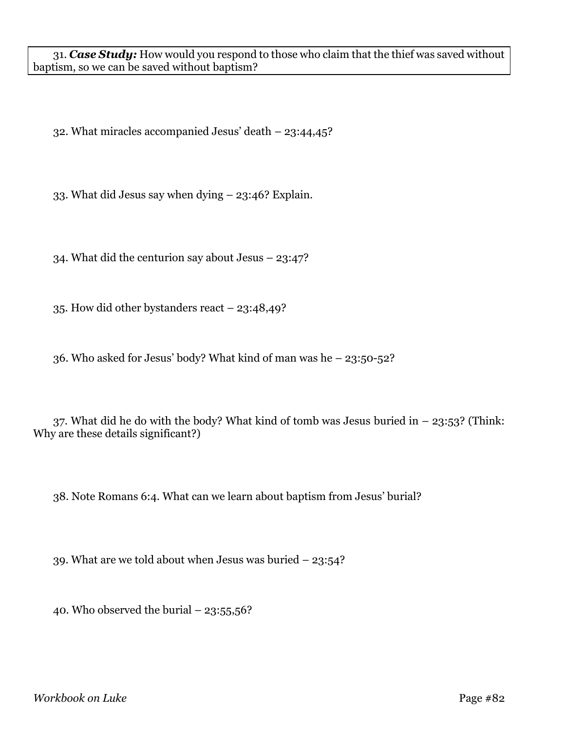31. ***Case Study:*** How would you respond to those who claim that the thief was saved without baptism, so we can be saved without baptism?

32. What miracles accompanied Jesus' death – 23:44,45?

33. What did Jesus say when dying – 23:46? Explain.

34. What did the centurion say about Jesus – 23:47?

35. How did other bystanders react – 23:48,49?

36. Who asked for Jesus' body? What kind of man was he – 23:50-52?

37. What did he do with the body? What kind of tomb was Jesus buried in – 23:53? (Think: Why are these details significant?)

38. Note Romans 6:4. What can we learn about baptism from Jesus' burial?

39. What are we told about when Jesus was buried – 23:54?

40. Who observed the burial – 23:55,56?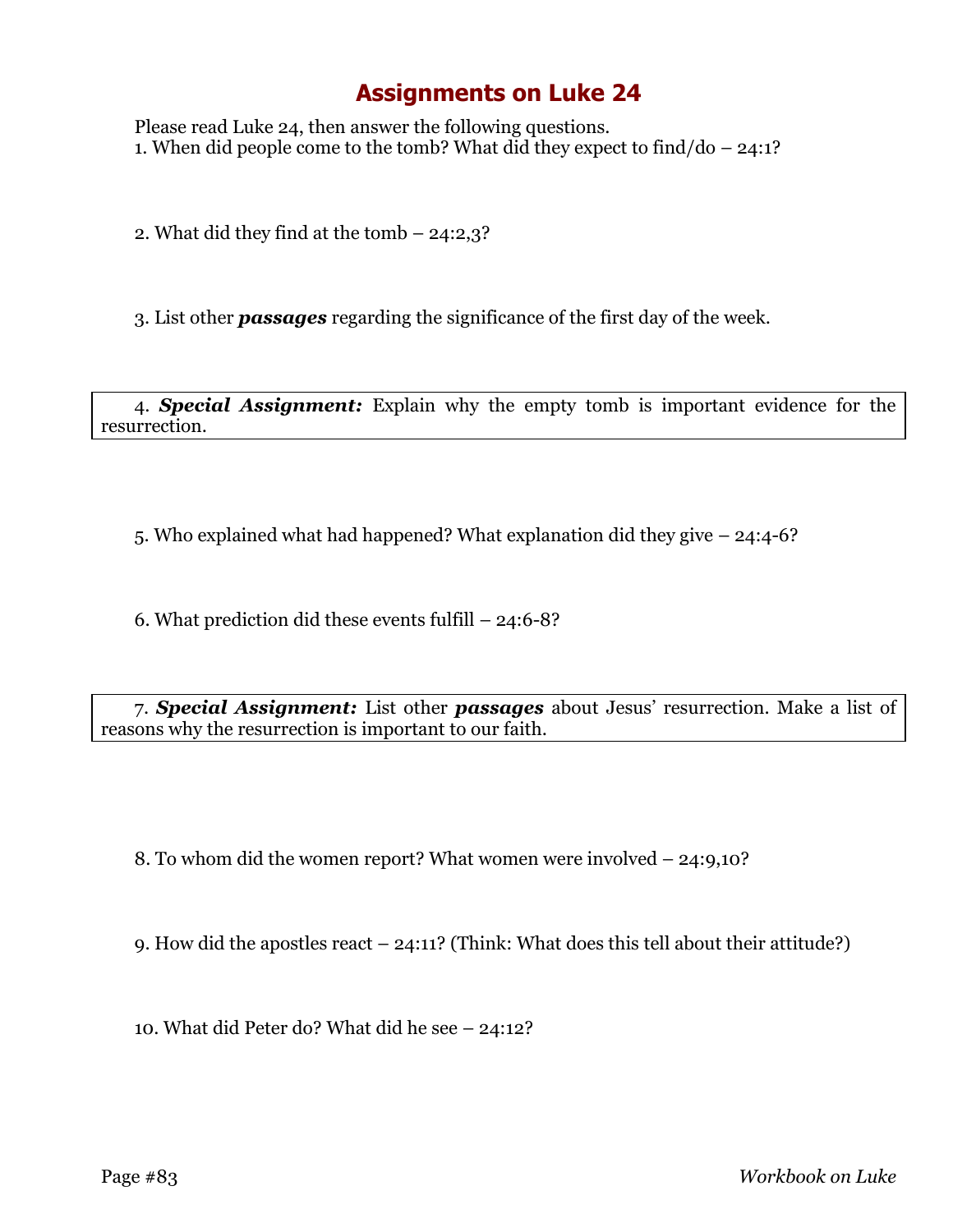# Assignments on Luke 24

Please read Luke 24, then answer the following questions.

1. When did people come to the tomb? What did they expect to find/do – 24:1?

2. What did they find at the tomb – 24:2,3?

3. List other ***passages*** regarding the significance of the first day of the week.

4. ***Special Assignment:*** Explain why the empty tomb is important evidence for the resurrection.

5. Who explained what had happened? What explanation did they give – 24:4-6?

6. What prediction did these events fulfill – 24:6-8?

7. ***Special Assignment:*** List other ***passages*** about Jesus' resurrection. Make a list of reasons why the resurrection is important to our faith.

8. To whom did the women report? What women were involved – 24:9,10?

9. How did the apostles react – 24:11? (Think: What does this tell about their attitude?)

10. What did Peter do? What did he see – 24:12?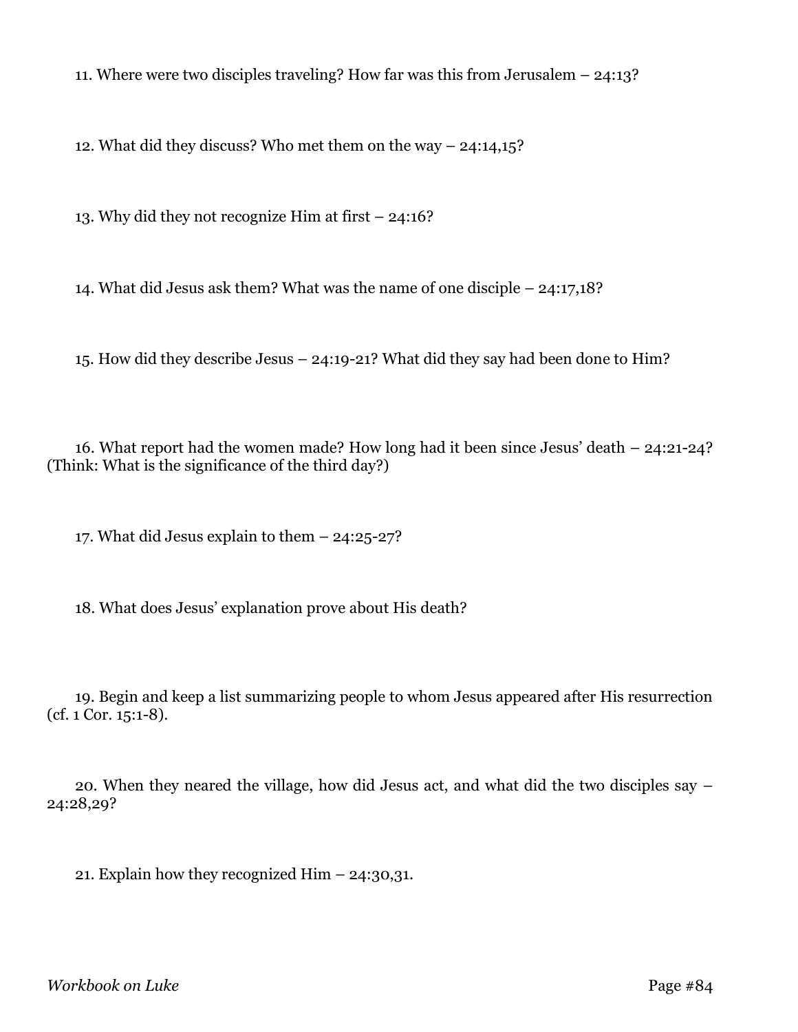11. Where were two disciples traveling? How far was this from Jerusalem – 24:13?

12. What did they discuss? Who met them on the way – 24:14,15?

13. Why did they not recognize Him at first – 24:16?

14. What did Jesus ask them? What was the name of one disciple – 24:17,18?

15. How did they describe Jesus – 24:19-21? What did they say had been done to Him?

16. What report had the women made? How long had it been since Jesus' death – 24:21-24? (Think: What is the significance of the third day?)

17. What did Jesus explain to them – 24:25-27?

18. What does Jesus' explanation prove about His death?

19. Begin and keep a list summarizing people to whom Jesus appeared after His resurrection (cf. 1 Cor. 15:1-8).

20. When they neared the village, how did Jesus act, and what did the two disciples say – 24:28,29?

21. Explain how they recognized Him – 24:30,31.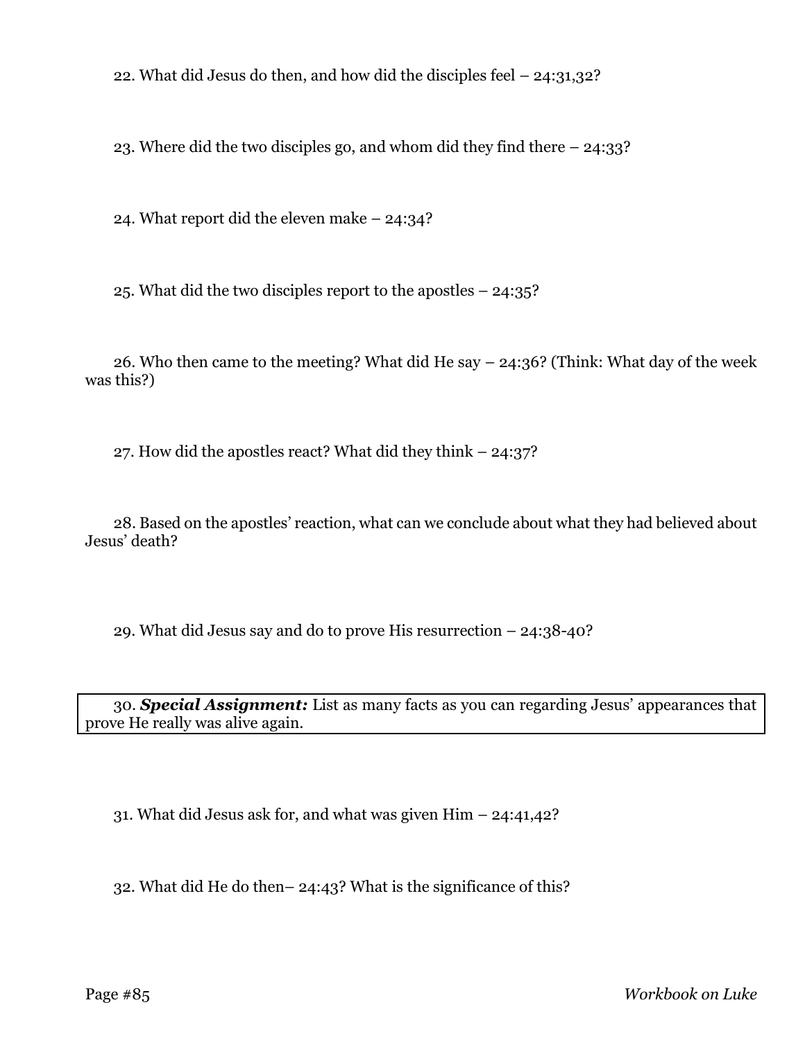22. What did Jesus do then, and how did the disciples feel – 24:31,32?

23. Where did the two disciples go, and whom did they find there – 24:33?

24. What report did the eleven make – 24:34?

25. What did the two disciples report to the apostles – 24:35?

26. Who then came to the meeting? What did He say – 24:36? (Think: What day of the week was this?)

27. How did the apostles react? What did they think – 24:37?

28. Based on the apostles' reaction, what can we conclude about what they had believed about Jesus' death?

29. What did Jesus say and do to prove His resurrection – 24:38-40?

30. ***Special Assignment:*** List as many facts as you can regarding Jesus' appearances that prove He really was alive again.

31. What did Jesus ask for, and what was given Him – 24:41,42?

32. What did He do then– 24:43? What is the significance of this?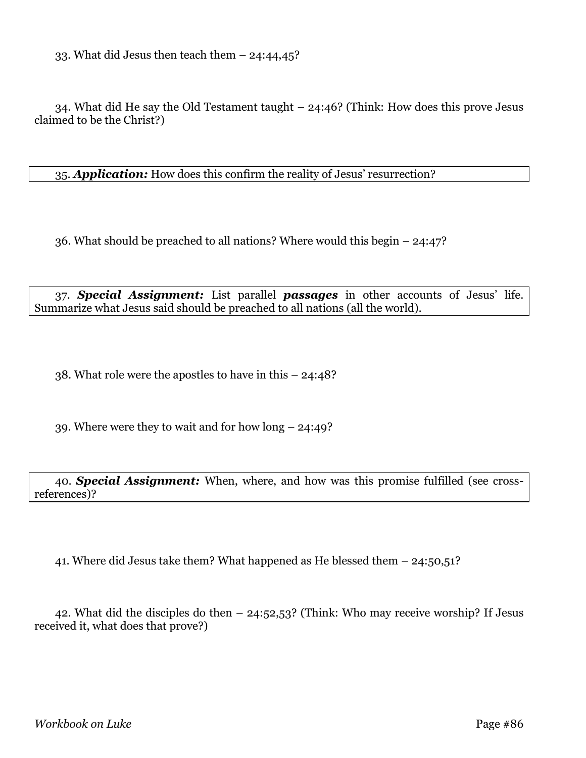33. What did Jesus then teach them – 24:44,45?

34. What did He say the Old Testament taught – 24:46? (Think: How does this prove Jesus claimed to be the Christ?)

35. ***Application:*** How does this confirm the reality of Jesus' resurrection?

36. What should be preached to all nations? Where would this begin – 24:47?

37. ***Special Assignment:*** List parallel ***passages*** in other accounts of Jesus' life. Summarize what Jesus said should be preached to all nations (all the world).

38. What role were the apostles to have in this – 24:48?

39. Where were they to wait and for how long – 24:49?

40. ***Special Assignment:*** When, where, and how was this promise fulfilled (see cross-references)?

41. Where did Jesus take them? What happened as He blessed them – 24:50,51?

42. What did the disciples do then – 24:52,53? (Think: Who may receive worship? If Jesus received it, what does that prove?)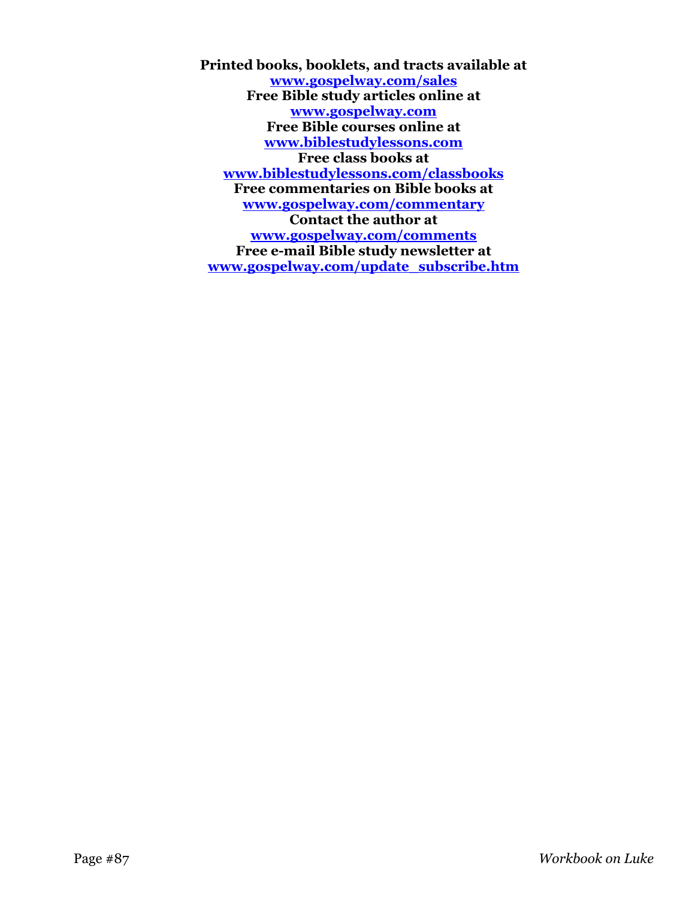**Printed books, booklets, and tracts available at**
**www.gospelway.com/sales**
**Free Bible study articles online at**
**www.gospelway.com**
**Free Bible courses online at**
**www.biblestudylessons.com**
**Free class books at**
**www.biblestudylessons.com/classbooks**
**Free commentaries on Bible books at**
**www.gospelway.com/commentary**
**Contact the author at**
**www.gospelway.com/comments**
**Free e-mail Bible study newsletter at**
**www.gospelway.com/update_subscribe.htm**